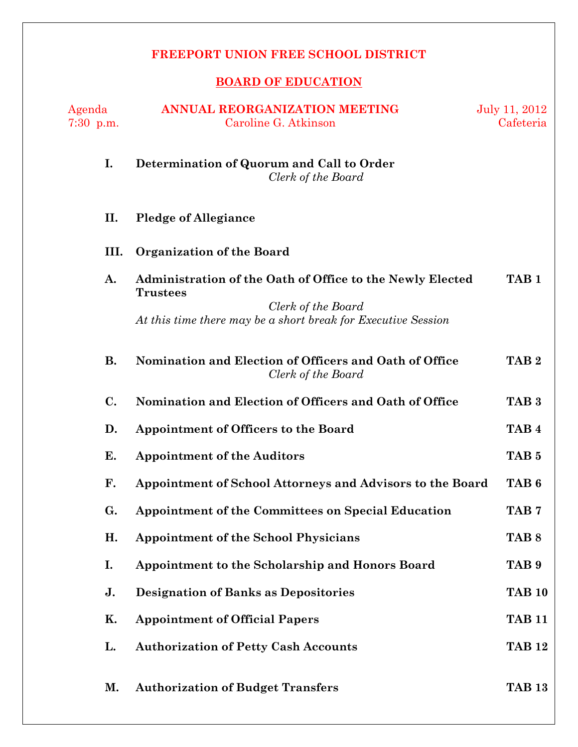# FREEPORT UNION FREE SCHOOL DISTRICT

## BOARD OF EDUCATION

Agenda
7:30 p.m.

**ANNUAL REORGANIZATION MEETING**
Caroline G. Atkinson

July 11, 2012
Cafeteria

**I. Determination of Quorum and Call to Order**
*Clerk of the Board*

**II. Pledge of Allegiance**

**III. Organization of the Board**

**A. Administration of the Oath of Office to the Newly Elected Trustees** — **TAB 1**
*Clerk of the Board*
*At this time there may be a short break for Executive Session*

**B. Nomination and Election of Officers and Oath of Office** — **TAB 2**
*Clerk of the Board*

**C. Nomination and Election of Officers and Oath of Office** — **TAB 3**

**D. Appointment of Officers to the Board** — **TAB 4**

**E. Appointment of the Auditors** — **TAB 5**

**F. Appointment of School Attorneys and Advisors to the Board** — **TAB 6**

**G. Appointment of the Committees on Special Education** — **TAB 7**

**H. Appointment of the School Physicians** — **TAB 8**

**I. Appointment to the Scholarship and Honors Board** — **TAB 9**

**J. Designation of Banks as Depositories** — **TAB 10**

**K. Appointment of Official Papers** — **TAB 11**

**L. Authorization of Petty Cash Accounts** — **TAB 12**

**M. Authorization of Budget Transfers** — **TAB 13**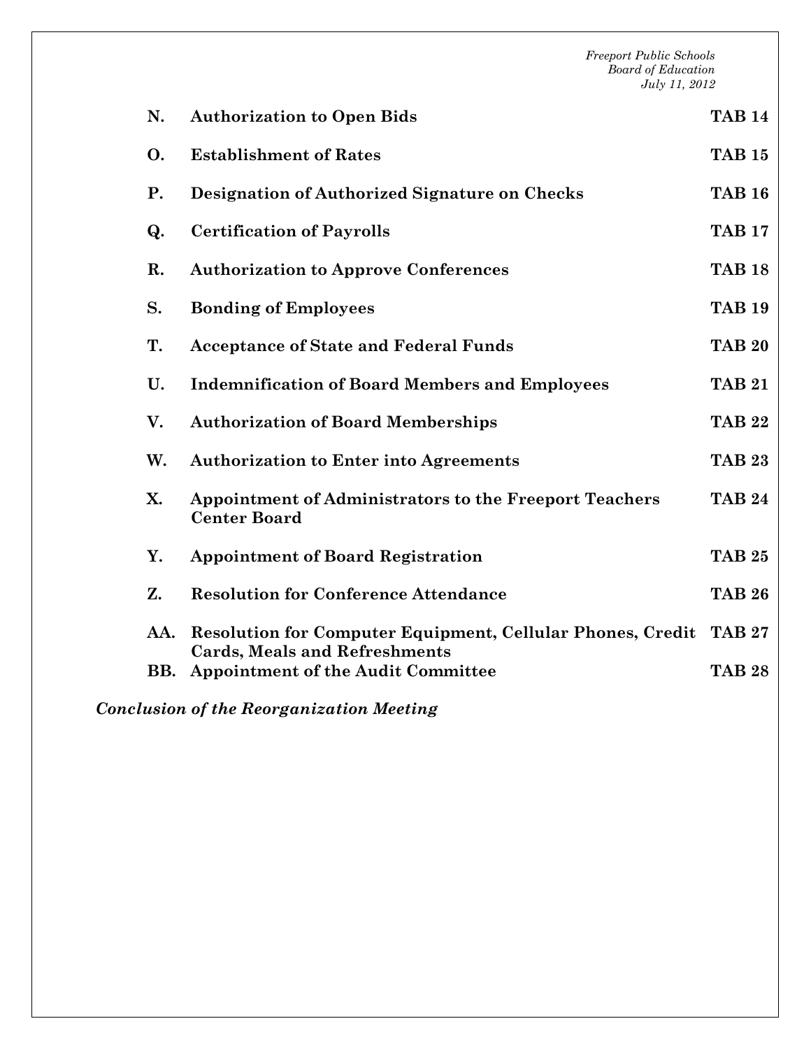| | | |
|---|---|---|
| **N.** | **Authorization to Open Bids** | **TAB 14** |
| **O.** | **Establishment of Rates** | **TAB 15** |
| **P.** | **Designation of Authorized Signature on Checks** | **TAB 16** |
| **Q.** | **Certification of Payrolls** | **TAB 17** |
| **R.** | **Authorization to Approve Conferences** | **TAB 18** |
| **S.** | **Bonding of Employees** | **TAB 19** |
| **T.** | **Acceptance of State and Federal Funds** | **TAB 20** |
| **U.** | **Indemnification of Board Members and Employees** | **TAB 21** |
| **V.** | **Authorization of Board Memberships** | **TAB 22** |
| **W.** | **Authorization to Enter into Agreements** | **TAB 23** |
| **X.** | **Appointment of Administrators to the Freeport Teachers Center Board** | **TAB 24** |
| **Y.** | **Appointment of Board Registration** | **TAB 25** |
| **Z.** | **Resolution for Conference Attendance** | **TAB 26** |
| **AA.** | **Resolution for Computer Equipment, Cellular Phones, Credit Cards, Meals and Refreshments** | **TAB 27** |
| **BB.** | **Appointment of the Audit Committee** | **TAB 28** |

***Conclusion of the Reorganization Meeting***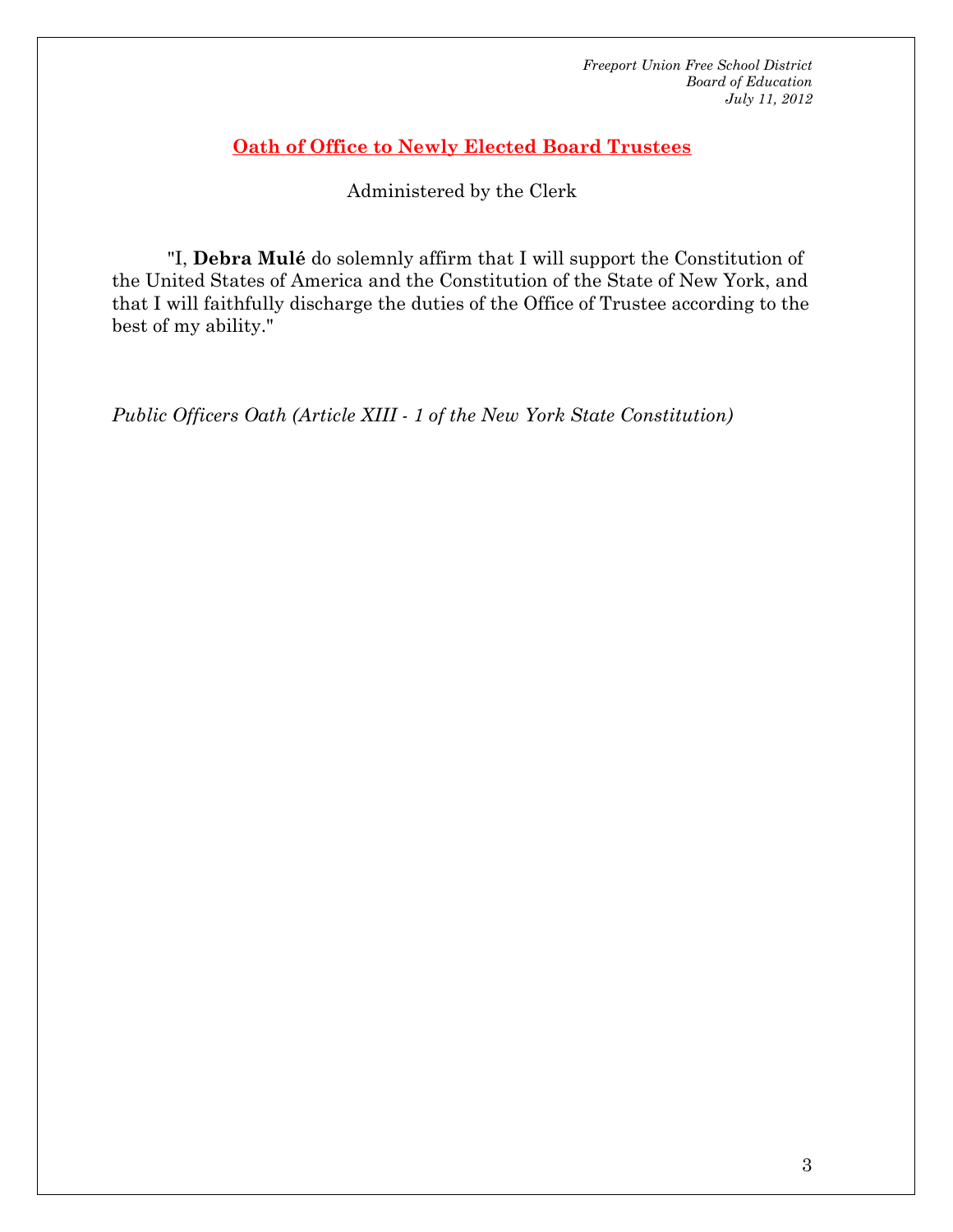## Oath of Office to Newly Elected Board Trustees

Administered by the Clerk

"I, **Debra Mulé** do solemnly affirm that I will support the Constitution of the United States of America and the Constitution of the State of New York, and that I will faithfully discharge the duties of the Office of Trustee according to the best of my ability."

*Public Officers Oath (Article XIII - 1 of the New York State Constitution)*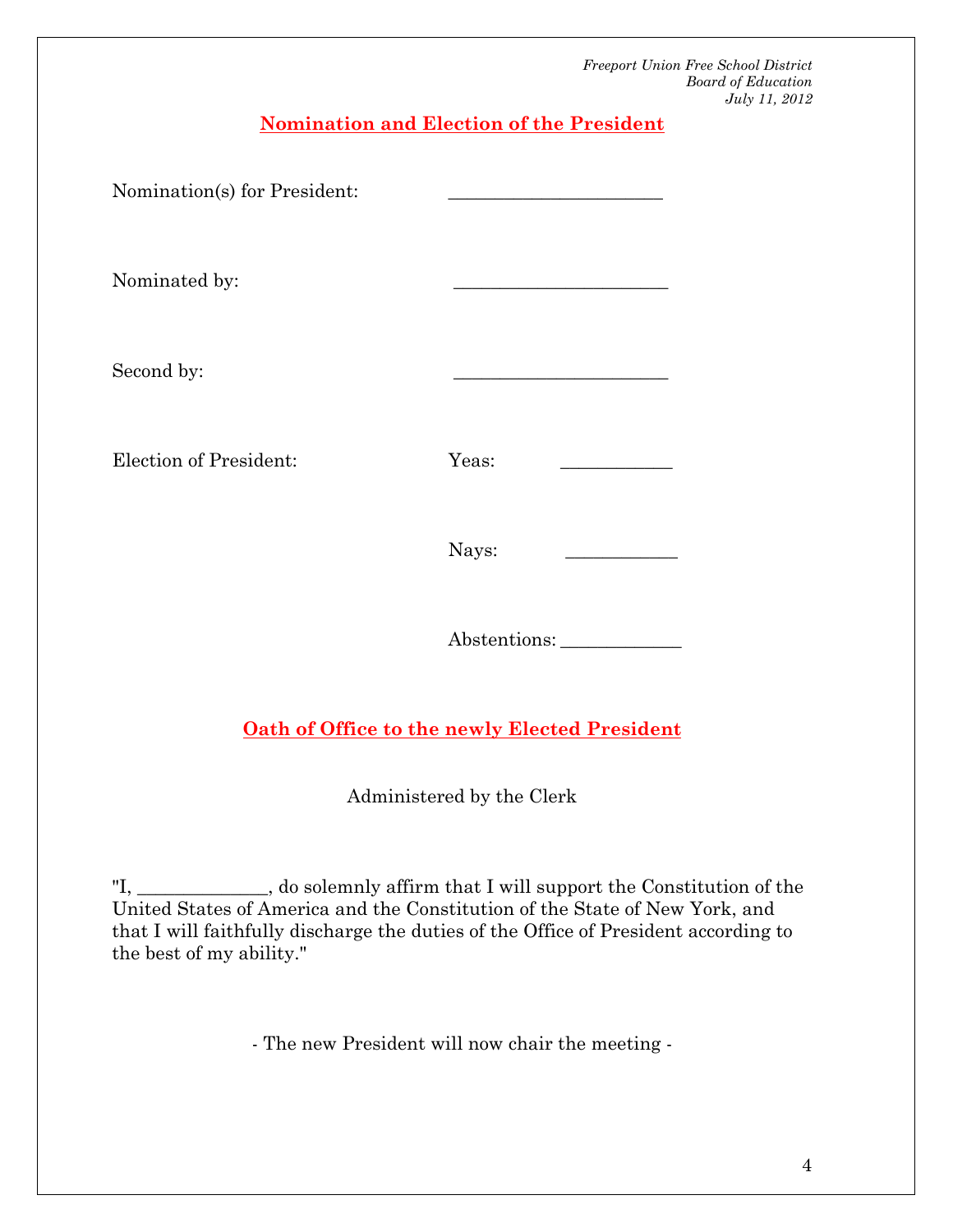*Freeport Union Free School District*
*Board of Education*
*July 11, 2012*

## Nomination and Election of the President

Nomination(s) for President: ______________________

Nominated by: ______________________

Second by: ______________________

Election of President: Yeas: ___________

Nays: ___________

Abstentions: ____________

## Oath of Office to the newly Elected President

Administered by the Clerk

"I, _____________, do solemnly affirm that I will support the Constitution of the United States of America and the Constitution of the State of New York, and that I will faithfully discharge the duties of the Office of President according to the best of my ability."

- The new President will now chair the meeting -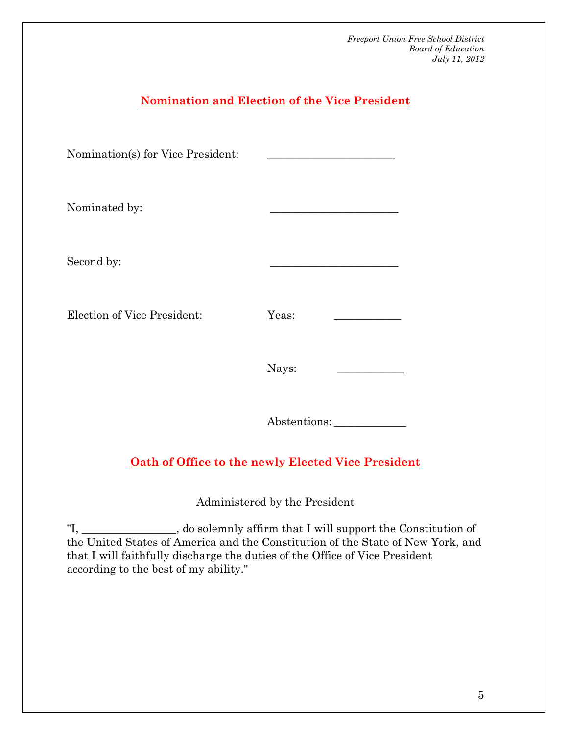*Freeport Union Free School District*
*Board of Education*
*July 11, 2012*

## Nomination and Election of the Vice President

Nomination(s) for Vice President: ______________________

Nominated by: ______________________

Second by: ______________________

Election of Vice President: Yeas: ___________

Nays: ___________

Abstentions: ____________

## Oath of Office to the newly Elected Vice President

Administered by the President

"I, ________________, do solemnly affirm that I will support the Constitution of the United States of America and the Constitution of the State of New York, and that I will faithfully discharge the duties of the Office of Vice President according to the best of my ability."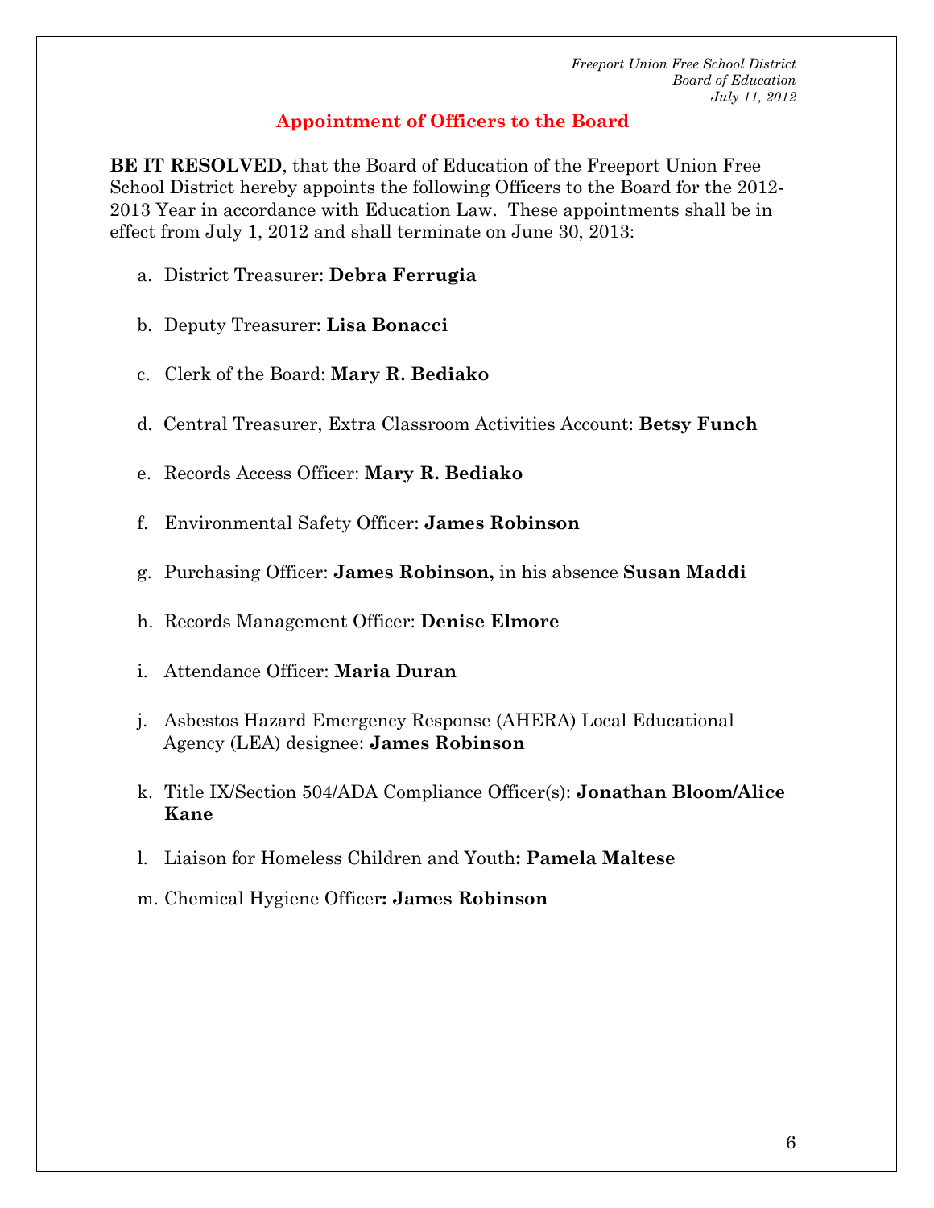*Freeport Union Free School District*
*Board of Education*
*July 11, 2012*

## Appointment of Officers to the Board

**BE IT RESOLVED**, that the Board of Education of the Freeport Union Free School District hereby appoints the following Officers to the Board for the 2012-2013 Year in accordance with Education Law. These appointments shall be in effect from July 1, 2012 and shall terminate on June 30, 2013:

a. District Treasurer: **Debra Ferrugia**

b. Deputy Treasurer: **Lisa Bonacci**

c. Clerk of the Board: **Mary R. Bediako**

d. Central Treasurer, Extra Classroom Activities Account: **Betsy Funch**

e. Records Access Officer: **Mary R. Bediako**

f. Environmental Safety Officer: **James Robinson**

g. Purchasing Officer: **James Robinson,** in his absence **Susan Maddi**

h. Records Management Officer: **Denise Elmore**

i. Attendance Officer: **Maria Duran**

j. Asbestos Hazard Emergency Response (AHERA) Local Educational Agency (LEA) designee: **James Robinson**

k. Title IX/Section 504/ADA Compliance Officer(s): **Jonathan Bloom/Alice Kane**

l. Liaison for Homeless Children and Youth**: Pamela Maltese**

m. Chemical Hygiene Officer**: James Robinson**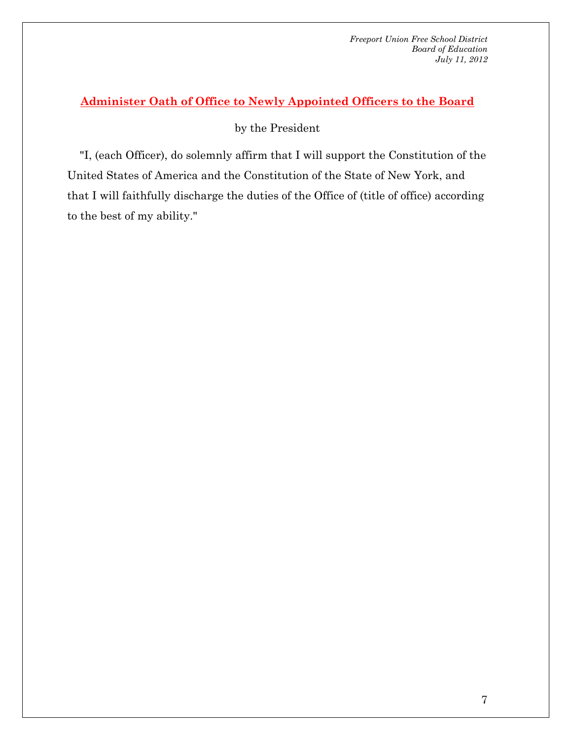## Administer Oath of Office to Newly Appointed Officers to the Board

by the President

"I, (each Officer), do solemnly affirm that I will support the Constitution of the United States of America and the Constitution of the State of New York, and that I will faithfully discharge the duties of the Office of (title of office) according to the best of my ability."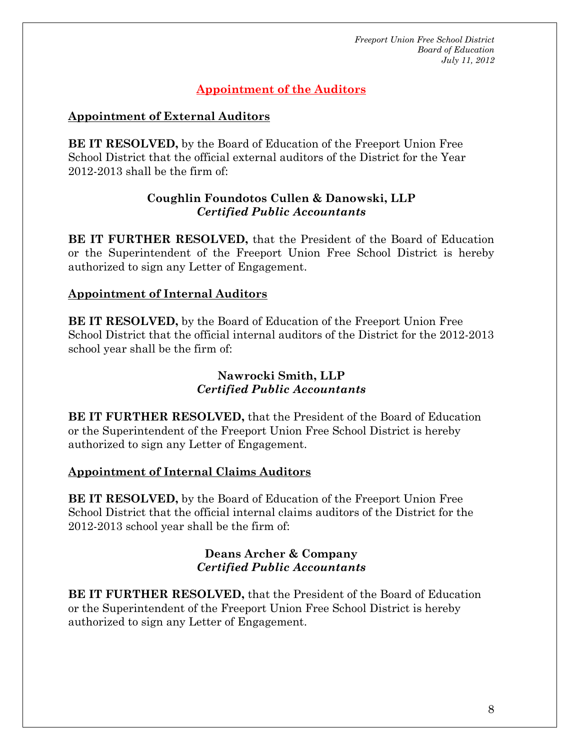## Appointment of the Auditors

### Appointment of External Auditors

**BE IT RESOLVED,** by the Board of Education of the Freeport Union Free School District that the official external auditors of the District for the Year 2012-2013 shall be the firm of:

**Coughlin Foundotos Cullen & Danowski, LLP**
***Certified Public Accountants***

**BE IT FURTHER RESOLVED,** that the President of the Board of Education or the Superintendent of the Freeport Union Free School District is hereby authorized to sign any Letter of Engagement.

### Appointment of Internal Auditors

**BE IT RESOLVED,** by the Board of Education of the Freeport Union Free School District that the official internal auditors of the District for the 2012-2013 school year shall be the firm of:

**Nawrocki Smith, LLP**
***Certified Public Accountants***

**BE IT FURTHER RESOLVED,** that the President of the Board of Education or the Superintendent of the Freeport Union Free School District is hereby authorized to sign any Letter of Engagement.

### Appointment of Internal Claims Auditors

**BE IT RESOLVED,** by the Board of Education of the Freeport Union Free School District that the official internal claims auditors of the District for the 2012-2013 school year shall be the firm of:

**Deans Archer & Company**
***Certified Public Accountants***

**BE IT FURTHER RESOLVED,** that the President of the Board of Education or the Superintendent of the Freeport Union Free School District is hereby authorized to sign any Letter of Engagement.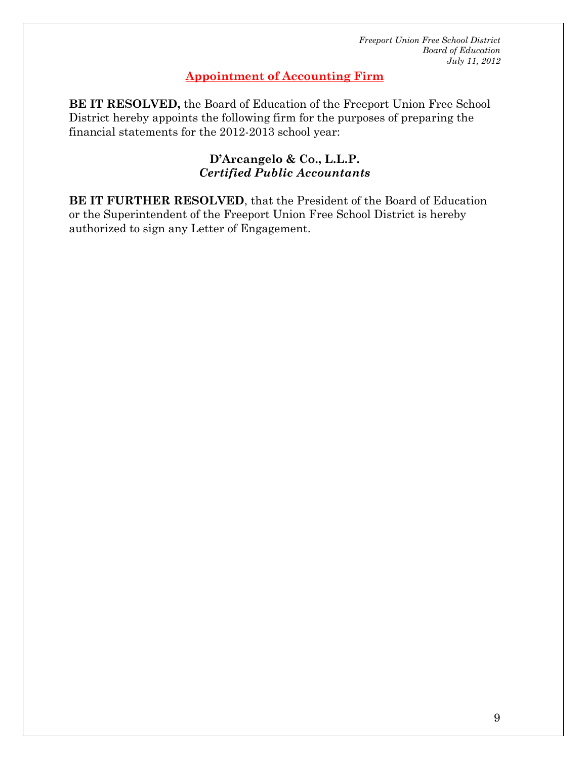## Appointment of Accounting Firm

**BE IT RESOLVED,** the Board of Education of the Freeport Union Free School District hereby appoints the following firm for the purposes of preparing the financial statements for the 2012-2013 school year:

**D'Arcangelo & Co., L.L.P.**
***Certified Public Accountants***

**BE IT FURTHER RESOLVED**, that the President of the Board of Education or the Superintendent of the Freeport Union Free School District is hereby authorized to sign any Letter of Engagement.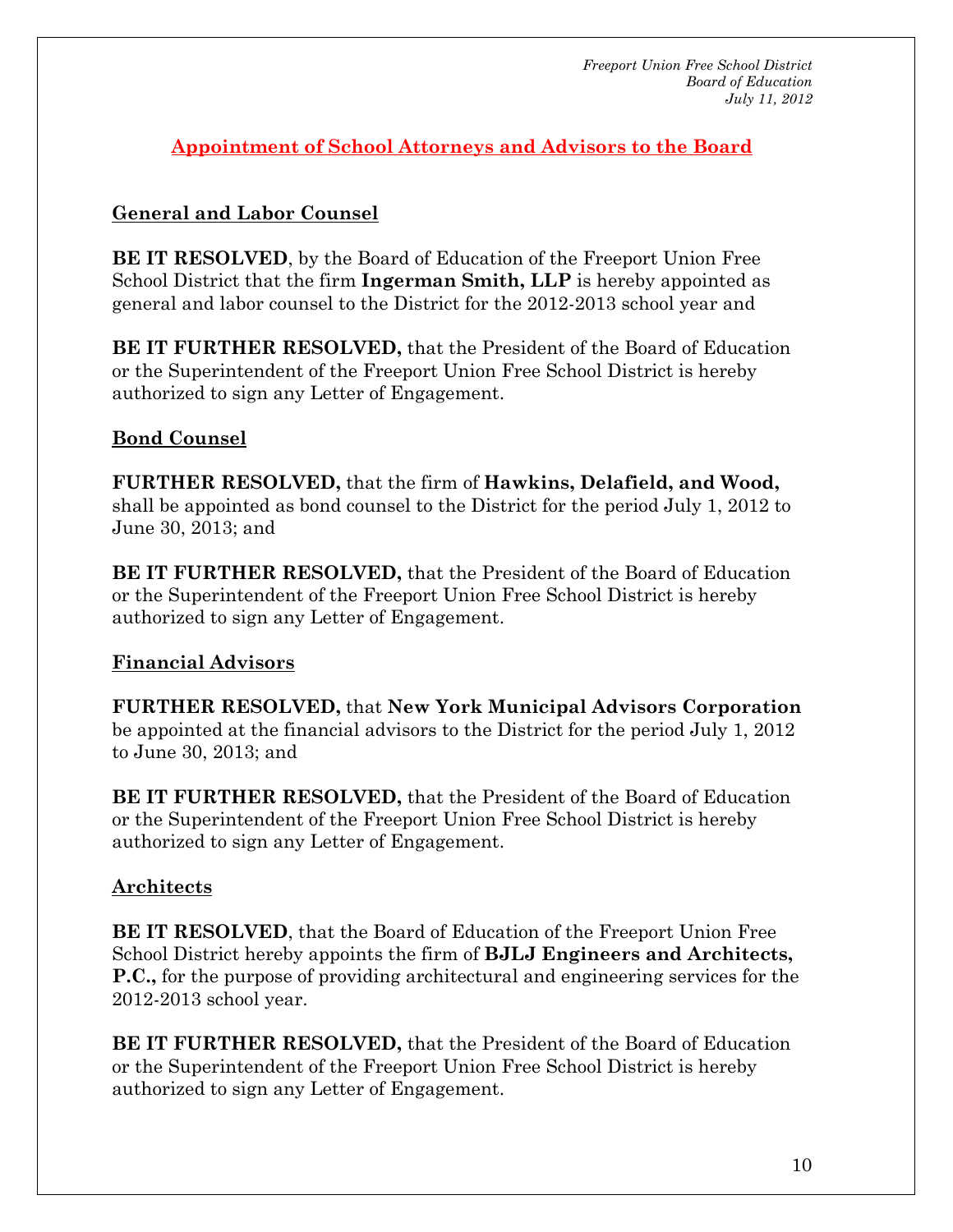## Appointment of School Attorneys and Advisors to the Board

### General and Labor Counsel

**BE IT RESOLVED**, by the Board of Education of the Freeport Union Free School District that the firm **Ingerman Smith, LLP** is hereby appointed as general and labor counsel to the District for the 2012-2013 school year and

**BE IT FURTHER RESOLVED,** that the President of the Board of Education or the Superintendent of the Freeport Union Free School District is hereby authorized to sign any Letter of Engagement.

### Bond Counsel

**FURTHER RESOLVED,** that the firm of **Hawkins, Delafield, and Wood,** shall be appointed as bond counsel to the District for the period July 1, 2012 to June 30, 2013; and

**BE IT FURTHER RESOLVED,** that the President of the Board of Education or the Superintendent of the Freeport Union Free School District is hereby authorized to sign any Letter of Engagement.

### Financial Advisors

**FURTHER RESOLVED,** that **New York Municipal Advisors Corporation** be appointed at the financial advisors to the District for the period July 1, 2012 to June 30, 2013; and

**BE IT FURTHER RESOLVED,** that the President of the Board of Education or the Superintendent of the Freeport Union Free School District is hereby authorized to sign any Letter of Engagement.

### Architects

**BE IT RESOLVED**, that the Board of Education of the Freeport Union Free School District hereby appoints the firm of **BJLJ Engineers and Architects, P.C.,** for the purpose of providing architectural and engineering services for the 2012-2013 school year.

**BE IT FURTHER RESOLVED,** that the President of the Board of Education or the Superintendent of the Freeport Union Free School District is hereby authorized to sign any Letter of Engagement.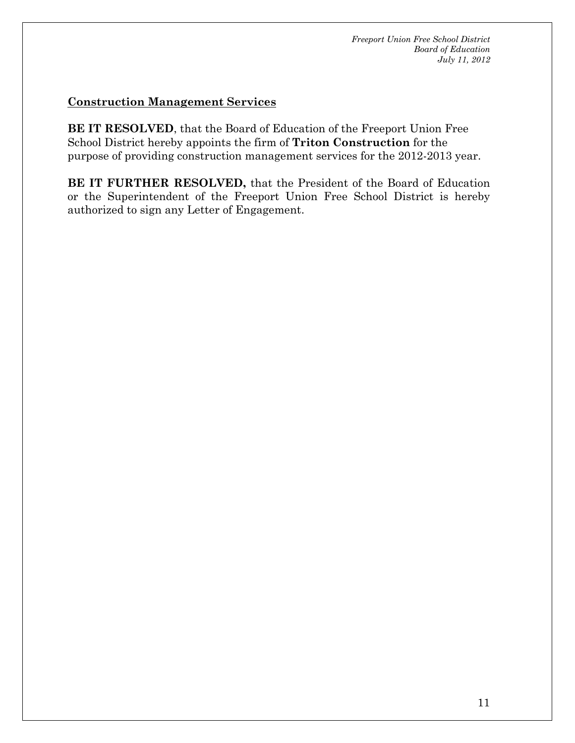## Construction Management Services

**BE IT RESOLVED**, that the Board of Education of the Freeport Union Free School District hereby appoints the firm of **Triton Construction** for the purpose of providing construction management services for the 2012-2013 year.

**BE IT FURTHER RESOLVED,** that the President of the Board of Education or the Superintendent of the Freeport Union Free School District is hereby authorized to sign any Letter of Engagement.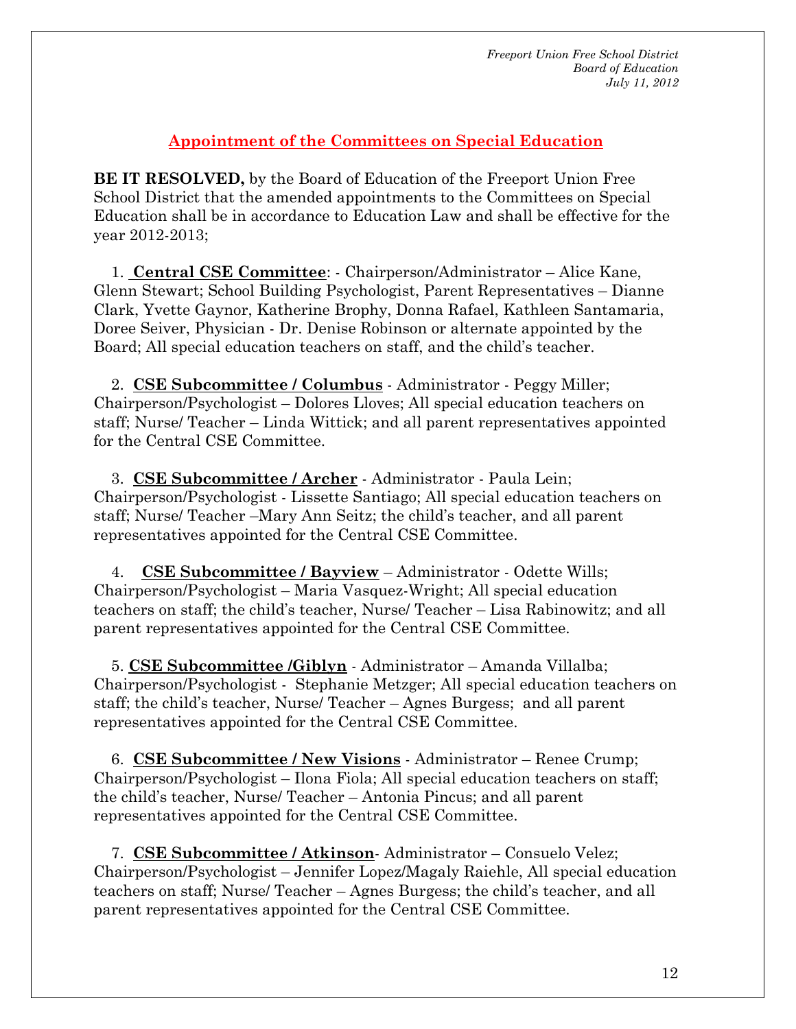## Appointment of the Committees on Special Education

**BE IT RESOLVED,** by the Board of Education of the Freeport Union Free School District that the amended appointments to the Committees on Special Education shall be in accordance to Education Law and shall be effective for the year 2012-2013;

1. **Central CSE Committee**: - Chairperson/Administrator – Alice Kane, Glenn Stewart; School Building Psychologist, Parent Representatives – Dianne Clark, Yvette Gaynor, Katherine Brophy, Donna Rafael, Kathleen Santamaria, Doree Seiver, Physician - Dr. Denise Robinson or alternate appointed by the Board; All special education teachers on staff, and the child's teacher.

2. **CSE Subcommittee / Columbus** - Administrator - Peggy Miller; Chairperson/Psychologist – Dolores Lloves; All special education teachers on staff; Nurse/ Teacher – Linda Wittick; and all parent representatives appointed for the Central CSE Committee.

3. **CSE Subcommittee / Archer** - Administrator - Paula Lein; Chairperson/Psychologist - Lissette Santiago; All special education teachers on staff; Nurse/ Teacher –Mary Ann Seitz; the child's teacher, and all parent representatives appointed for the Central CSE Committee.

4. **CSE Subcommittee / Bayview** – Administrator - Odette Wills; Chairperson/Psychologist – Maria Vasquez-Wright; All special education teachers on staff; the child's teacher, Nurse/ Teacher – Lisa Rabinowitz; and all parent representatives appointed for the Central CSE Committee.

5. **CSE Subcommittee /Giblyn** - Administrator – Amanda Villalba; Chairperson/Psychologist - Stephanie Metzger; All special education teachers on staff; the child's teacher, Nurse/ Teacher – Agnes Burgess; and all parent representatives appointed for the Central CSE Committee.

6. **CSE Subcommittee / New Visions** - Administrator – Renee Crump; Chairperson/Psychologist – Ilona Fiola; All special education teachers on staff; the child's teacher, Nurse/ Teacher – Antonia Pincus; and all parent representatives appointed for the Central CSE Committee.

7. **CSE Subcommittee / Atkinson**- Administrator – Consuelo Velez; Chairperson/Psychologist – Jennifer Lopez/Magaly Raiehle, All special education teachers on staff; Nurse/ Teacher – Agnes Burgess; the child's teacher, and all parent representatives appointed for the Central CSE Committee.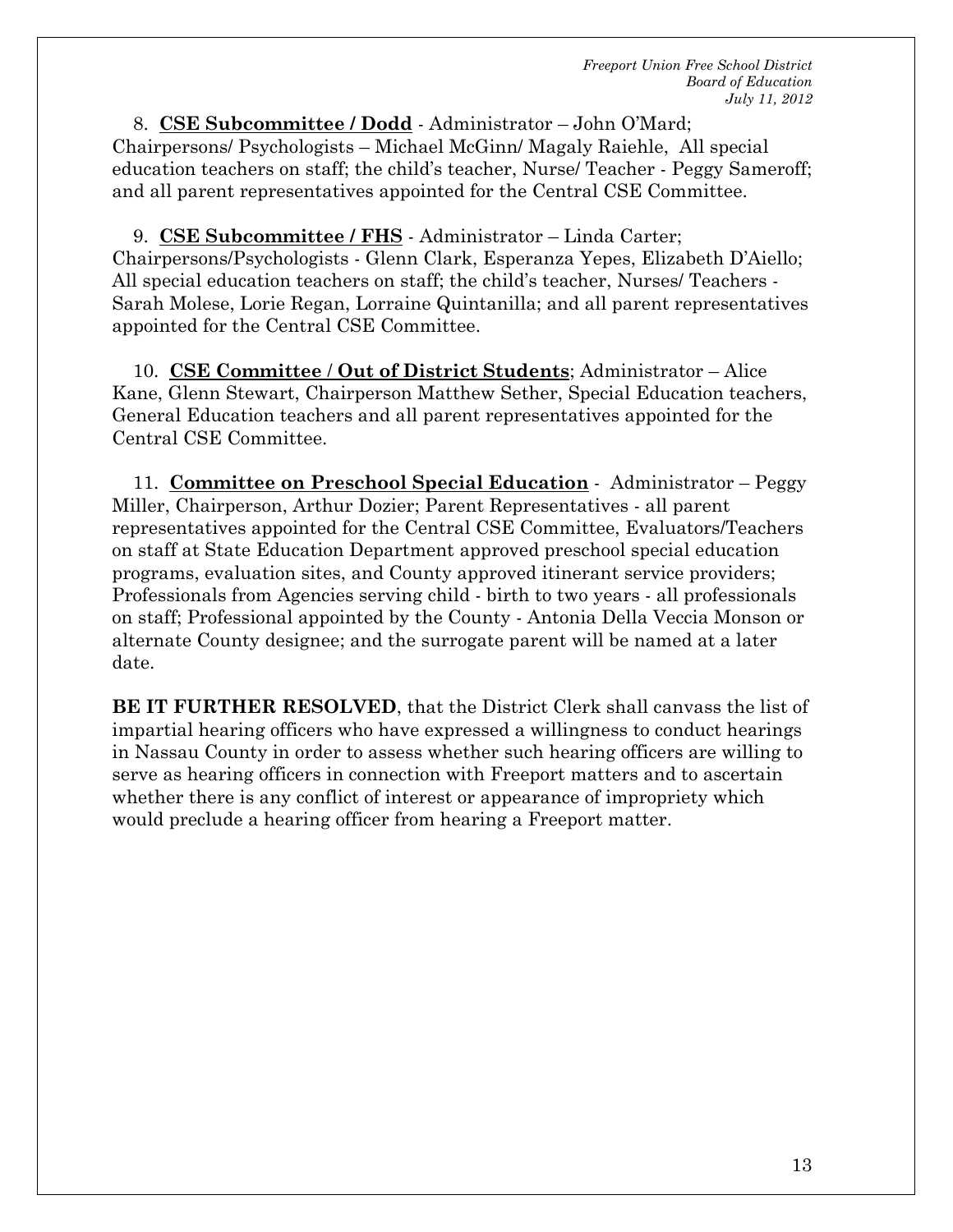8. **CSE Subcommittee / Dodd** - Administrator – John O'Mard; Chairpersons/ Psychologists – Michael McGinn/ Magaly Raiehle, All special education teachers on staff; the child's teacher, Nurse/ Teacher - Peggy Sameroff; and all parent representatives appointed for the Central CSE Committee.

9. **CSE Subcommittee / FHS** - Administrator – Linda Carter; Chairpersons/Psychologists - Glenn Clark, Esperanza Yepes, Elizabeth D'Aiello; All special education teachers on staff; the child's teacher, Nurses/ Teachers - Sarah Molese, Lorie Regan, Lorraine Quintanilla; and all parent representatives appointed for the Central CSE Committee.

10. **CSE Committee / Out of District Students**; Administrator – Alice Kane, Glenn Stewart, Chairperson Matthew Sether, Special Education teachers, General Education teachers and all parent representatives appointed for the Central CSE Committee.

11. **Committee on Preschool Special Education** - Administrator – Peggy Miller, Chairperson, Arthur Dozier; Parent Representatives - all parent representatives appointed for the Central CSE Committee, Evaluators/Teachers on staff at State Education Department approved preschool special education programs, evaluation sites, and County approved itinerant service providers; Professionals from Agencies serving child - birth to two years - all professionals on staff; Professional appointed by the County - Antonia Della Veccia Monson or alternate County designee; and the surrogate parent will be named at a later date.

**BE IT FURTHER RESOLVED**, that the District Clerk shall canvass the list of impartial hearing officers who have expressed a willingness to conduct hearings in Nassau County in order to assess whether such hearing officers are willing to serve as hearing officers in connection with Freeport matters and to ascertain whether there is any conflict of interest or appearance of impropriety which would preclude a hearing officer from hearing a Freeport matter.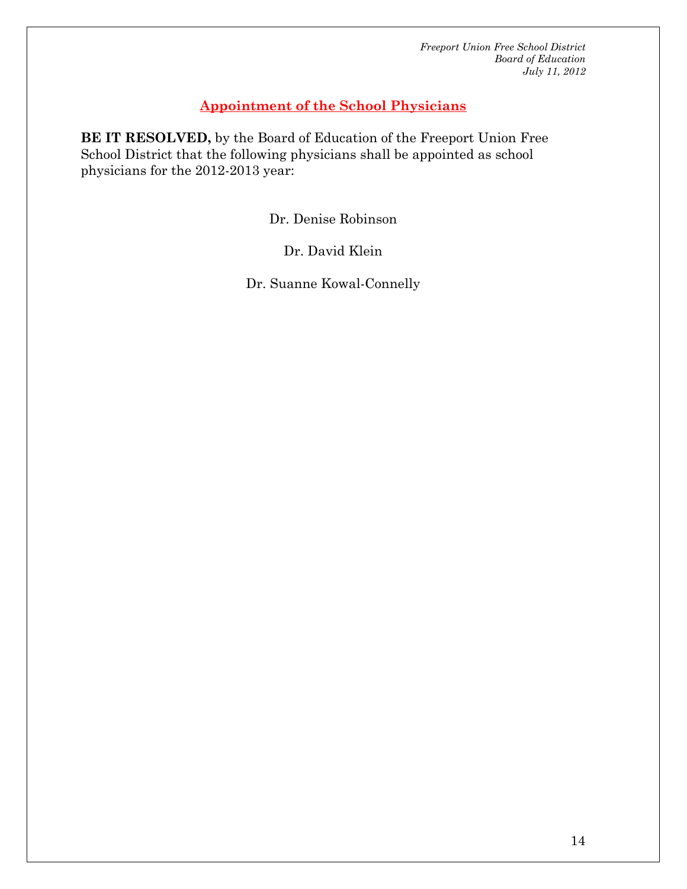*Freeport Union Free School District*
*Board of Education*
*July 11, 2012*

## Appointment of the School Physicians

**BE IT RESOLVED,** by the Board of Education of the Freeport Union Free School District that the following physicians shall be appointed as school physicians for the 2012-2013 year:

Dr. Denise Robinson

Dr. David Klein

Dr. Suanne Kowal-Connelly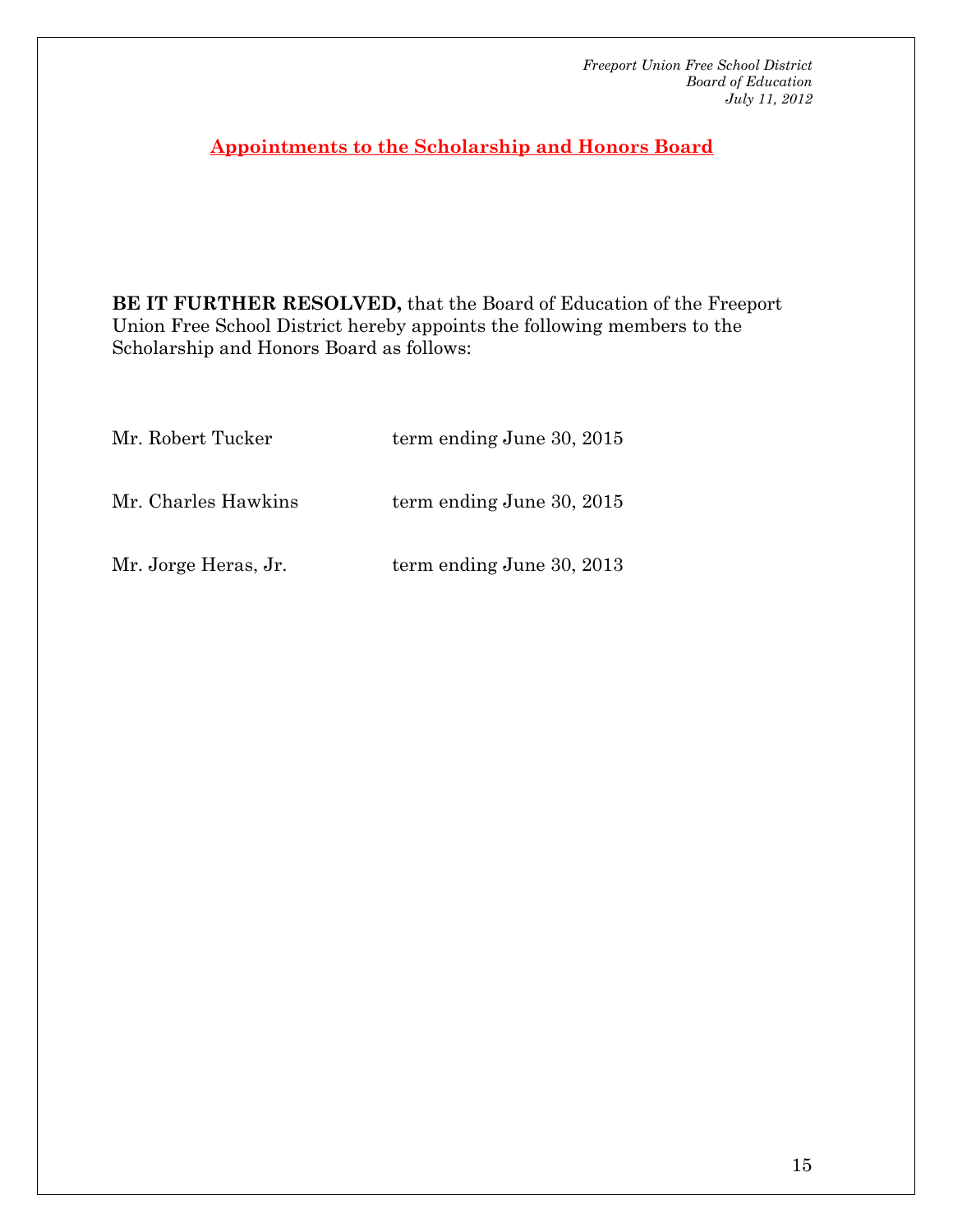## Appointments to the Scholarship and Honors Board

**BE IT FURTHER RESOLVED,** that the Board of Education of the Freeport Union Free School District hereby appoints the following members to the Scholarship and Honors Board as follows:

| | |
|---|---|
| Mr. Robert Tucker | term ending June 30, 2015 |
| Mr. Charles Hawkins | term ending June 30, 2015 |
| Mr. Jorge Heras, Jr. | term ending June 30, 2013 |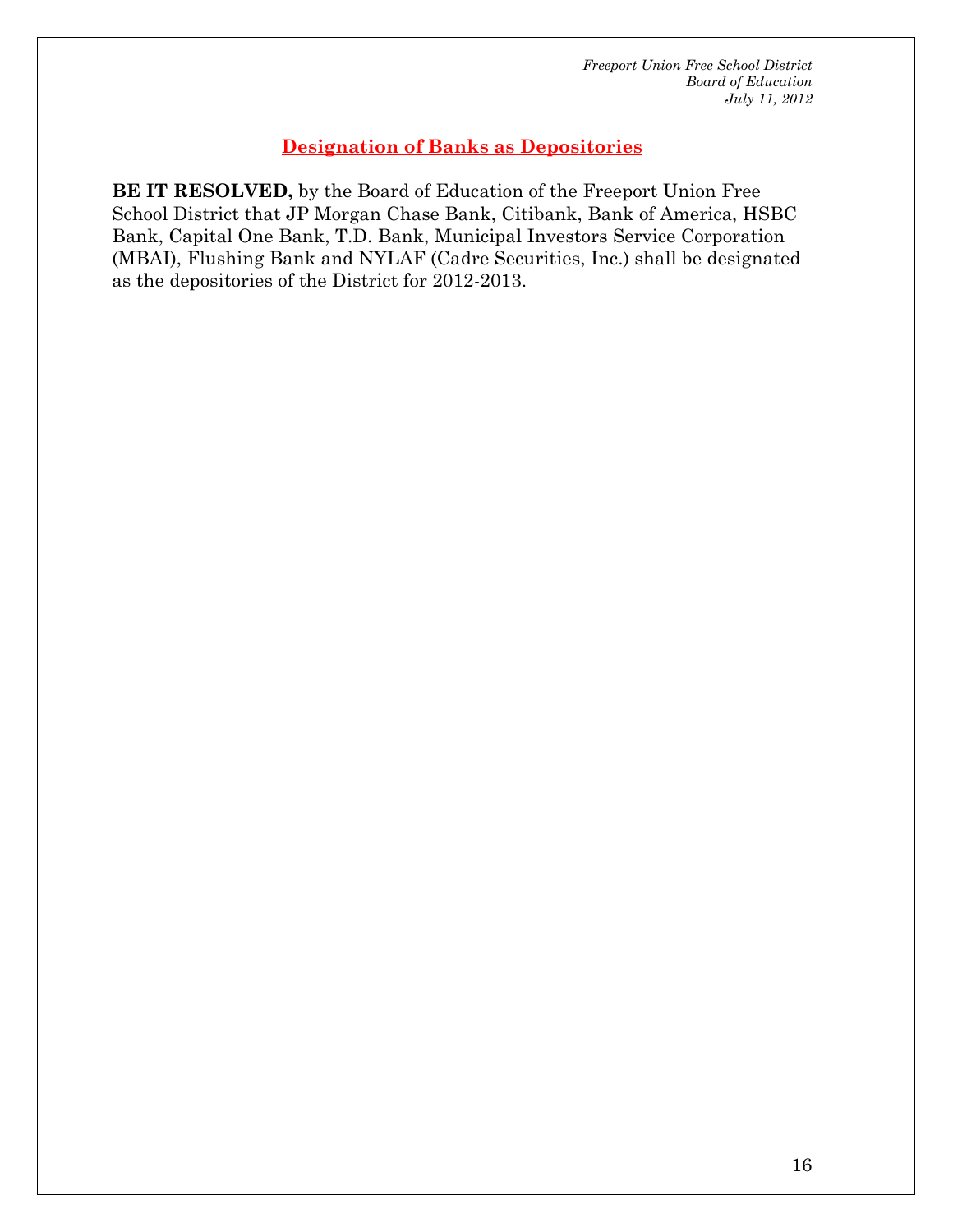## Designation of Banks as Depositories

**BE IT RESOLVED,** by the Board of Education of the Freeport Union Free School District that JP Morgan Chase Bank, Citibank, Bank of America, HSBC Bank, Capital One Bank, T.D. Bank, Municipal Investors Service Corporation (MBAI), Flushing Bank and NYLAF (Cadre Securities, Inc.) shall be designated as the depositories of the District for 2012-2013.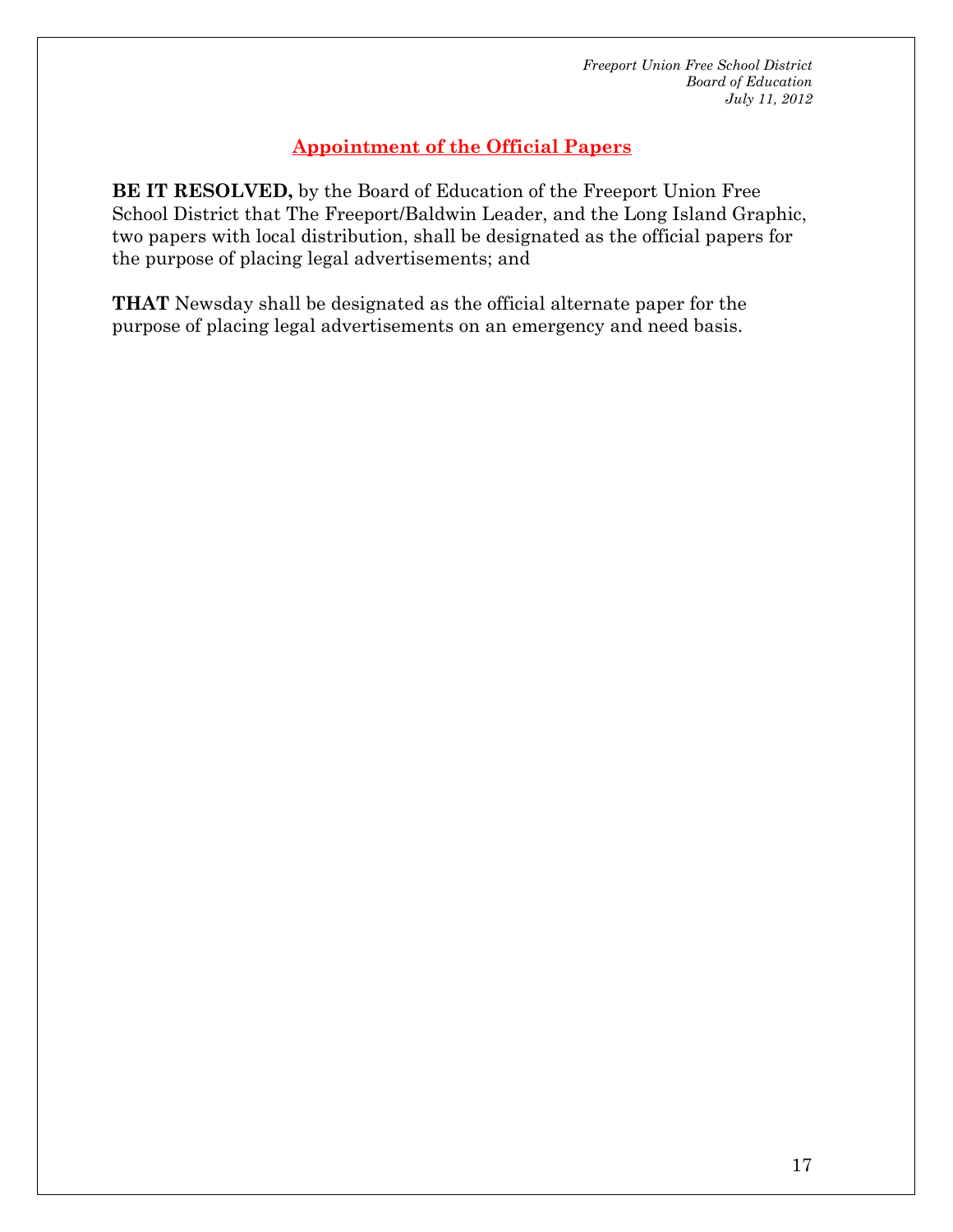## Appointment of the Official Papers

**BE IT RESOLVED,** by the Board of Education of the Freeport Union Free School District that The Freeport/Baldwin Leader, and the Long Island Graphic, two papers with local distribution, shall be designated as the official papers for the purpose of placing legal advertisements; and

**THAT** Newsday shall be designated as the official alternate paper for the purpose of placing legal advertisements on an emergency and need basis.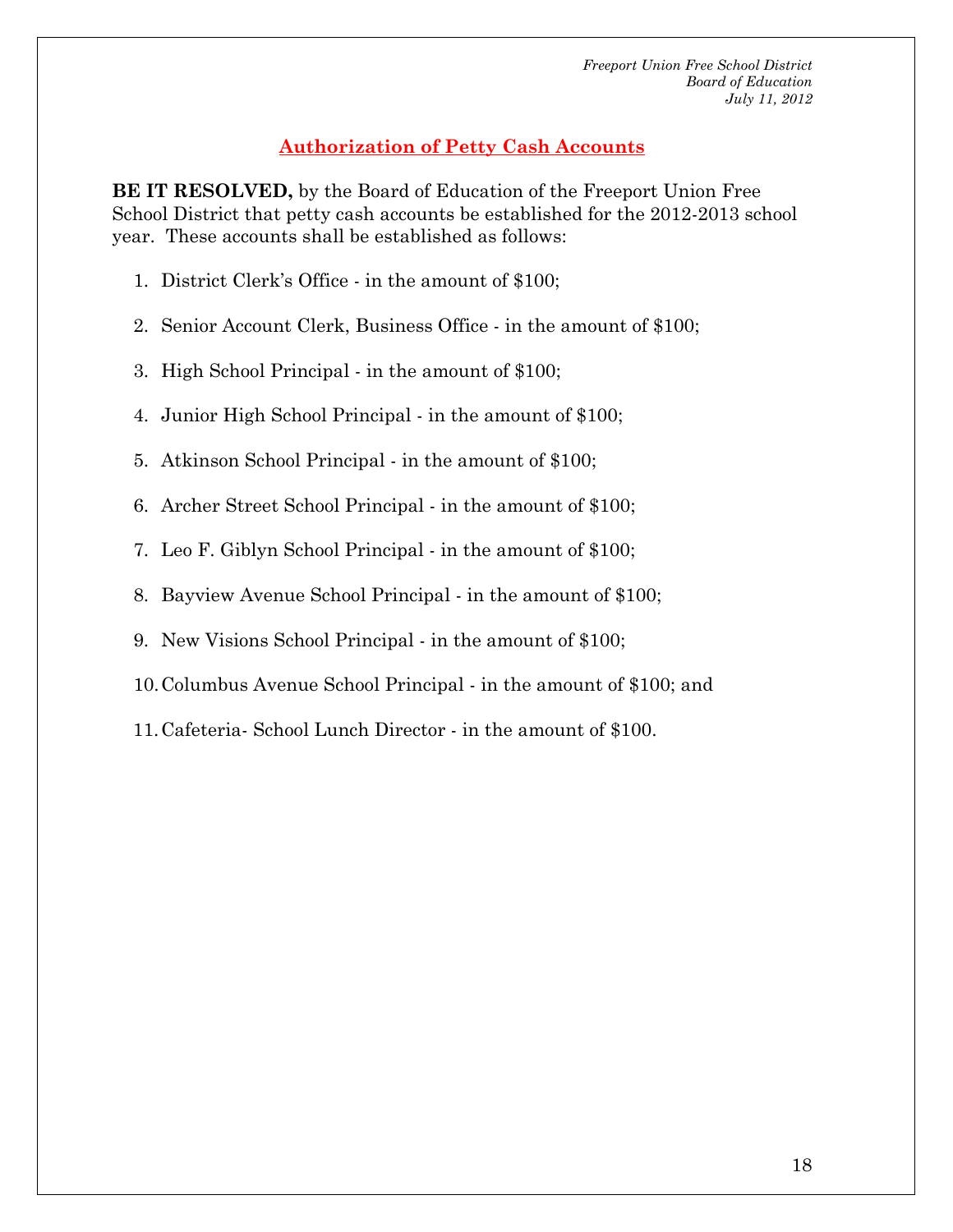## Authorization of Petty Cash Accounts

**BE IT RESOLVED,** by the Board of Education of the Freeport Union Free School District that petty cash accounts be established for the 2012-2013 school year. These accounts shall be established as follows:

1. District Clerk's Office - in the amount of $100;
2. Senior Account Clerk, Business Office - in the amount of $100;
3. High School Principal - in the amount of $100;
4. Junior High School Principal - in the amount of $100;
5. Atkinson School Principal - in the amount of $100;
6. Archer Street School Principal - in the amount of $100;
7. Leo F. Giblyn School Principal - in the amount of $100;
8. Bayview Avenue School Principal - in the amount of $100;
9. New Visions School Principal - in the amount of $100;
10. Columbus Avenue School Principal - in the amount of $100; and
11. Cafeteria- School Lunch Director - in the amount of $100.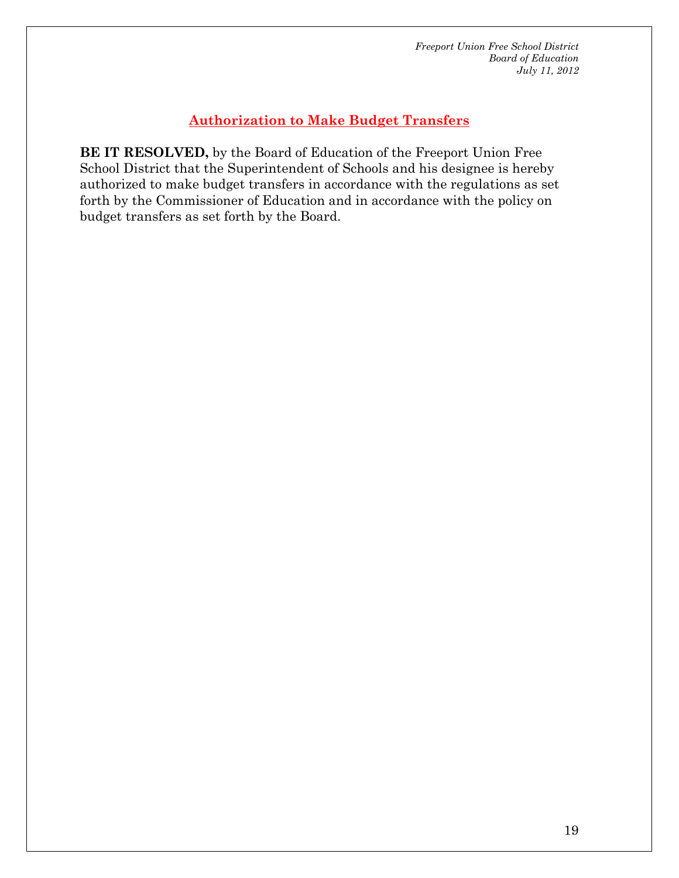## Authorization to Make Budget Transfers

**BE IT RESOLVED,** by the Board of Education of the Freeport Union Free School District that the Superintendent of Schools and his designee is hereby authorized to make budget transfers in accordance with the regulations as set forth by the Commissioner of Education and in accordance with the policy on budget transfers as set forth by the Board.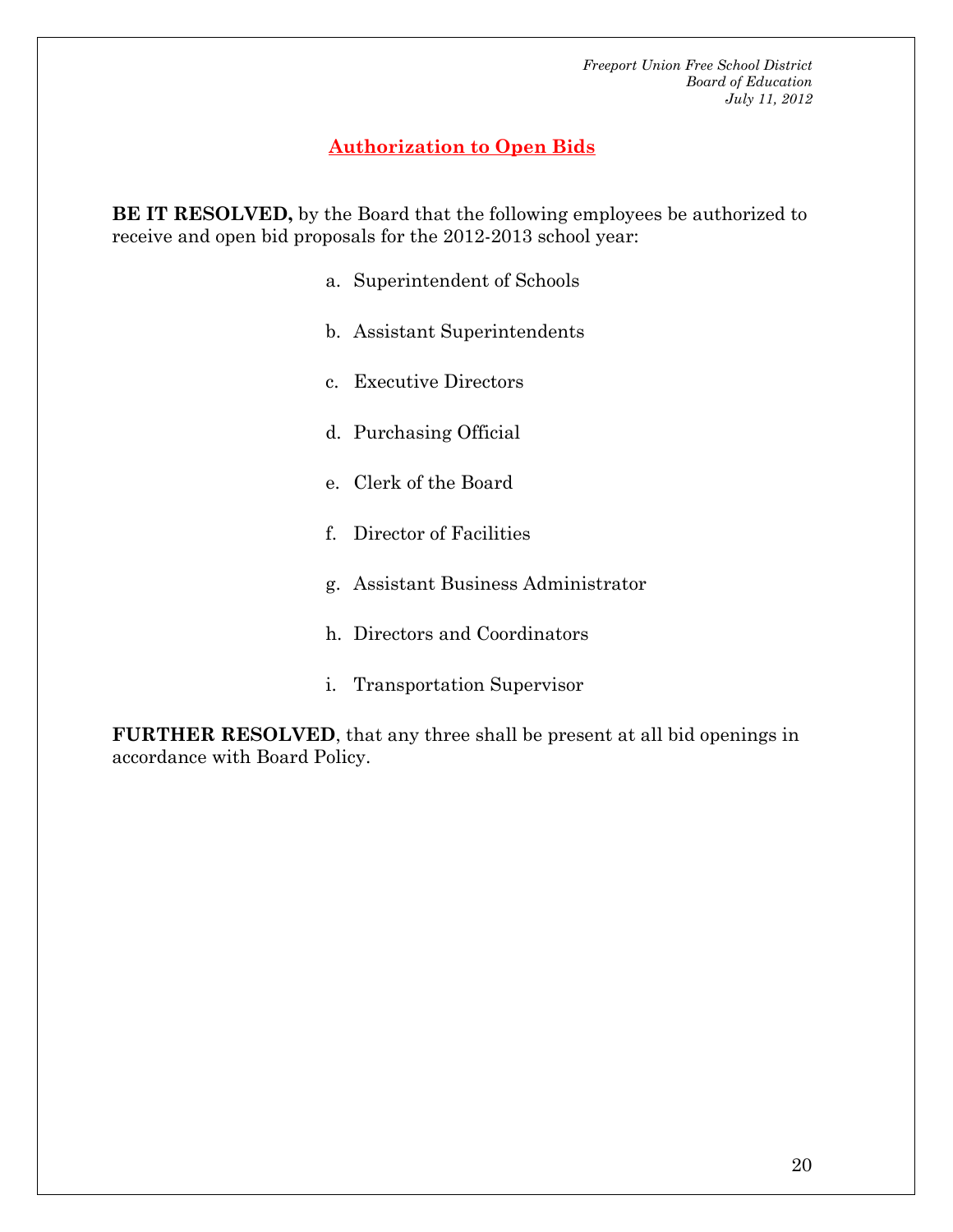# Authorization to Open Bids

**BE IT RESOLVED,** by the Board that the following employees be authorized to receive and open bid proposals for the 2012-2013 school year:

a. Superintendent of Schools

b. Assistant Superintendents

c. Executive Directors

d. Purchasing Official

e. Clerk of the Board

f. Director of Facilities

g. Assistant Business Administrator

h. Directors and Coordinators

i. Transportation Supervisor

**FURTHER RESOLVED**, that any three shall be present at all bid openings in accordance with Board Policy.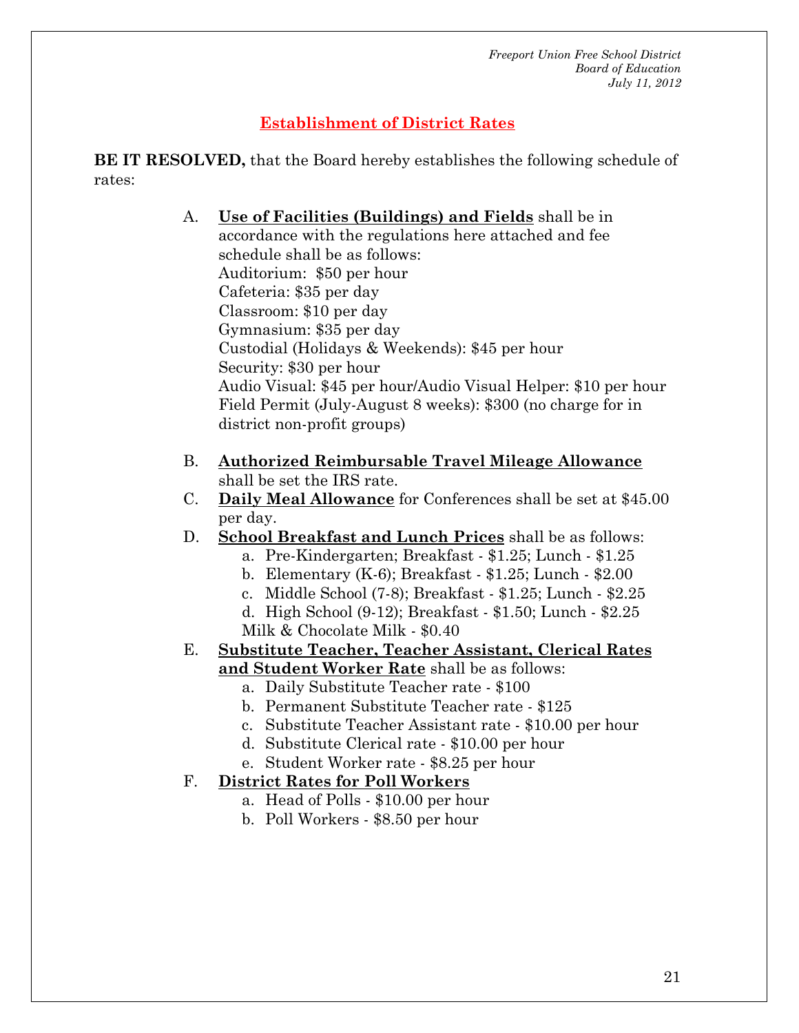*Freeport Union Free School District*
*Board of Education*
*July 11, 2012*

## Establishment of District Rates

**BE IT RESOLVED,** that the Board hereby establishes the following schedule of rates:

A. **Use of Facilities (Buildings) and Fields** shall be in accordance with the regulations here attached and fee schedule shall be as follows:
Auditorium: $50 per hour
Cafeteria: $35 per day
Classroom: $10 per day
Gymnasium: $35 per day
Custodial (Holidays & Weekends): $45 per hour
Security: $30 per hour
Audio Visual: $45 per hour/Audio Visual Helper: $10 per hour
Field Permit (July-August 8 weeks): $300 (no charge for in district non-profit groups)

B. **Authorized Reimbursable Travel Mileage Allowance** shall be set the IRS rate.

C. **Daily Meal Allowance** for Conferences shall be set at $45.00 per day.

D. **School Breakfast and Lunch Prices** shall be as follows:
   a. Pre-Kindergarten; Breakfast - $1.25; Lunch - $1.25
   b. Elementary (K-6); Breakfast - $1.25; Lunch - $2.00
   c. Middle School (7-8); Breakfast - $1.25; Lunch - $2.25
   d. High School (9-12); Breakfast - $1.50; Lunch - $2.25

   Milk & Chocolate Milk - $0.40

E. **Substitute Teacher, Teacher Assistant, Clerical Rates and Student Worker Rate** shall be as follows:
   a. Daily Substitute Teacher rate - $100
   b. Permanent Substitute Teacher rate - $125
   c. Substitute Teacher Assistant rate - $10.00 per hour
   d. Substitute Clerical rate - $10.00 per hour
   e. Student Worker rate - $8.25 per hour

F. **District Rates for Poll Workers**
   a. Head of Polls - $10.00 per hour
   b. Poll Workers - $8.50 per hour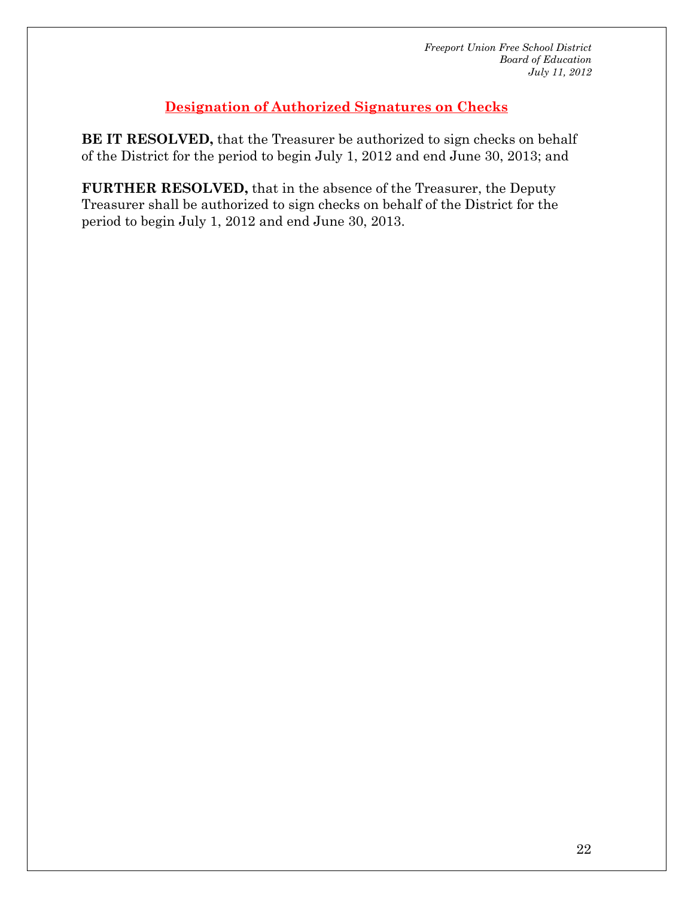## Designation of Authorized Signatures on Checks

**BE IT RESOLVED,** that the Treasurer be authorized to sign checks on behalf of the District for the period to begin July 1, 2012 and end June 30, 2013; and

**FURTHER RESOLVED,** that in the absence of the Treasurer, the Deputy Treasurer shall be authorized to sign checks on behalf of the District for the period to begin July 1, 2012 and end June 30, 2013.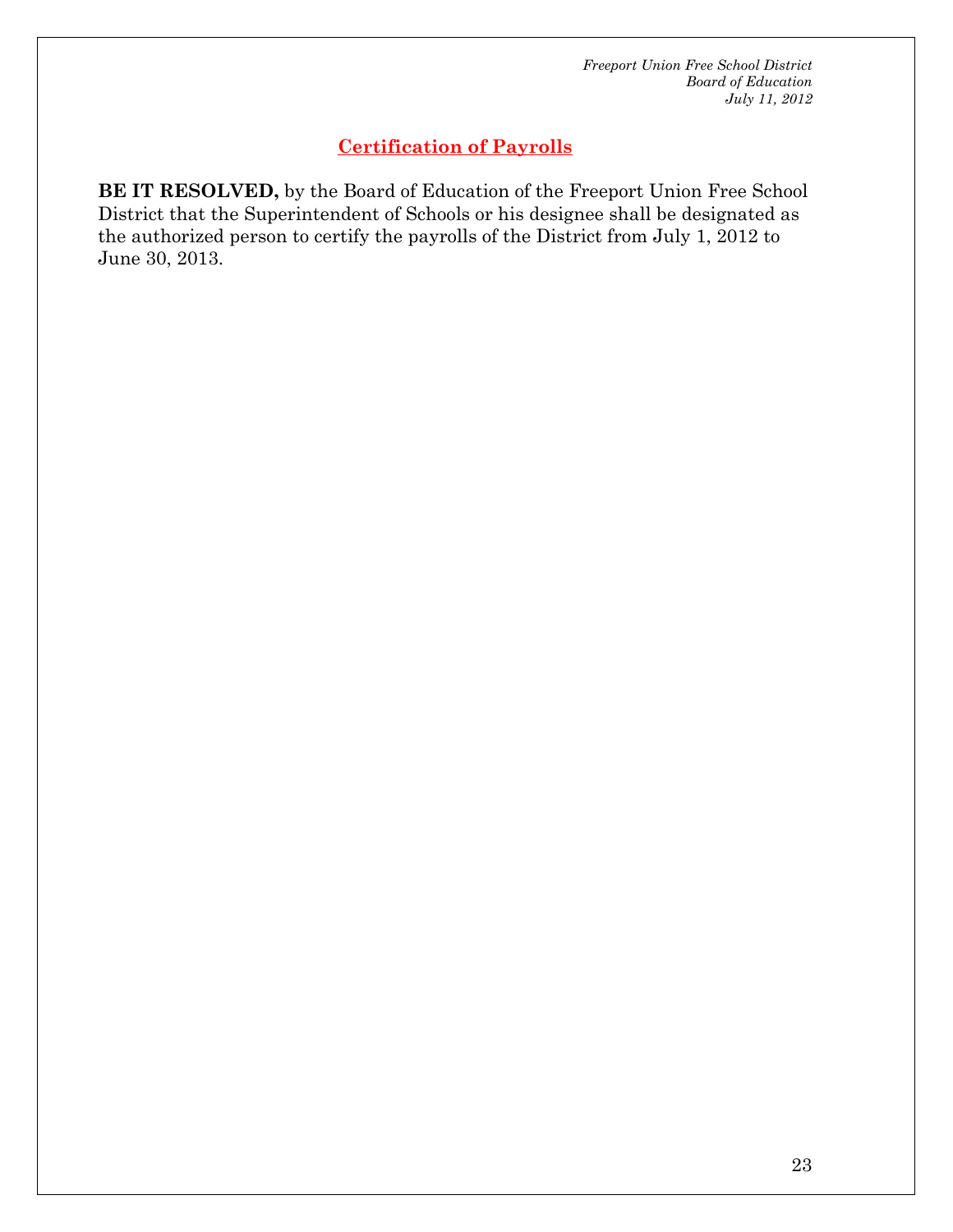## Certification of Payrolls

**BE IT RESOLVED,** by the Board of Education of the Freeport Union Free School District that the Superintendent of Schools or his designee shall be designated as the authorized person to certify the payrolls of the District from July 1, 2012 to June 30, 2013.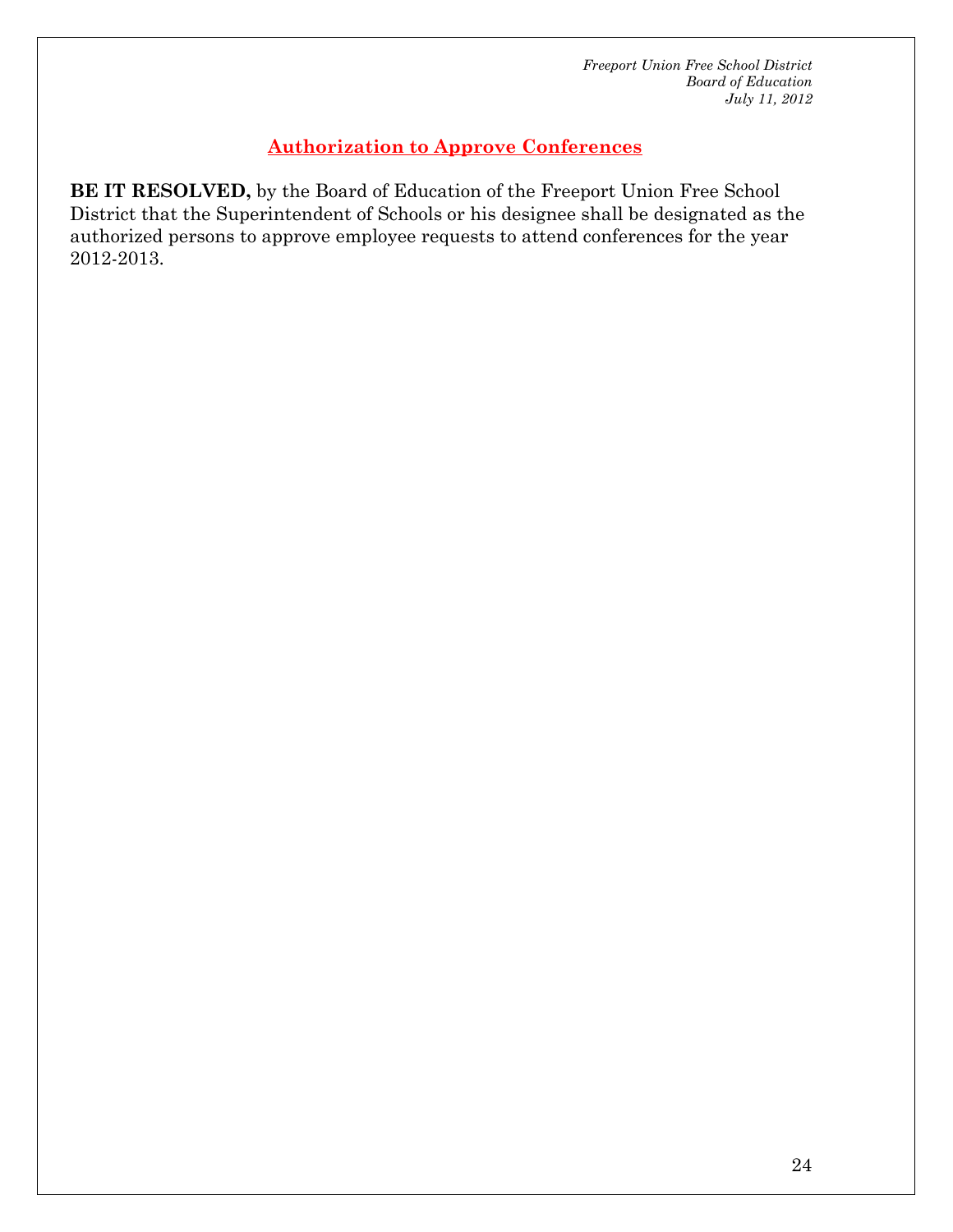## Authorization to Approve Conferences

**BE IT RESOLVED,** by the Board of Education of the Freeport Union Free School District that the Superintendent of Schools or his designee shall be designated as the authorized persons to approve employee requests to attend conferences for the year 2012-2013.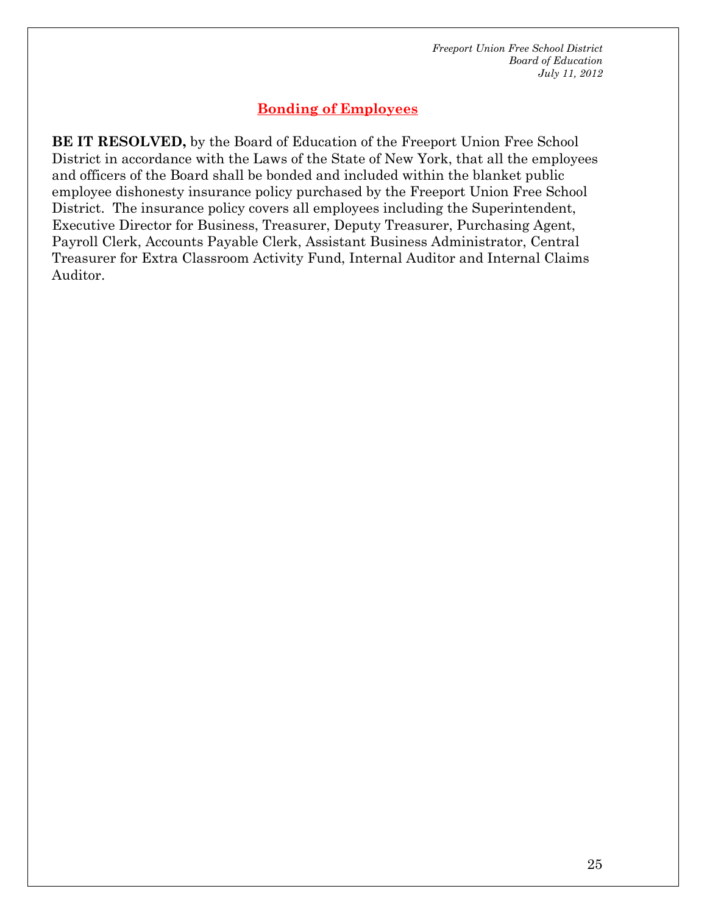## Bonding of Employees

**BE IT RESOLVED,** by the Board of Education of the Freeport Union Free School District in accordance with the Laws of the State of New York, that all the employees and officers of the Board shall be bonded and included within the blanket public employee dishonesty insurance policy purchased by the Freeport Union Free School District. The insurance policy covers all employees including the Superintendent, Executive Director for Business, Treasurer, Deputy Treasurer, Purchasing Agent, Payroll Clerk, Accounts Payable Clerk, Assistant Business Administrator, Central Treasurer for Extra Classroom Activity Fund, Internal Auditor and Internal Claims Auditor.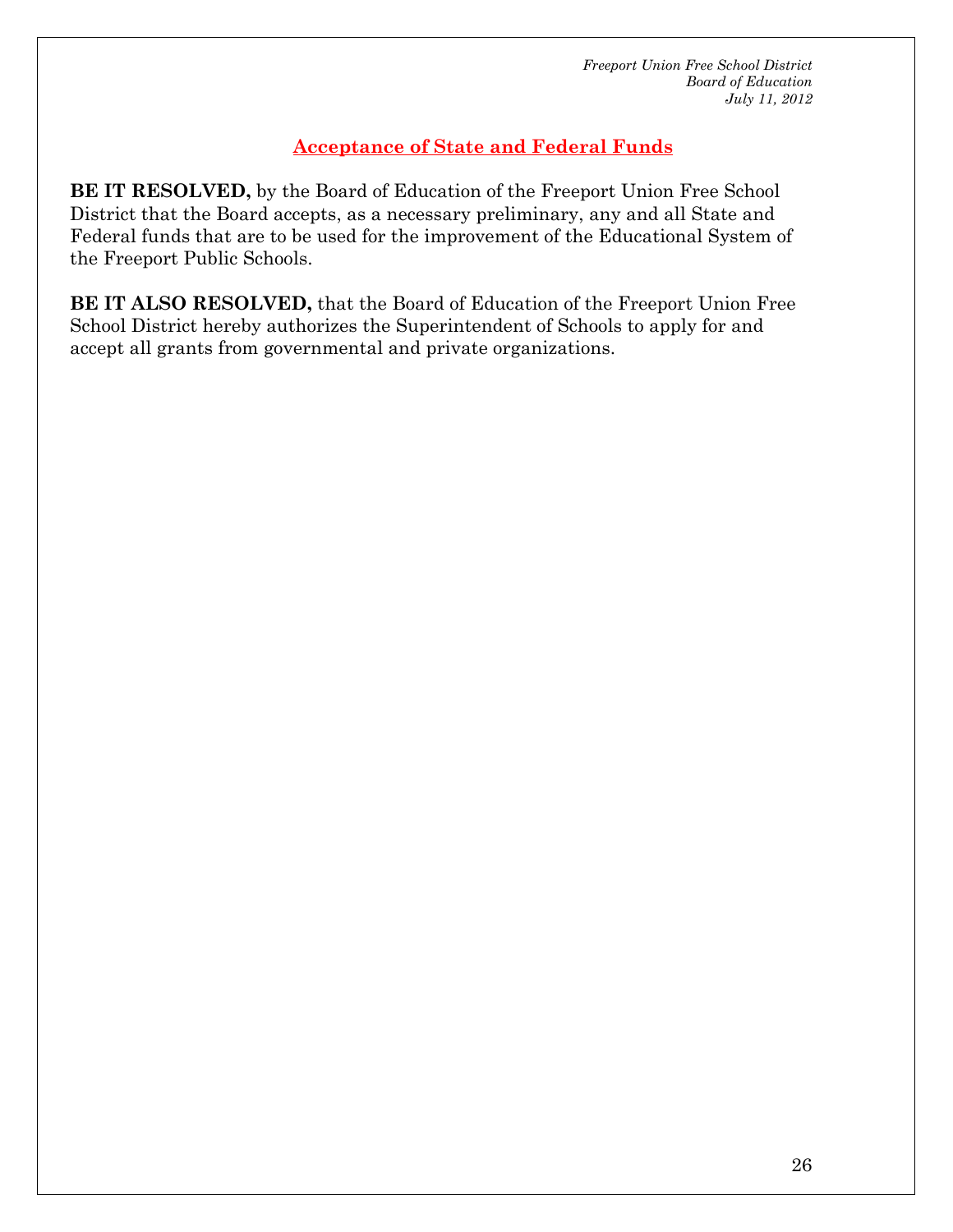## Acceptance of State and Federal Funds

**BE IT RESOLVED,** by the Board of Education of the Freeport Union Free School District that the Board accepts, as a necessary preliminary, any and all State and Federal funds that are to be used for the improvement of the Educational System of the Freeport Public Schools.

**BE IT ALSO RESOLVED,** that the Board of Education of the Freeport Union Free School District hereby authorizes the Superintendent of Schools to apply for and accept all grants from governmental and private organizations.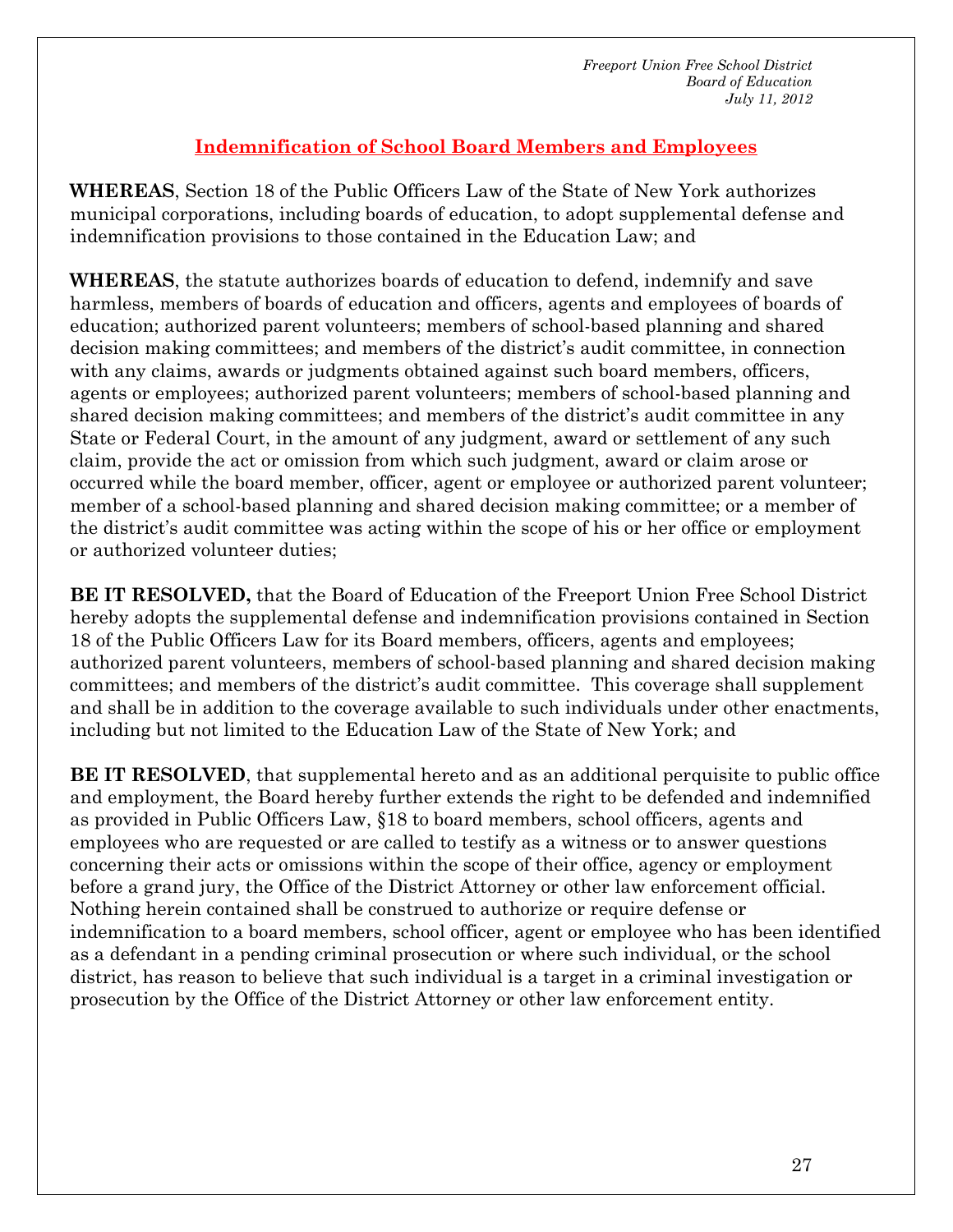*Freeport Union Free School District*
*Board of Education*
*July 11, 2012*

## Indemnification of School Board Members and Employees

**WHEREAS**, Section 18 of the Public Officers Law of the State of New York authorizes municipal corporations, including boards of education, to adopt supplemental defense and indemnification provisions to those contained in the Education Law; and

**WHEREAS**, the statute authorizes boards of education to defend, indemnify and save harmless, members of boards of education and officers, agents and employees of boards of education; authorized parent volunteers; members of school-based planning and shared decision making committees; and members of the district's audit committee, in connection with any claims, awards or judgments obtained against such board members, officers, agents or employees; authorized parent volunteers; members of school-based planning and shared decision making committees; and members of the district's audit committee in any State or Federal Court, in the amount of any judgment, award or settlement of any such claim, provide the act or omission from which such judgment, award or claim arose or occurred while the board member, officer, agent or employee or authorized parent volunteer; member of a school-based planning and shared decision making committee; or a member of the district's audit committee was acting within the scope of his or her office or employment or authorized volunteer duties;

**BE IT RESOLVED,** that the Board of Education of the Freeport Union Free School District hereby adopts the supplemental defense and indemnification provisions contained in Section 18 of the Public Officers Law for its Board members, officers, agents and employees; authorized parent volunteers, members of school-based planning and shared decision making committees; and members of the district's audit committee. This coverage shall supplement and shall be in addition to the coverage available to such individuals under other enactments, including but not limited to the Education Law of the State of New York; and

**BE IT RESOLVED**, that supplemental hereto and as an additional perquisite to public office and employment, the Board hereby further extends the right to be defended and indemnified as provided in Public Officers Law, §18 to board members, school officers, agents and employees who are requested or are called to testify as a witness or to answer questions concerning their acts or omissions within the scope of their office, agency or employment before a grand jury, the Office of the District Attorney or other law enforcement official. Nothing herein contained shall be construed to authorize or require defense or indemnification to a board members, school officer, agent or employee who has been identified as a defendant in a pending criminal prosecution or where such individual, or the school district, has reason to believe that such individual is a target in a criminal investigation or prosecution by the Office of the District Attorney or other law enforcement entity.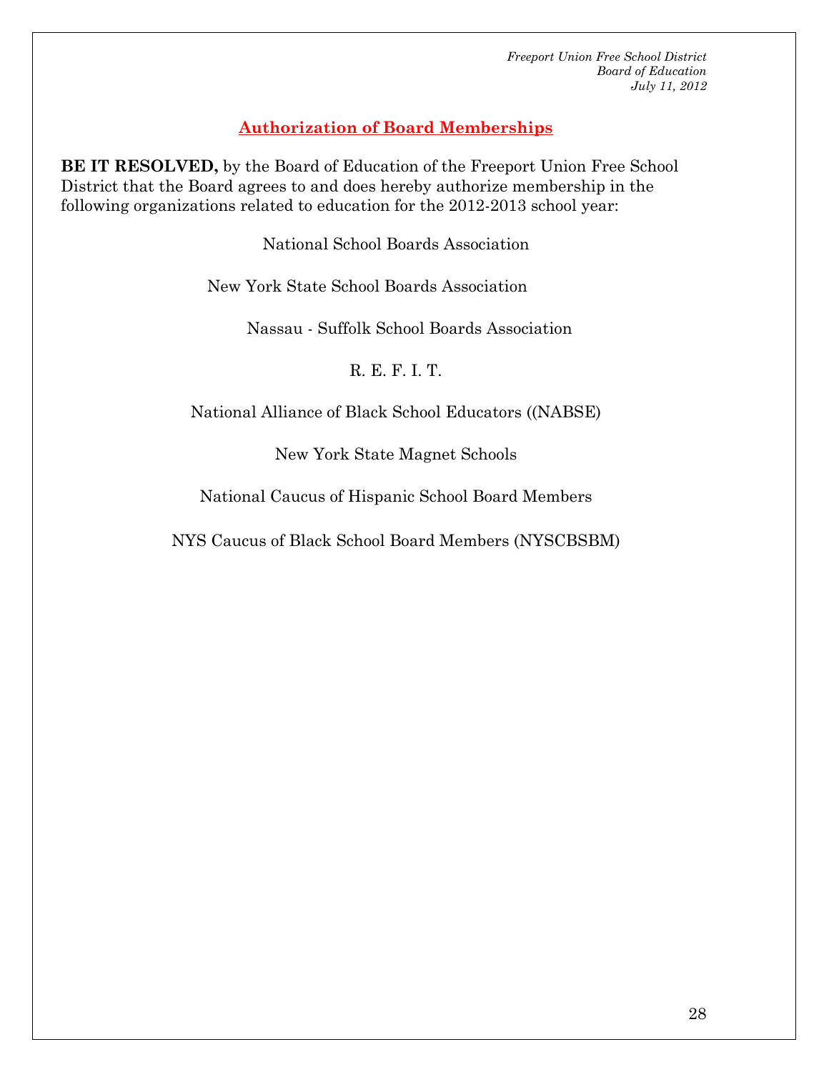*Freeport Union Free School District*
*Board of Education*
*July 11, 2012*

## Authorization of Board Memberships

**BE IT RESOLVED,** by the Board of Education of the Freeport Union Free School District that the Board agrees to and does hereby authorize membership in the following organizations related to education for the 2012-2013 school year:

National School Boards Association

New York State School Boards Association

Nassau - Suffolk School Boards Association

R. E. F. I. T.

National Alliance of Black School Educators ((NABSE)

New York State Magnet Schools

National Caucus of Hispanic School Board Members

NYS Caucus of Black School Board Members (NYSCBSBM)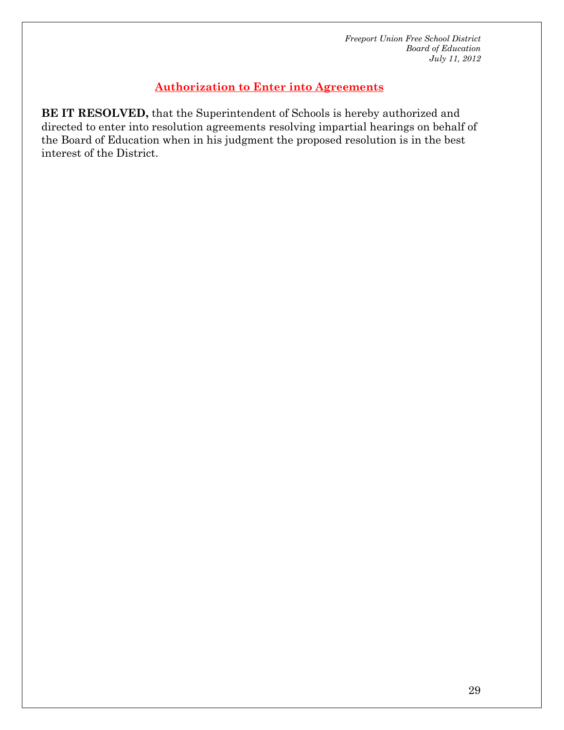## Authorization to Enter into Agreements

**BE IT RESOLVED,** that the Superintendent of Schools is hereby authorized and directed to enter into resolution agreements resolving impartial hearings on behalf of the Board of Education when in his judgment the proposed resolution is in the best interest of the District.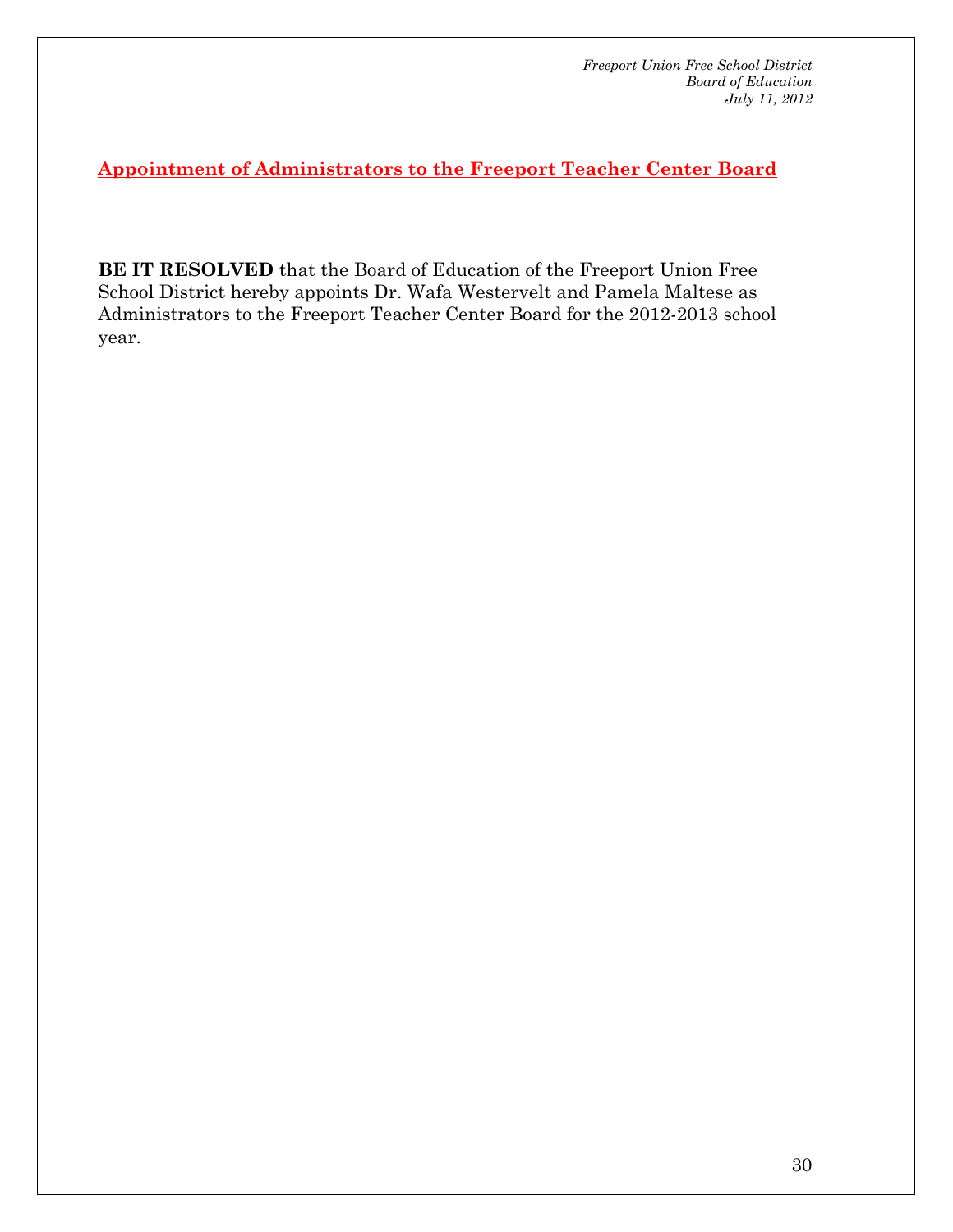## Appointment of Administrators to the Freeport Teacher Center Board

**BE IT RESOLVED** that the Board of Education of the Freeport Union Free School District hereby appoints Dr. Wafa Westervelt and Pamela Maltese as Administrators to the Freeport Teacher Center Board for the 2012-2013 school year.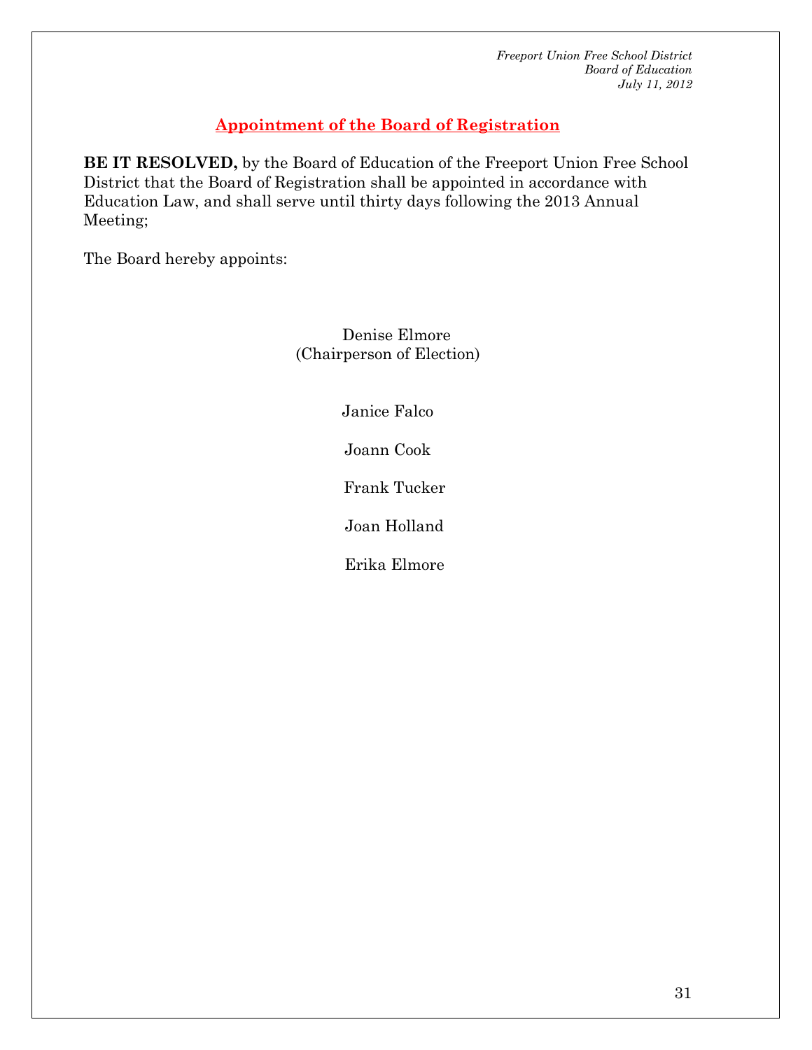*Freeport Union Free School District*
*Board of Education*
*July 11, 2012*

## Appointment of the Board of Registration

**BE IT RESOLVED,** by the Board of Education of the Freeport Union Free School District that the Board of Registration shall be appointed in accordance with Education Law, and shall serve until thirty days following the 2013 Annual Meeting;

The Board hereby appoints:

Denise Elmore
(Chairperson of Election)

Janice Falco

Joann Cook

Frank Tucker

Joan Holland

Erika Elmore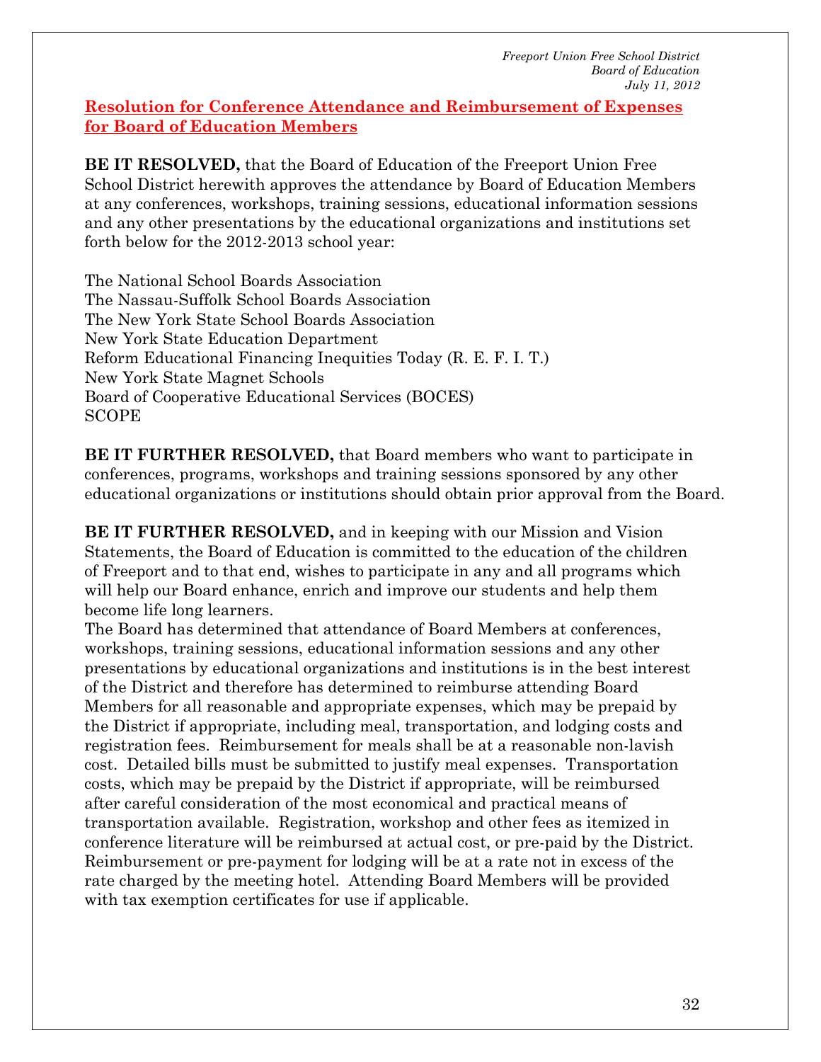*Freeport Union Free School District*
*Board of Education*
*July 11, 2012*

## Resolution for Conference Attendance and Reimbursement of Expenses for Board of Education Members

**BE IT RESOLVED,** that the Board of Education of the Freeport Union Free School District herewith approves the attendance by Board of Education Members at any conferences, workshops, training sessions, educational information sessions and any other presentations by the educational organizations and institutions set forth below for the 2012-2013 school year:

The National School Boards Association
The Nassau-Suffolk School Boards Association
The New York State School Boards Association
New York State Education Department
Reform Educational Financing Inequities Today (R. E. F. I. T.)
New York State Magnet Schools
Board of Cooperative Educational Services (BOCES)
SCOPE

**BE IT FURTHER RESOLVED,** that Board members who want to participate in conferences, programs, workshops and training sessions sponsored by any other educational organizations or institutions should obtain prior approval from the Board.

**BE IT FURTHER RESOLVED,** and in keeping with our Mission and Vision Statements, the Board of Education is committed to the education of the children of Freeport and to that end, wishes to participate in any and all programs which will help our Board enhance, enrich and improve our students and help them become life long learners.
The Board has determined that attendance of Board Members at conferences, workshops, training sessions, educational information sessions and any other presentations by educational organizations and institutions is in the best interest of the District and therefore has determined to reimburse attending Board Members for all reasonable and appropriate expenses, which may be prepaid by the District if appropriate, including meal, transportation, and lodging costs and registration fees. Reimbursement for meals shall be at a reasonable non-lavish cost. Detailed bills must be submitted to justify meal expenses. Transportation costs, which may be prepaid by the District if appropriate, will be reimbursed after careful consideration of the most economical and practical means of transportation available. Registration, workshop and other fees as itemized in conference literature will be reimbursed at actual cost, or pre-paid by the District. Reimbursement or pre-payment for lodging will be at a rate not in excess of the rate charged by the meeting hotel. Attending Board Members will be provided with tax exemption certificates for use if applicable.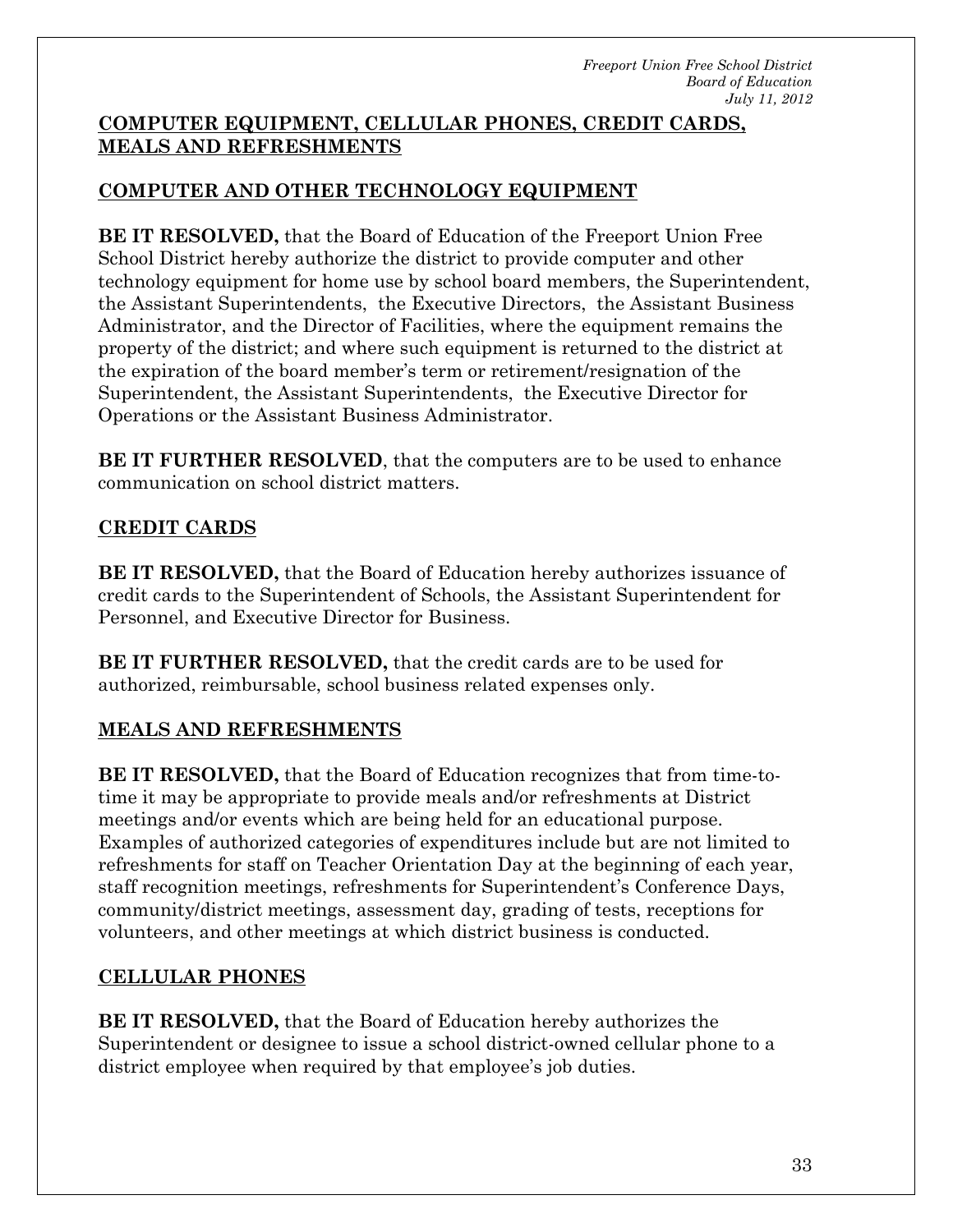## COMPUTER EQUIPMENT, CELLULAR PHONES, CREDIT CARDS, MEALS AND REFRESHMENTS

### COMPUTER AND OTHER TECHNOLOGY EQUIPMENT

**BE IT RESOLVED,** that the Board of Education of the Freeport Union Free School District hereby authorize the district to provide computer and other technology equipment for home use by school board members, the Superintendent, the Assistant Superintendents, the Executive Directors, the Assistant Business Administrator, and the Director of Facilities, where the equipment remains the property of the district; and where such equipment is returned to the district at the expiration of the board member's term or retirement/resignation of the Superintendent, the Assistant Superintendents, the Executive Director for Operations or the Assistant Business Administrator.

**BE IT FURTHER RESOLVED**, that the computers are to be used to enhance communication on school district matters.

### CREDIT CARDS

**BE IT RESOLVED,** that the Board of Education hereby authorizes issuance of credit cards to the Superintendent of Schools, the Assistant Superintendent for Personnel, and Executive Director for Business.

**BE IT FURTHER RESOLVED,** that the credit cards are to be used for authorized, reimbursable, school business related expenses only.

### MEALS AND REFRESHMENTS

**BE IT RESOLVED,** that the Board of Education recognizes that from time-to-time it may be appropriate to provide meals and/or refreshments at District meetings and/or events which are being held for an educational purpose. Examples of authorized categories of expenditures include but are not limited to refreshments for staff on Teacher Orientation Day at the beginning of each year, staff recognition meetings, refreshments for Superintendent's Conference Days, community/district meetings, assessment day, grading of tests, receptions for volunteers, and other meetings at which district business is conducted.

### CELLULAR PHONES

**BE IT RESOLVED,** that the Board of Education hereby authorizes the Superintendent or designee to issue a school district-owned cellular phone to a district employee when required by that employee's job duties.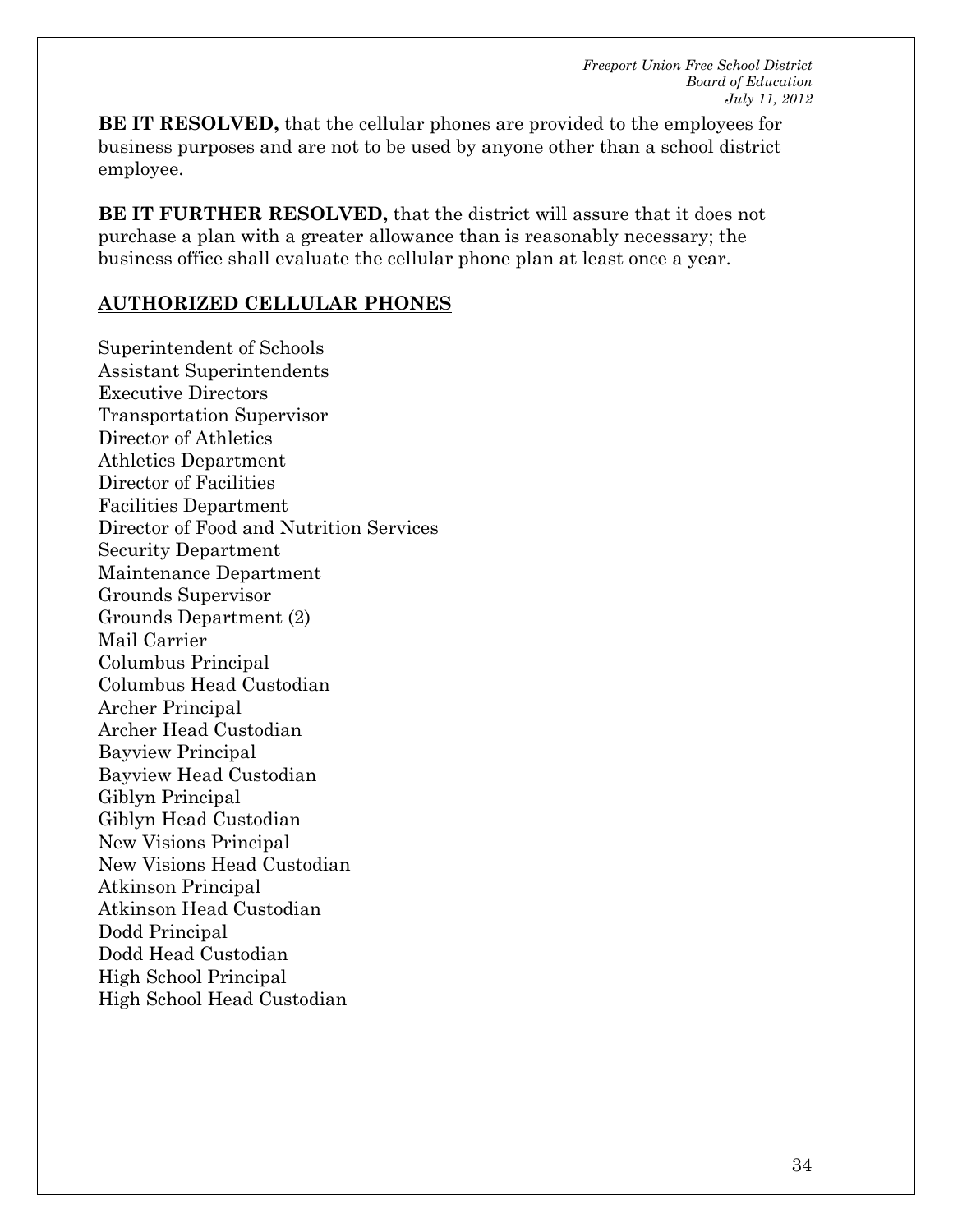**BE IT RESOLVED,** that the cellular phones are provided to the employees for business purposes and are not to be used by anyone other than a school district employee.

**BE IT FURTHER RESOLVED,** that the district will assure that it does not purchase a plan with a greater allowance than is reasonably necessary; the business office shall evaluate the cellular phone plan at least once a year.

**AUTHORIZED CELLULAR PHONES**

Superintendent of Schools
Assistant Superintendents
Executive Directors
Transportation Supervisor
Director of Athletics
Athletics Department
Director of Facilities
Facilities Department
Director of Food and Nutrition Services
Security Department
Maintenance Department
Grounds Supervisor
Grounds Department (2)
Mail Carrier
Columbus Principal
Columbus Head Custodian
Archer Principal
Archer Head Custodian
Bayview Principal
Bayview Head Custodian
Giblyn Principal
Giblyn Head Custodian
New Visions Principal
New Visions Head Custodian
Atkinson Principal
Atkinson Head Custodian
Dodd Principal
Dodd Head Custodian
High School Principal
High School Head Custodian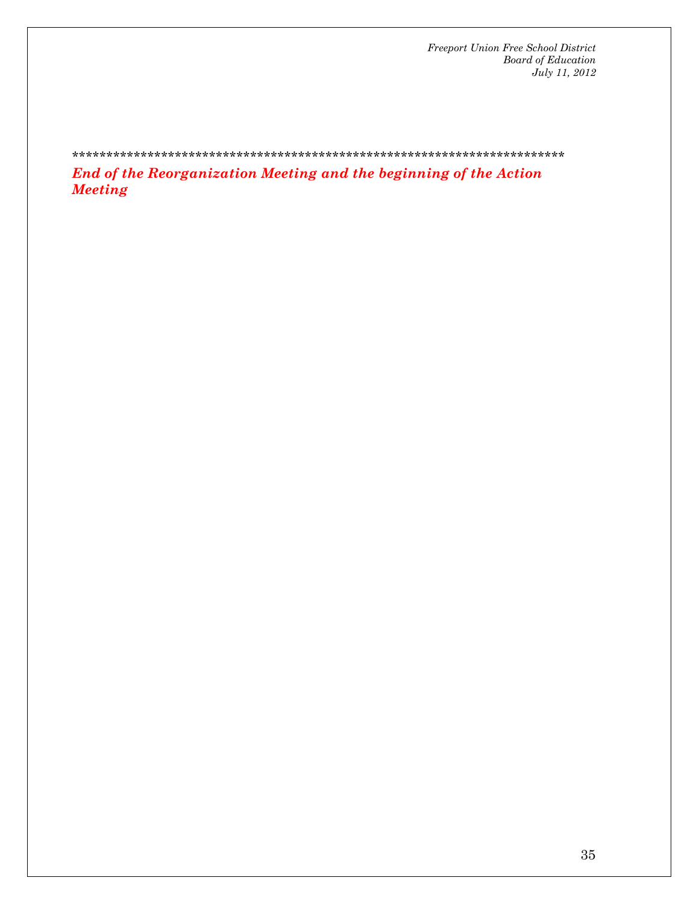**********************************************************************

***End of the Reorganization Meeting and the beginning of the Action Meeting***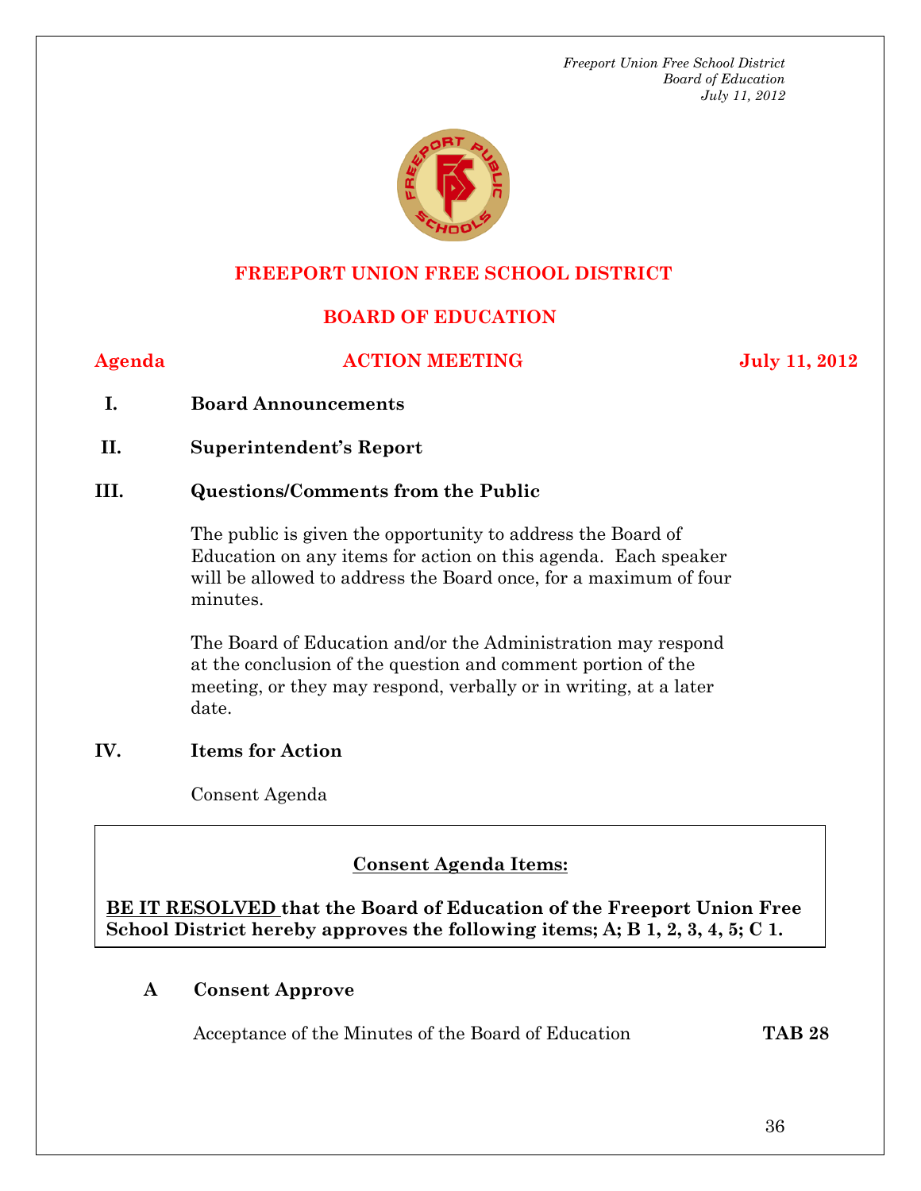# FREEPORT UNION FREE SCHOOL DISTRICT

## BOARD OF EDUCATION

**Agenda** **ACTION MEETING** **July 11, 2012**

**I. Board Announcements**

**II. Superintendent's Report**

**III. Questions/Comments from the Public**

The public is given the opportunity to address the Board of Education on any items for action on this agenda. Each speaker will be allowed to address the Board once, for a maximum of four minutes.

The Board of Education and/or the Administration may respond at the conclusion of the question and comment portion of the meeting, or they may respond, verbally or in writing, at a later date.

**IV. Items for Action**

Consent Agenda

**Consent Agenda Items:**

**BE IT RESOLVED that the Board of Education of the Freeport Union Free School District hereby approves the following items; A; B 1, 2, 3, 4, 5; C 1.**

**A Consent Approve**

Acceptance of the Minutes of the Board of Education **TAB 28**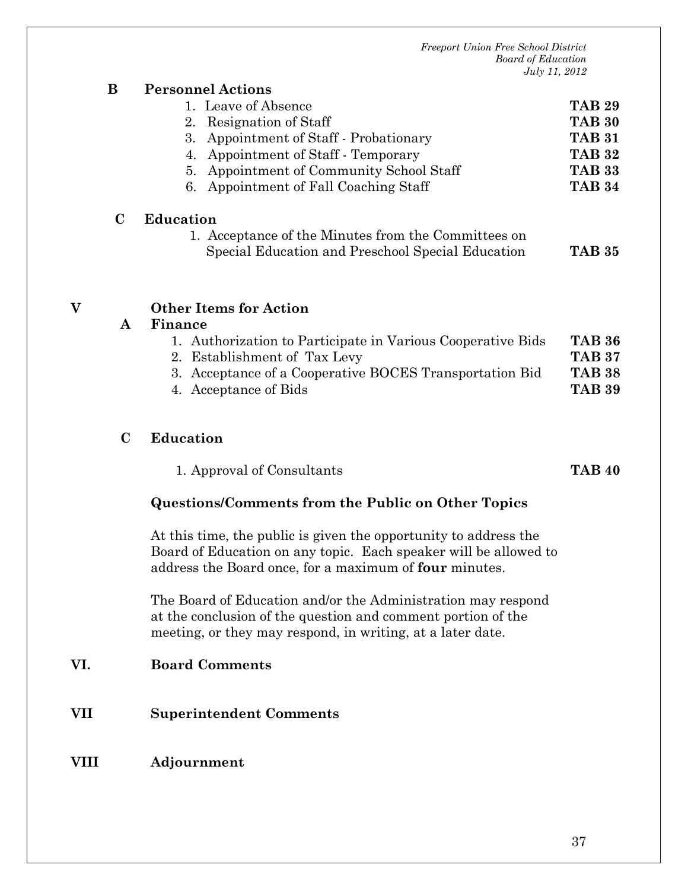**B Personnel Actions**

1. Leave of Absence **TAB 29**
2. Resignation of Staff **TAB 30**
3. Appointment of Staff - Probationary **TAB 31**
4. Appointment of Staff - Temporary **TAB 32**
5. Appointment of Community School Staff **TAB 33**
6. Appointment of Fall Coaching Staff **TAB 34**

**C Education**

1. Acceptance of the Minutes from the Committees on Special Education and Preschool Special Education **TAB 35**

**V Other Items for Action**

**A Finance**

1. Authorization to Participate in Various Cooperative Bids **TAB 36**
2. Establishment of Tax Levy **TAB 37**
3. Acceptance of a Cooperative BOCES Transportation Bid **TAB 38**
4. Acceptance of Bids **TAB 39**

**C Education**

1. Approval of Consultants **TAB 40**

**Questions/Comments from the Public on Other Topics**

At this time, the public is given the opportunity to address the Board of Education on any topic. Each speaker will be allowed to address the Board once, for a maximum of **four** minutes.

The Board of Education and/or the Administration may respond at the conclusion of the question and comment portion of the meeting, or they may respond, in writing, at a later date.

**VI. Board Comments**

**VII Superintendent Comments**

**VIII Adjournment**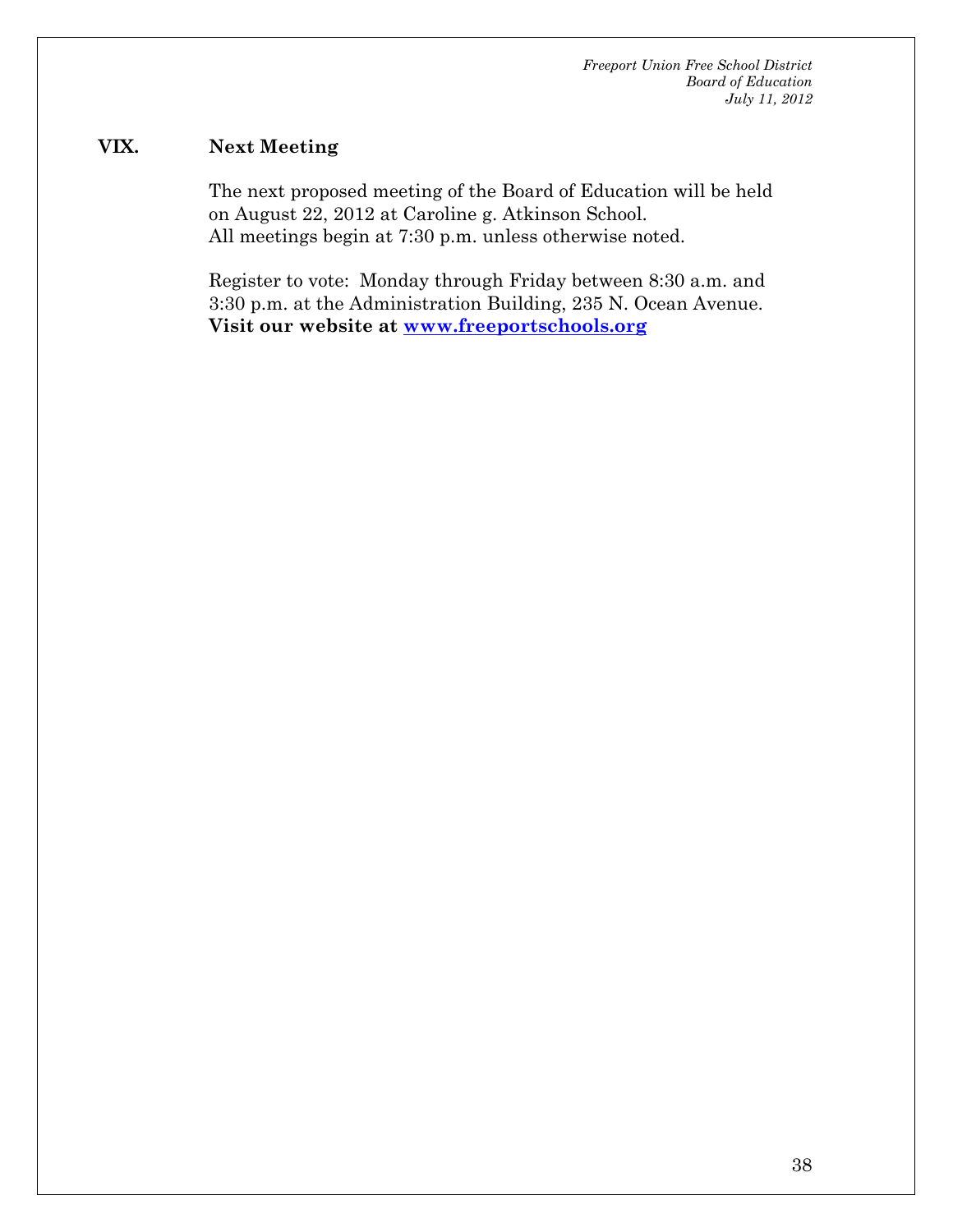## VIX. Next Meeting

The next proposed meeting of the Board of Education will be held on August 22, 2012 at Caroline g. Atkinson School.
All meetings begin at 7:30 p.m. unless otherwise noted.

Register to vote: Monday through Friday between 8:30 a.m. and 3:30 p.m. at the Administration Building, 235 N. Ocean Avenue.
**Visit our website at www.freeportschools.org**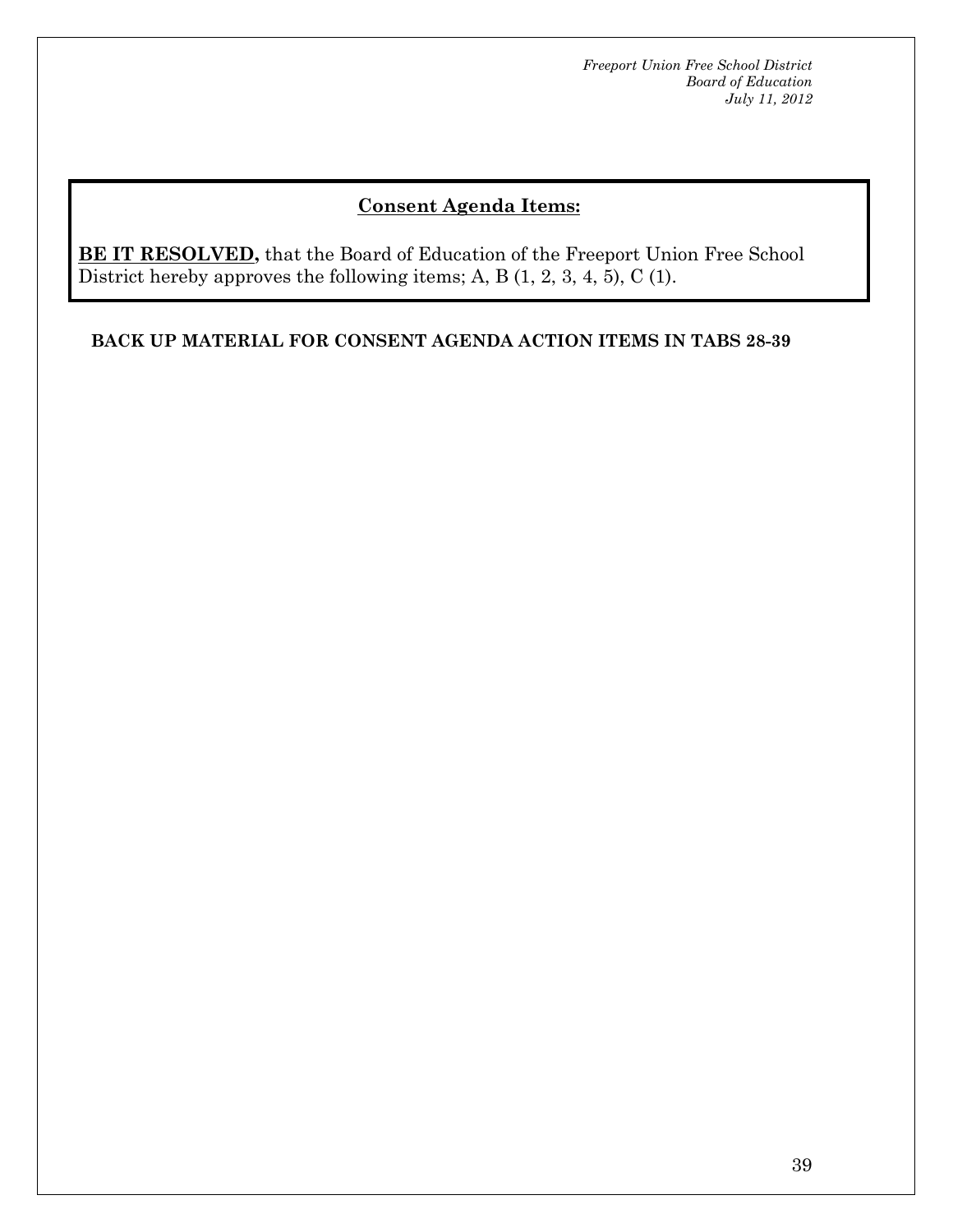## Consent Agenda Items:

**BE IT RESOLVED,** that the Board of Education of the Freeport Union Free School District hereby approves the following items; A, B (1, 2, 3, 4, 5), C (1).

**BACK UP MATERIAL FOR CONSENT AGENDA ACTION ITEMS IN TABS 28-39**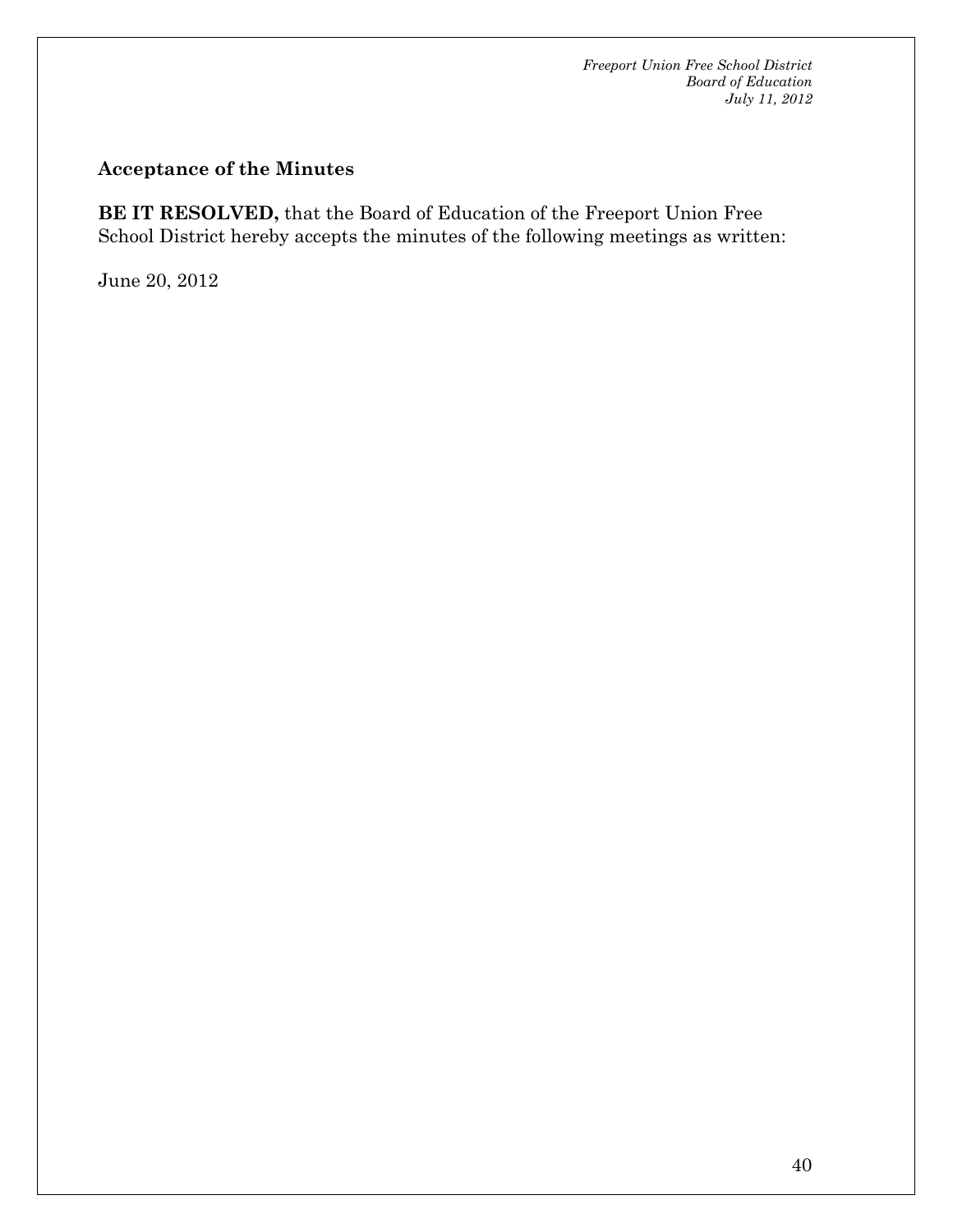### Acceptance of the Minutes

**BE IT RESOLVED,** that the Board of Education of the Freeport Union Free School District hereby accepts the minutes of the following meetings as written:

June 20, 2012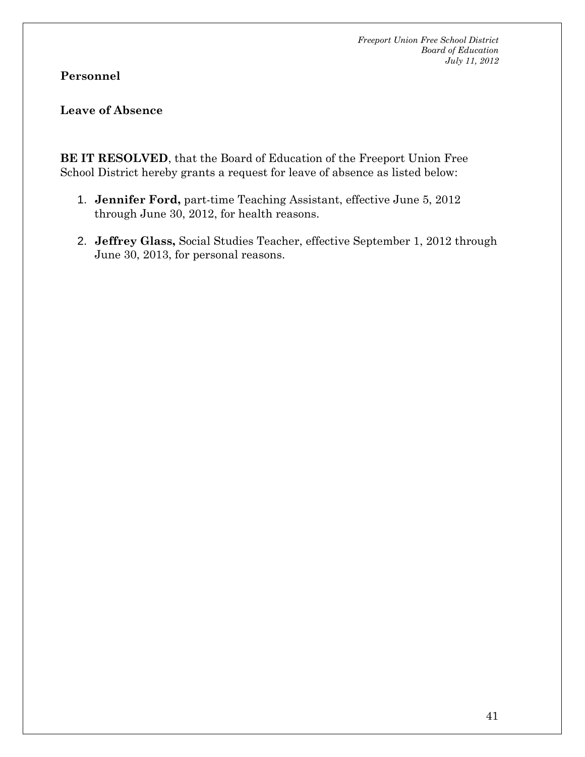**Personnel**

**Leave of Absence**

**BE IT RESOLVED**, that the Board of Education of the Freeport Union Free School District hereby grants a request for leave of absence as listed below:

1. **Jennifer Ford,** part-time Teaching Assistant, effective June 5, 2012 through June 30, 2012, for health reasons.

2. **Jeffrey Glass,** Social Studies Teacher, effective September 1, 2012 through June 30, 2013, for personal reasons.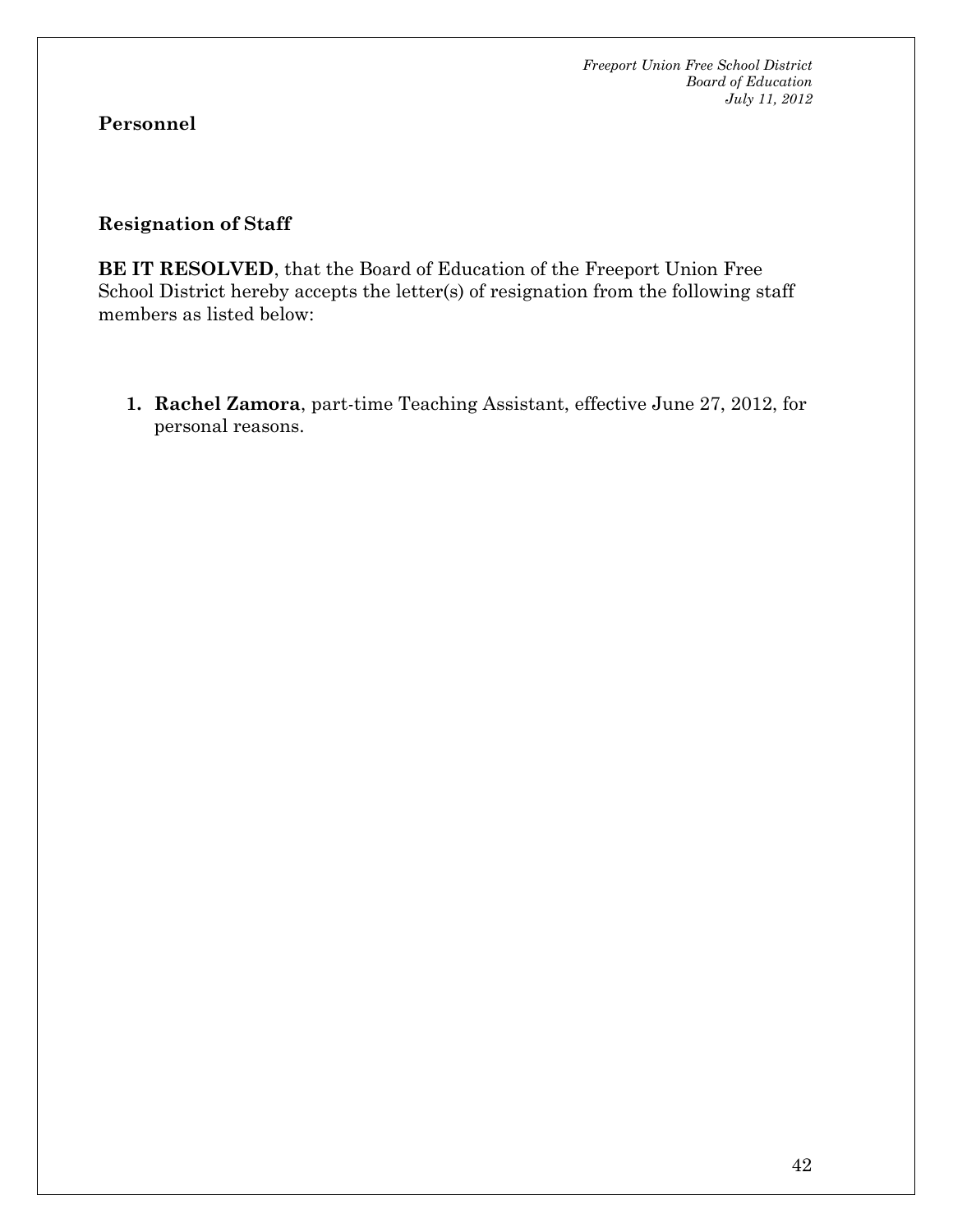**Personnel**

**Resignation of Staff**

**BE IT RESOLVED**, that the Board of Education of the Freeport Union Free School District hereby accepts the letter(s) of resignation from the following staff members as listed below:

1. **Rachel Zamora**, part-time Teaching Assistant, effective June 27, 2012, for personal reasons.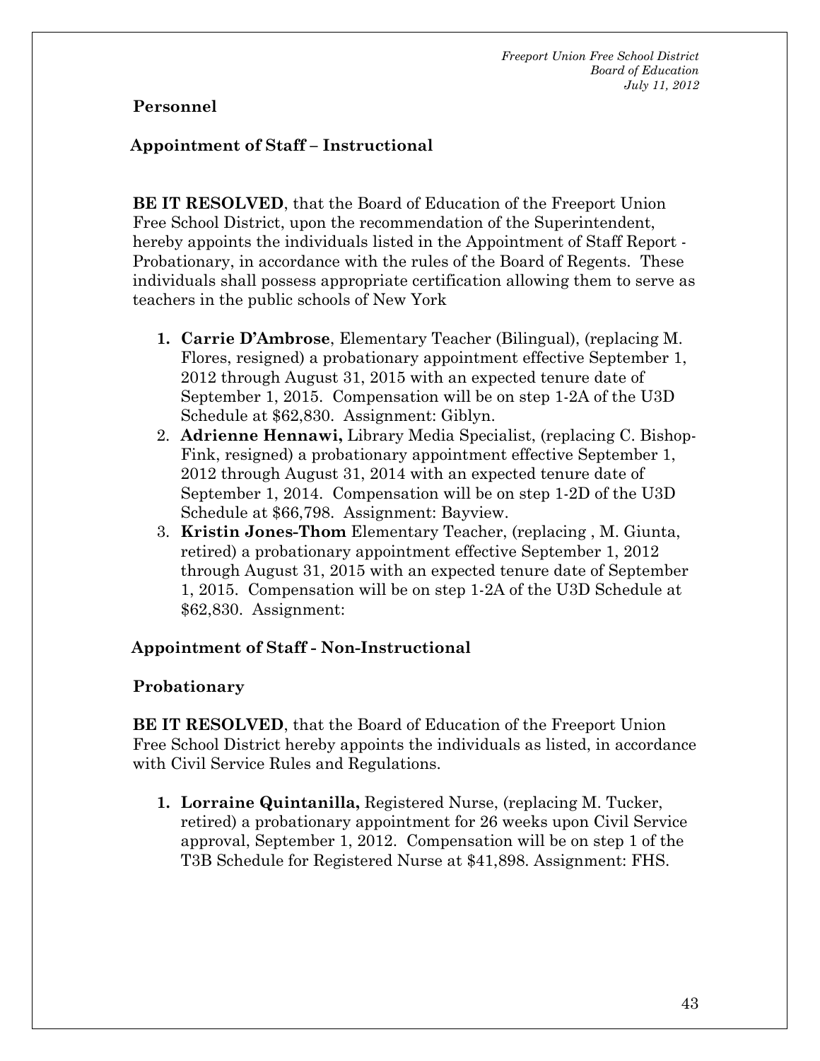**Personnel**

**Appointment of Staff – Instructional**

**BE IT RESOLVED**, that the Board of Education of the Freeport Union Free School District, upon the recommendation of the Superintendent, hereby appoints the individuals listed in the Appointment of Staff Report - Probationary, in accordance with the rules of the Board of Regents. These individuals shall possess appropriate certification allowing them to serve as teachers in the public schools of New York

1. **Carrie D'Ambrose**, Elementary Teacher (Bilingual), (replacing M. Flores, resigned) a probationary appointment effective September 1, 2012 through August 31, 2015 with an expected tenure date of September 1, 2015. Compensation will be on step 1-2A of the U3D Schedule at $62,830. Assignment: Giblyn.
2. **Adrienne Hennawi,** Library Media Specialist, (replacing C. Bishop-Fink, resigned) a probationary appointment effective September 1, 2012 through August 31, 2014 with an expected tenure date of September 1, 2014. Compensation will be on step 1-2D of the U3D Schedule at $66,798. Assignment: Bayview.
3. **Kristin Jones-Thom** Elementary Teacher, (replacing , M. Giunta, retired) a probationary appointment effective September 1, 2012 through August 31, 2015 with an expected tenure date of September 1, 2015. Compensation will be on step 1-2A of the U3D Schedule at $62,830. Assignment:

**Appointment of Staff - Non-Instructional**

**Probationary**

**BE IT RESOLVED**, that the Board of Education of the Freeport Union Free School District hereby appoints the individuals as listed, in accordance with Civil Service Rules and Regulations.

1. **Lorraine Quintanilla,** Registered Nurse, (replacing M. Tucker, retired) a probationary appointment for 26 weeks upon Civil Service approval, September 1, 2012. Compensation will be on step 1 of the T3B Schedule for Registered Nurse at $41,898. Assignment: FHS.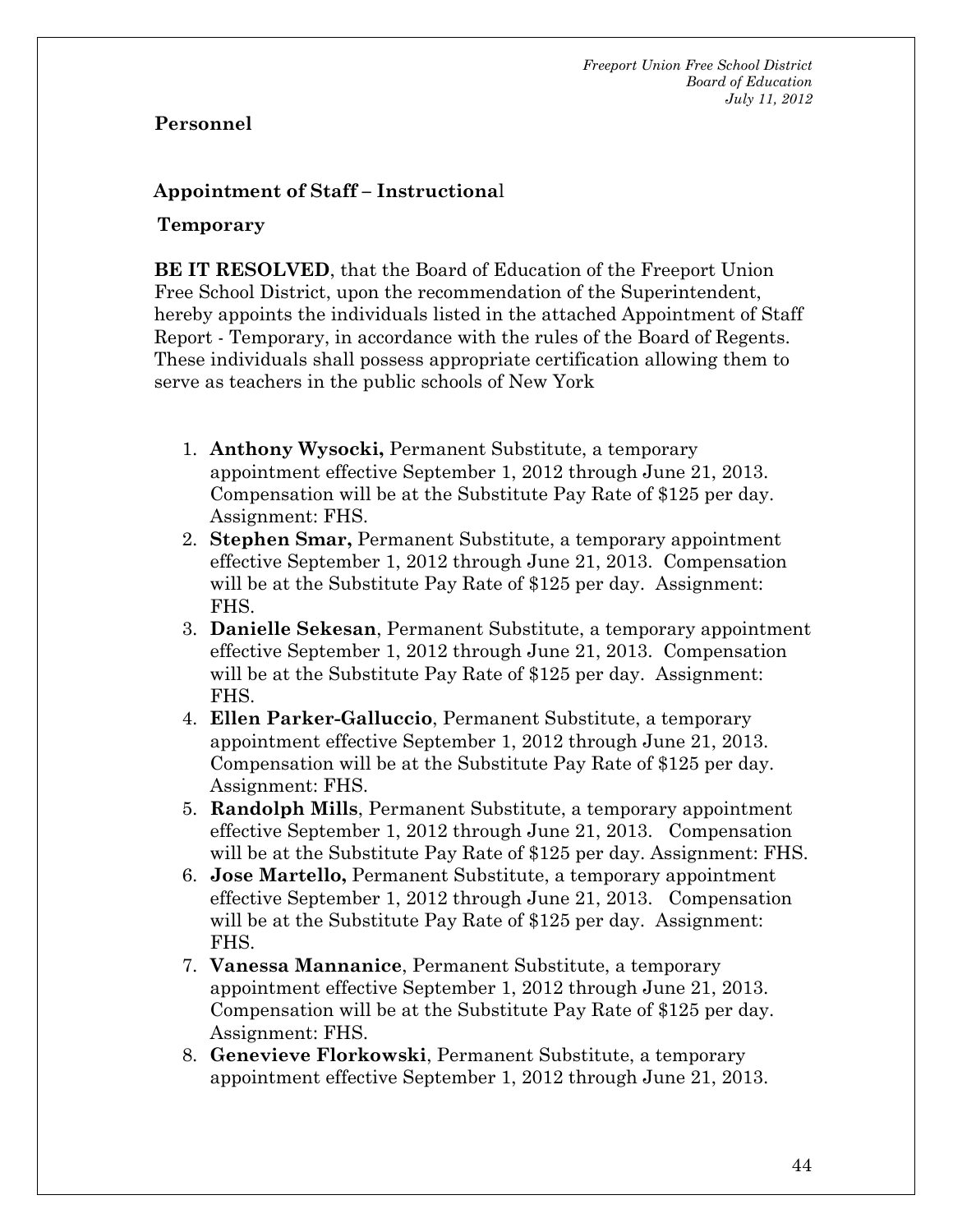**Personnel**

**Appointment of Staff – Instructional**

**Temporary**

**BE IT RESOLVED**, that the Board of Education of the Freeport Union Free School District, upon the recommendation of the Superintendent, hereby appoints the individuals listed in the attached Appointment of Staff Report - Temporary, in accordance with the rules of the Board of Regents. These individuals shall possess appropriate certification allowing them to serve as teachers in the public schools of New York

1. **Anthony Wysocki,** Permanent Substitute, a temporary appointment effective September 1, 2012 through June 21, 2013. Compensation will be at the Substitute Pay Rate of $125 per day. Assignment: FHS.
2. **Stephen Smar,** Permanent Substitute, a temporary appointment effective September 1, 2012 through June 21, 2013. Compensation will be at the Substitute Pay Rate of $125 per day. Assignment: FHS.
3. **Danielle Sekesan**, Permanent Substitute, a temporary appointment effective September 1, 2012 through June 21, 2013. Compensation will be at the Substitute Pay Rate of $125 per day. Assignment: FHS.
4. **Ellen Parker-Galluccio**, Permanent Substitute, a temporary appointment effective September 1, 2012 through June 21, 2013. Compensation will be at the Substitute Pay Rate of $125 per day. Assignment: FHS.
5. **Randolph Mills**, Permanent Substitute, a temporary appointment effective September 1, 2012 through June 21, 2013. Compensation will be at the Substitute Pay Rate of $125 per day. Assignment: FHS.
6. **Jose Martello,** Permanent Substitute, a temporary appointment effective September 1, 2012 through June 21, 2013. Compensation will be at the Substitute Pay Rate of $125 per day. Assignment: FHS.
7. **Vanessa Mannanice**, Permanent Substitute, a temporary appointment effective September 1, 2012 through June 21, 2013. Compensation will be at the Substitute Pay Rate of $125 per day. Assignment: FHS.
8. **Genevieve Florkowski**, Permanent Substitute, a temporary appointment effective September 1, 2012 through June 21, 2013.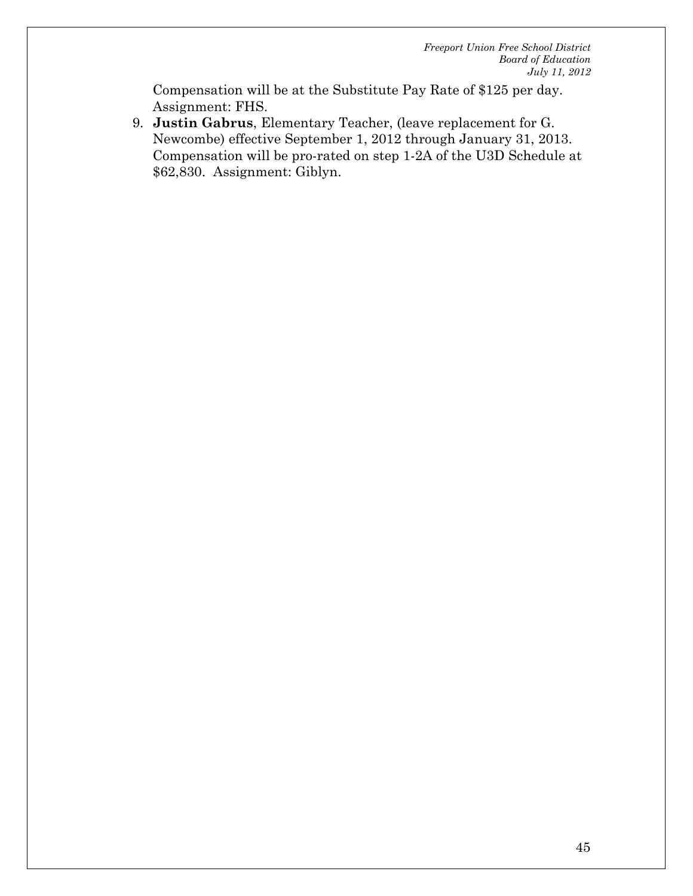Compensation will be at the Substitute Pay Rate of $125 per day. Assignment: FHS.

9. **Justin Gabrus**, Elementary Teacher, (leave replacement for G. Newcombe) effective September 1, 2012 through January 31, 2013. Compensation will be pro-rated on step 1-2A of the U3D Schedule at $62,830. Assignment: Giblyn.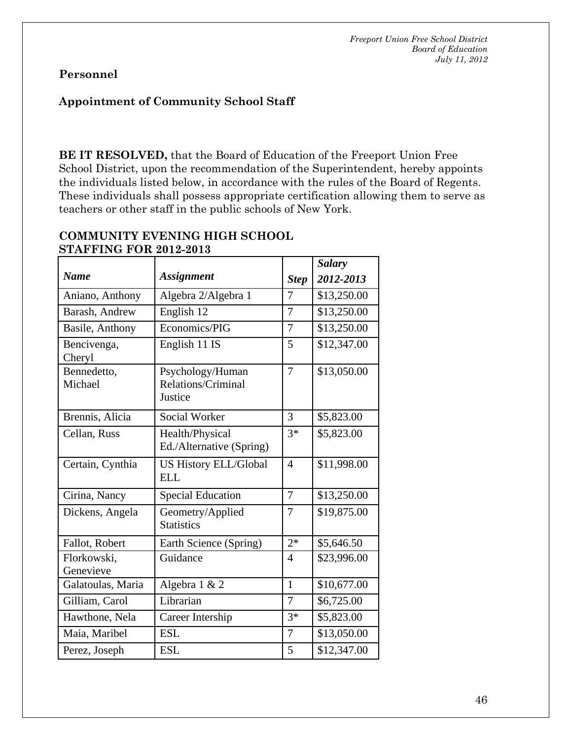**Personnel**

**Appointment of Community School Staff**

**BE IT RESOLVED,** that the Board of Education of the Freeport Union Free School District, upon the recommendation of the Superintendent, hereby appoints the individuals listed below, in accordance with the rules of the Board of Regents. These individuals shall possess appropriate certification allowing them to serve as teachers or other staff in the public schools of New York.

**COMMUNITY EVENING HIGH SCHOOL STAFFING FOR 2012-2013**

| *Name* | *Assignment* | *Step* | *Salary 2012-2013* |
|---|---|---|---|
| Aniano, Anthony | Algebra 2/Algebra 1 | 7 | $13,250.00 |
| Barash, Andrew | English 12 | 7 | $13,250.00 |
| Basile, Anthony | Economics/PIG | 7 | $13,250.00 |
| Bencivenga, Cheryl | English 11 IS | 5 | $12,347.00 |
| Bennedetto, Michael | Psychology/Human Relations/Criminal Justice | 7 | $13,050.00 |
| Brennis, Alicia | Social Worker | 3 | $5,823.00 |
| Cellan, Russ | Health/Physical Ed./Alternative (Spring) | 3* | $5,823.00 |
| Certain, Cynthia | US History ELL/Global ELL | 4 | $11,998.00 |
| Cirina, Nancy | Special Education | 7 | $13,250.00 |
| Dickens, Angela | Geometry/Applied Statistics | 7 | $19,875.00 |
| Fallot, Robert | Earth Science (Spring) | 2* | $5,646.50 |
| Florkowski, Genevieve | Guidance | 4 | $23,996.00 |
| Galatoulas, Maria | Algebra 1 & 2 | 1 | $10,677.00 |
| Gilliam, Carol | Librarian | 7 | $6,725.00 |
| Hawthone, Nela | Career Intership | 3* | $5,823.00 |
| Maia, Maribel | ESL | 7 | $13,050.00 |
| Perez, Joseph | ESL | 5 | $12,347.00 |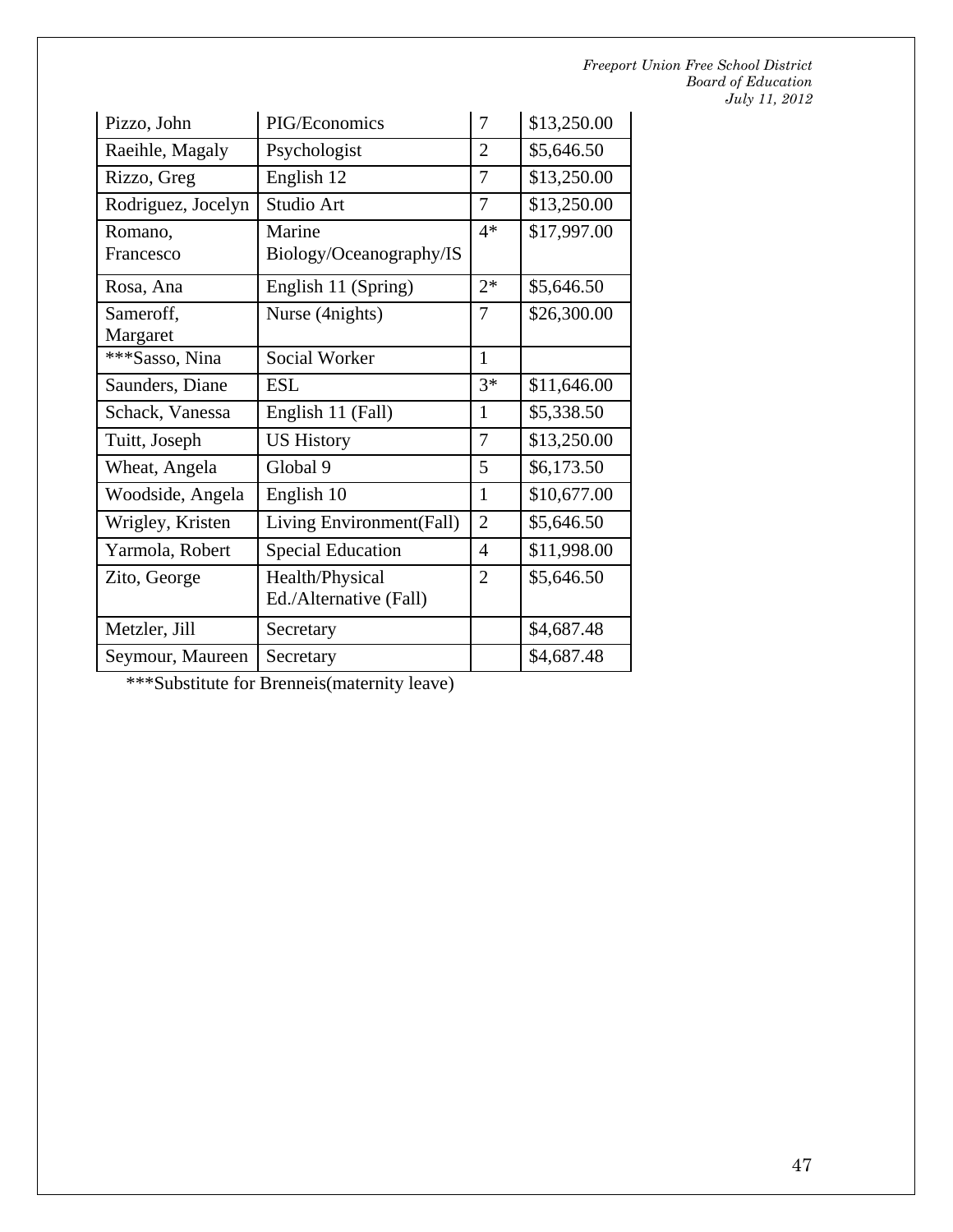| Pizzo, John | PIG/Economics | 7 | $13,250.00 |
|---|---|---|---|
| Raeihle, Magaly | Psychologist | 2 | $5,646.50 |
| Rizzo, Greg | English 12 | 7 | $13,250.00 |
| Rodriguez, Jocelyn | Studio Art | 7 | $13,250.00 |
| Romano, Francesco | Marine Biology/Oceanography/IS | 4* | $17,997.00 |
| Rosa, Ana | English 11 (Spring) | 2* | $5,646.50 |
| Sameroff, Margaret | Nurse (4nights) | 7 | $26,300.00 |
| ***Sasso, Nina | Social Worker | 1 | |
| Saunders, Diane | ESL | 3* | $11,646.00 |
| Schack, Vanessa | English 11 (Fall) | 1 | $5,338.50 |
| Tuitt, Joseph | US History | 7 | $13,250.00 |
| Wheat, Angela | Global 9 | 5 | $6,173.50 |
| Woodside, Angela | English 10 | 1 | $10,677.00 |
| Wrigley, Kristen | Living Environment(Fall) | 2 | $5,646.50 |
| Yarmola, Robert | Special Education | 4 | $11,998.00 |
| Zito, George | Health/Physical Ed./Alternative (Fall) | 2 | $5,646.50 |
| Metzler, Jill | Secretary | | $4,687.48 |
| Seymour, Maureen | Secretary | | $4,687.48 |

***Substitute for Brenneis(maternity leave)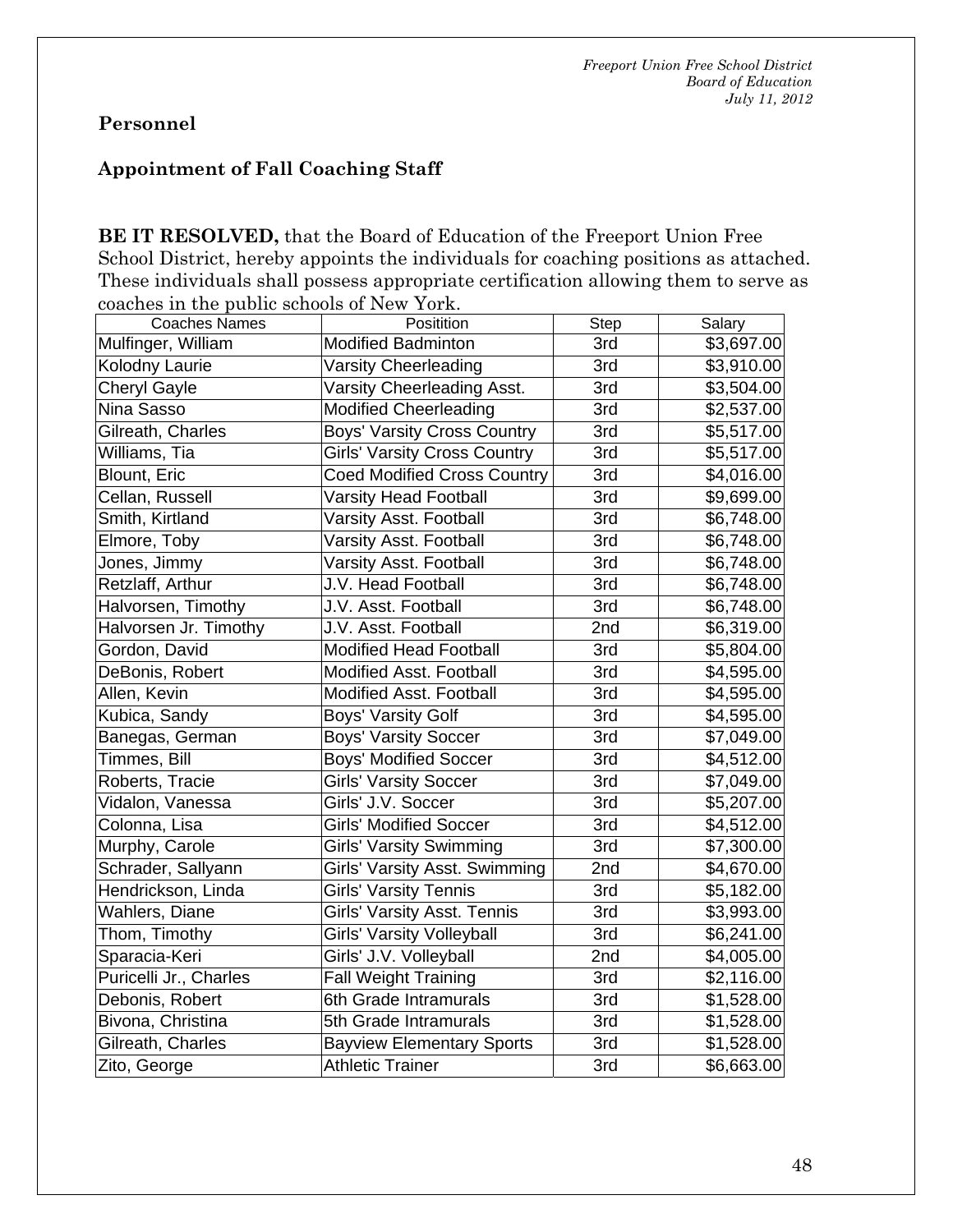**Personnel**

**Appointment of Fall Coaching Staff**

**BE IT RESOLVED,** that the Board of Education of the Freeport Union Free School District, hereby appoints the individuals for coaching positions as attached. These individuals shall possess appropriate certification allowing them to serve as coaches in the public schools of New York.

| Coaches Names | Posititíon | Step | Salary |
|---|---|---|---|
| Mulfinger, William | Modified Badminton | 3rd | $3,697.00 |
| Kolodny Laurie | Varsity Cheerleading | 3rd | $3,910.00 |
| Cheryl Gayle | Varsity Cheerleading Asst. | 3rd | $3,504.00 |
| Nina Sasso | Modified Cheerleading | 3rd | $2,537.00 |
| Gilreath, Charles | Boys' Varsity Cross Country | 3rd | $5,517.00 |
| Williams, Tia | Girls' Varsity Cross Country | 3rd | $5,517.00 |
| Blount, Eric | Coed Modified Cross Country | 3rd | $4,016.00 |
| Cellan, Russell | Varsity Head Football | 3rd | $9,699.00 |
| Smith, Kirtland | Varsity Asst. Football | 3rd | $6,748.00 |
| Elmore, Toby | Varsity Asst. Football | 3rd | $6,748.00 |
| Jones, Jimmy | Varsity Asst. Football | 3rd | $6,748.00 |
| Retzlaff, Arthur | J.V. Head Football | 3rd | $6,748.00 |
| Halvorsen, Timothy | J.V. Asst. Football | 3rd | $6,748.00 |
| Halvorsen Jr. Timothy | J.V. Asst. Football | 2nd | $6,319.00 |
| Gordon, David | Modified Head Football | 3rd | $5,804.00 |
| DeBonis, Robert | Modified Asst. Football | 3rd | $4,595.00 |
| Allen, Kevin | Modified Asst. Football | 3rd | $4,595.00 |
| Kubica, Sandy | Boys' Varsity Golf | 3rd | $4,595.00 |
| Banegas, German | Boys' Varsity Soccer | 3rd | $7,049.00 |
| Timmes, Bill | Boys' Modified Soccer | 3rd | $4,512.00 |
| Roberts, Tracie | Girls' Varsity Soccer | 3rd | $7,049.00 |
| Vidalon, Vanessa | Girls' J.V. Soccer | 3rd | $5,207.00 |
| Colonna, Lisa | Girls' Modified Soccer | 3rd | $4,512.00 |
| Murphy, Carole | Girls' Varsity Swimming | 3rd | $7,300.00 |
| Schrader, Sallyann | Girls' Varsity Asst. Swimming | 2nd | $4,670.00 |
| Hendrickson, Linda | Girls' Varsity Tennis | 3rd | $5,182.00 |
| Wahlers, Diane | Girls' Varsity Asst. Tennis | 3rd | $3,993.00 |
| Thom, Timothy | Girls' Varsity Volleyball | 3rd | $6,241.00 |
| Sparacia-Keri | Girls' J.V. Volleyball | 2nd | $4,005.00 |
| Puricelli Jr., Charles | Fall Weight Training | 3rd | $2,116.00 |
| Debonis, Robert | 6th Grade Intramurals | 3rd | $1,528.00 |
| Bivona, Christina | 5th Grade Intramurals | 3rd | $1,528.00 |
| Gilreath, Charles | Bayview Elementary Sports | 3rd | $1,528.00 |
| Zito, George | Athletic Trainer | 3rd | $6,663.00 |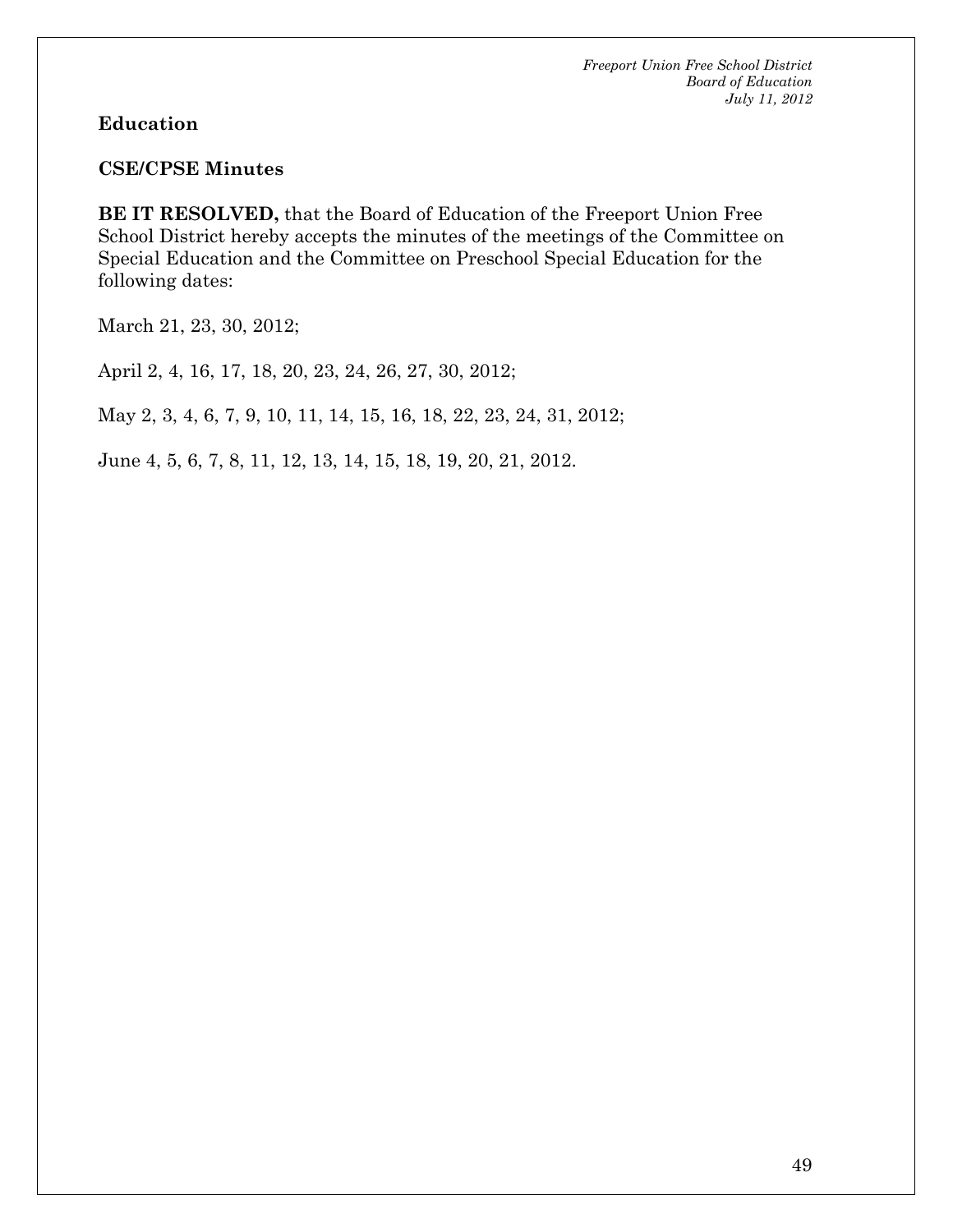**Education**

**CSE/CPSE Minutes**

**BE IT RESOLVED,** that the Board of Education of the Freeport Union Free School District hereby accepts the minutes of the meetings of the Committee on Special Education and the Committee on Preschool Special Education for the following dates:

March 21, 23, 30, 2012;

April 2, 4, 16, 17, 18, 20, 23, 24, 26, 27, 30, 2012;

May 2, 3, 4, 6, 7, 9, 10, 11, 14, 15, 16, 18, 22, 23, 24, 31, 2012;

June 4, 5, 6, 7, 8, 11, 12, 13, 14, 15, 18, 19, 20, 21, 2012.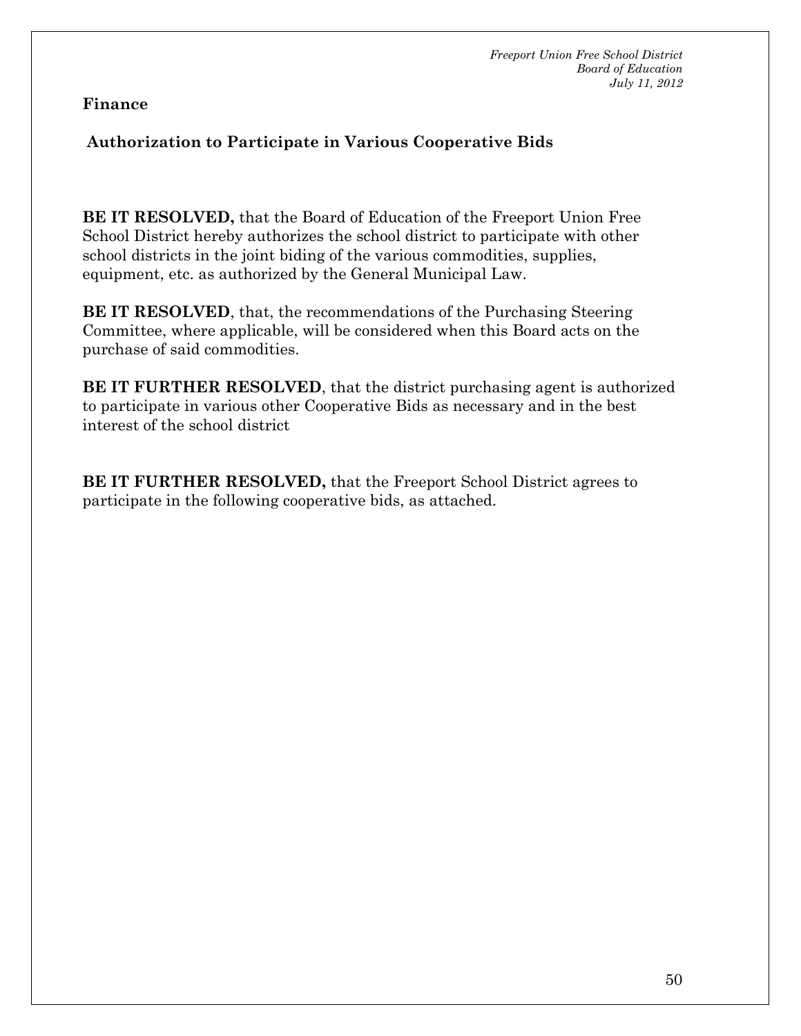**Finance**

**Authorization to Participate in Various Cooperative Bids**

**BE IT RESOLVED,** that the Board of Education of the Freeport Union Free School District hereby authorizes the school district to participate with other school districts in the joint biding of the various commodities, supplies, equipment, etc. as authorized by the General Municipal Law.

**BE IT RESOLVED**, that, the recommendations of the Purchasing Steering Committee, where applicable, will be considered when this Board acts on the purchase of said commodities.

**BE IT FURTHER RESOLVED**, that the district purchasing agent is authorized to participate in various other Cooperative Bids as necessary and in the best interest of the school district

**BE IT FURTHER RESOLVED,** that the Freeport School District agrees to participate in the following cooperative bids, as attached.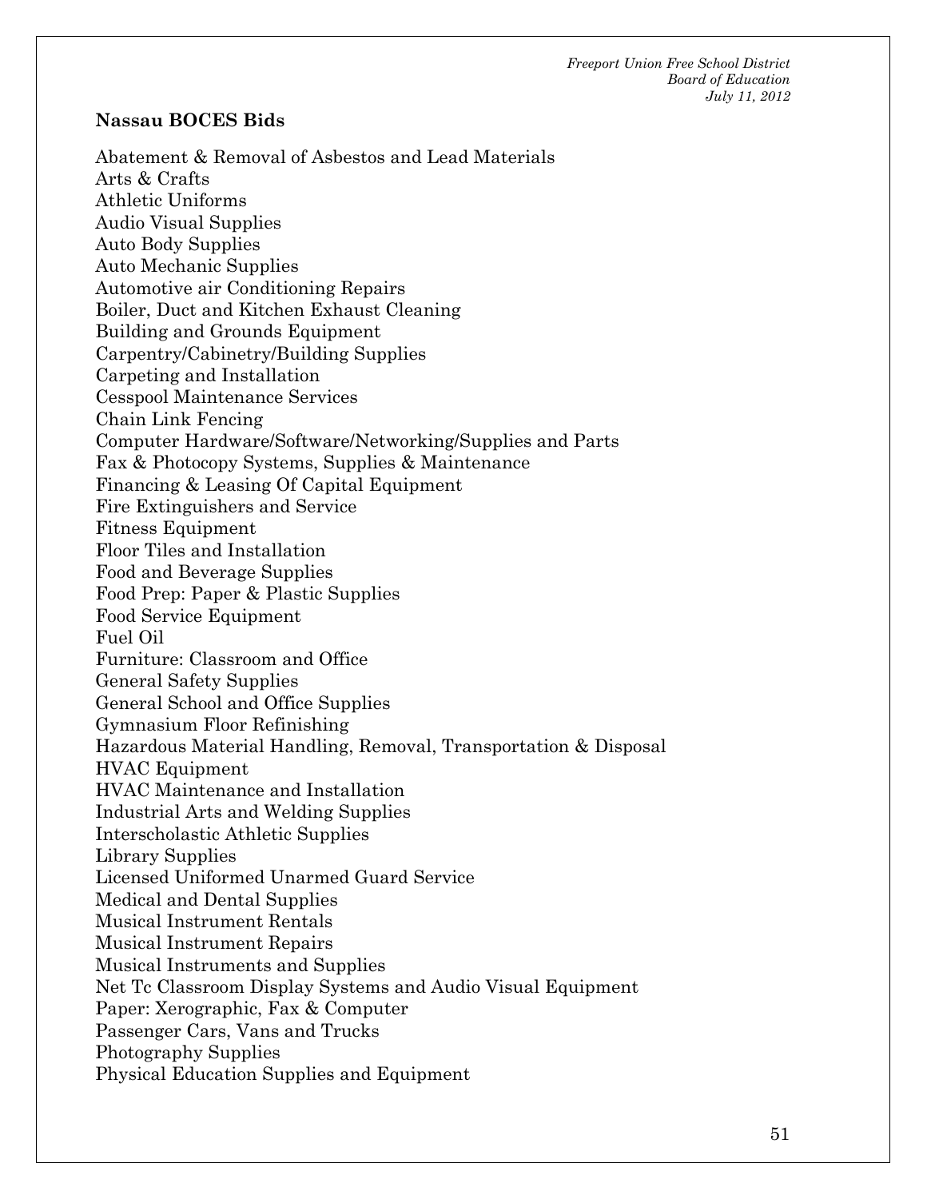**Nassau BOCES Bids**

Abatement & Removal of Asbestos and Lead Materials
Arts & Crafts
Athletic Uniforms
Audio Visual Supplies
Auto Body Supplies
Auto Mechanic Supplies
Automotive air Conditioning Repairs
Boiler, Duct and Kitchen Exhaust Cleaning
Building and Grounds Equipment
Carpentry/Cabinetry/Building Supplies
Carpeting and Installation
Cesspool Maintenance Services
Chain Link Fencing
Computer Hardware/Software/Networking/Supplies and Parts
Fax & Photocopy Systems, Supplies & Maintenance
Financing & Leasing Of Capital Equipment
Fire Extinguishers and Service
Fitness Equipment
Floor Tiles and Installation
Food and Beverage Supplies
Food Prep: Paper & Plastic Supplies
Food Service Equipment
Fuel Oil
Furniture: Classroom and Office
General Safety Supplies
General School and Office Supplies
Gymnasium Floor Refinishing
Hazardous Material Handling, Removal, Transportation & Disposal
HVAC Equipment
HVAC Maintenance and Installation
Industrial Arts and Welding Supplies
Interscholastic Athletic Supplies
Library Supplies
Licensed Uniformed Unarmed Guard Service
Medical and Dental Supplies
Musical Instrument Rentals
Musical Instrument Repairs
Musical Instruments and Supplies
Net Tc Classroom Display Systems and Audio Visual Equipment
Paper: Xerographic, Fax & Computer
Passenger Cars, Vans and Trucks
Photography Supplies
Physical Education Supplies and Equipment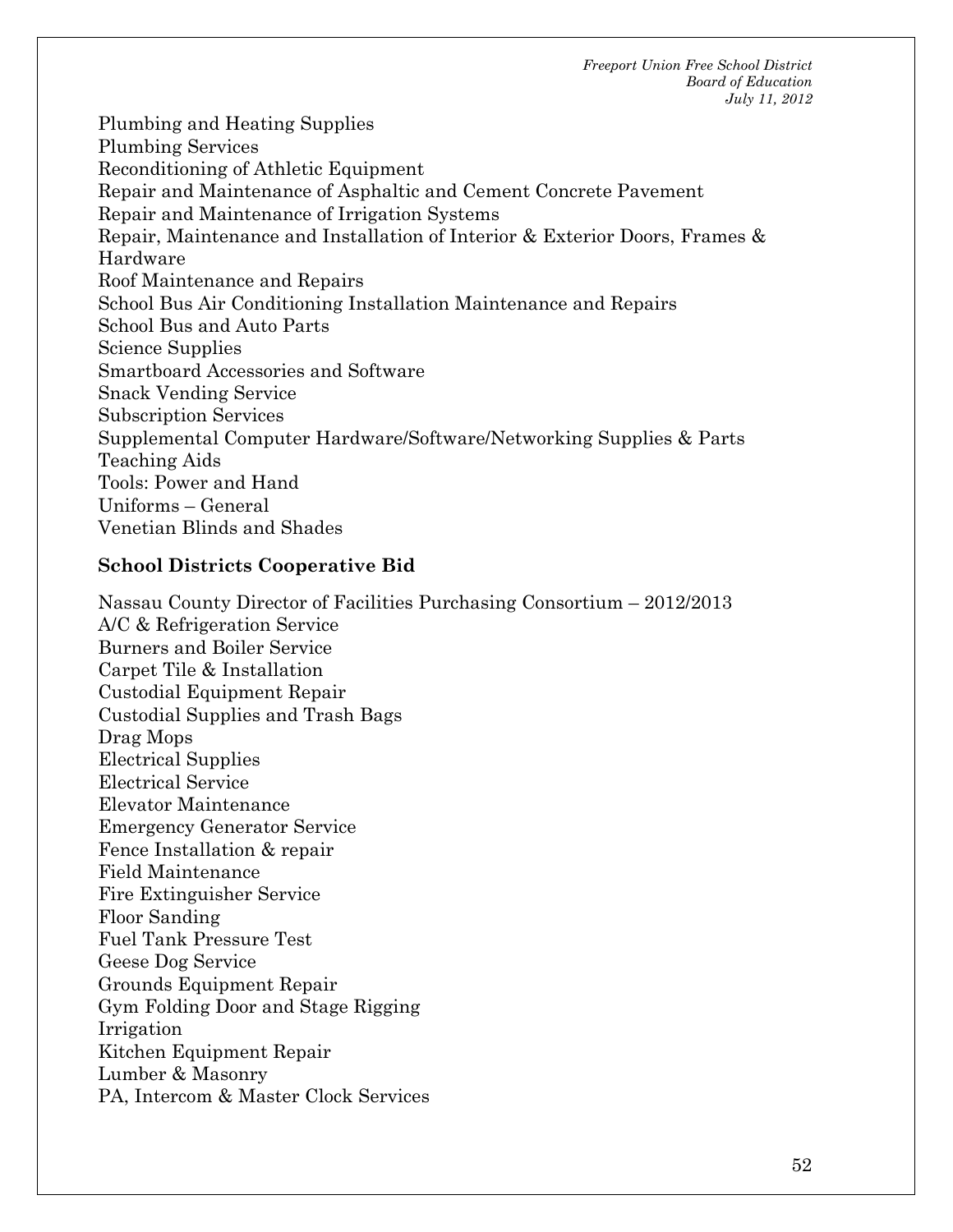Plumbing and Heating Supplies
Plumbing Services
Reconditioning of Athletic Equipment
Repair and Maintenance of Asphaltic and Cement Concrete Pavement
Repair and Maintenance of Irrigation Systems
Repair, Maintenance and Installation of Interior & Exterior Doors, Frames & Hardware
Roof Maintenance and Repairs
School Bus Air Conditioning Installation Maintenance and Repairs
School Bus and Auto Parts
Science Supplies
Smartboard Accessories and Software
Snack Vending Service
Subscription Services
Supplemental Computer Hardware/Software/Networking Supplies & Parts
Teaching Aids
Tools: Power and Hand
Uniforms – General
Venetian Blinds and Shades

**School Districts Cooperative Bid**

Nassau County Director of Facilities Purchasing Consortium – 2012/2013
A/C & Refrigeration Service
Burners and Boiler Service
Carpet Tile & Installation
Custodial Equipment Repair
Custodial Supplies and Trash Bags
Drag Mops
Electrical Supplies
Electrical Service
Elevator Maintenance
Emergency Generator Service
Fence Installation & repair
Field Maintenance
Fire Extinguisher Service
Floor Sanding
Fuel Tank Pressure Test
Geese Dog Service
Grounds Equipment Repair
Gym Folding Door and Stage Rigging
Irrigation
Kitchen Equipment Repair
Lumber & Masonry
PA, Intercom & Master Clock Services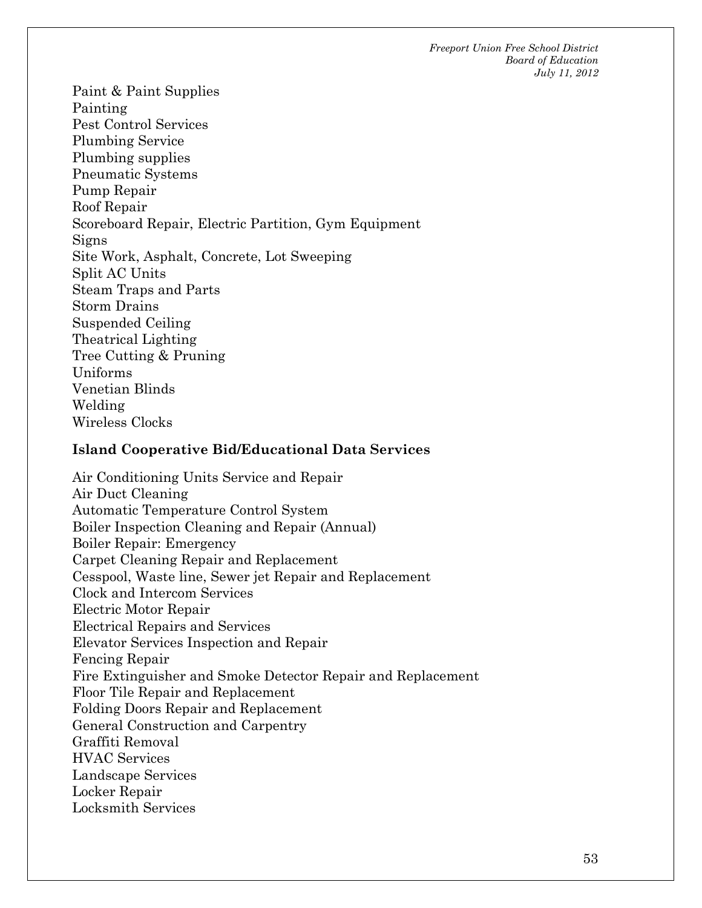Paint & Paint Supplies
Painting
Pest Control Services
Plumbing Service
Plumbing supplies
Pneumatic Systems
Pump Repair
Roof Repair
Scoreboard Repair, Electric Partition, Gym Equipment
Signs
Site Work, Asphalt, Concrete, Lot Sweeping
Split AC Units
Steam Traps and Parts
Storm Drains
Suspended Ceiling
Theatrical Lighting
Tree Cutting & Pruning
Uniforms
Venetian Blinds
Welding
Wireless Clocks

**Island Cooperative Bid/Educational Data Services**

Air Conditioning Units Service and Repair
Air Duct Cleaning
Automatic Temperature Control System
Boiler Inspection Cleaning and Repair (Annual)
Boiler Repair: Emergency
Carpet Cleaning Repair and Replacement
Cesspool, Waste line, Sewer jet Repair and Replacement
Clock and Intercom Services
Electric Motor Repair
Electrical Repairs and Services
Elevator Services Inspection and Repair
Fencing Repair
Fire Extinguisher and Smoke Detector Repair and Replacement
Floor Tile Repair and Replacement
Folding Doors Repair and Replacement
General Construction and Carpentry
Graffiti Removal
HVAC Services
Landscape Services
Locker Repair
Locksmith Services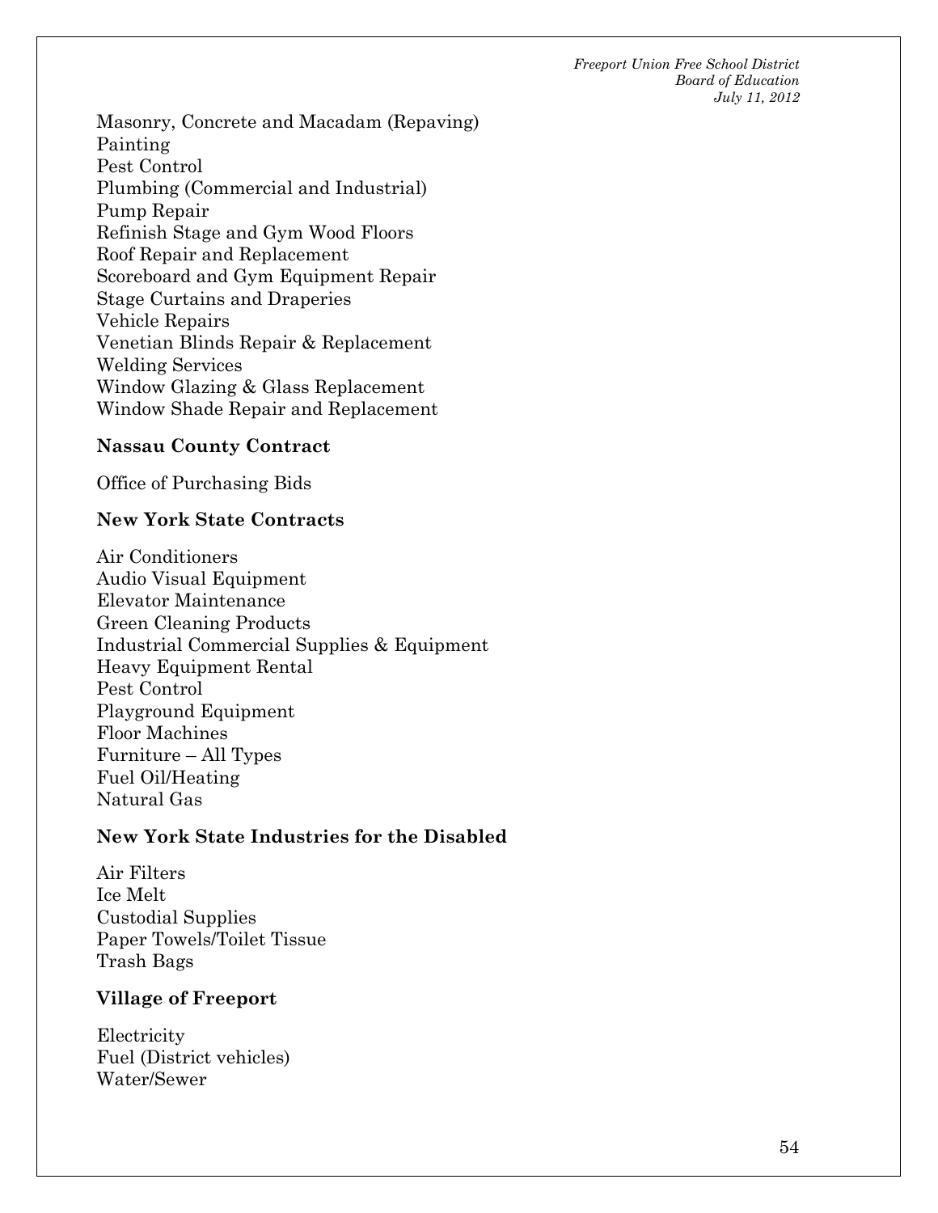Masonry, Concrete and Macadam (Repaving)
Painting
Pest Control
Plumbing (Commercial and Industrial)
Pump Repair
Refinish Stage and Gym Wood Floors
Roof Repair and Replacement
Scoreboard and Gym Equipment Repair
Stage Curtains and Draperies
Vehicle Repairs
Venetian Blinds Repair & Replacement
Welding Services
Window Glazing & Glass Replacement
Window Shade Repair and Replacement

**Nassau County Contract**

Office of Purchasing Bids

**New York State Contracts**

Air Conditioners
Audio Visual Equipment
Elevator Maintenance
Green Cleaning Products
Industrial Commercial Supplies & Equipment
Heavy Equipment Rental
Pest Control
Playground Equipment
Floor Machines
Furniture – All Types
Fuel Oil/Heating
Natural Gas

**New York State Industries for the Disabled**

Air Filters
Ice Melt
Custodial Supplies
Paper Towels/Toilet Tissue
Trash Bags

**Village of Freeport**

Electricity
Fuel (District vehicles)
Water/Sewer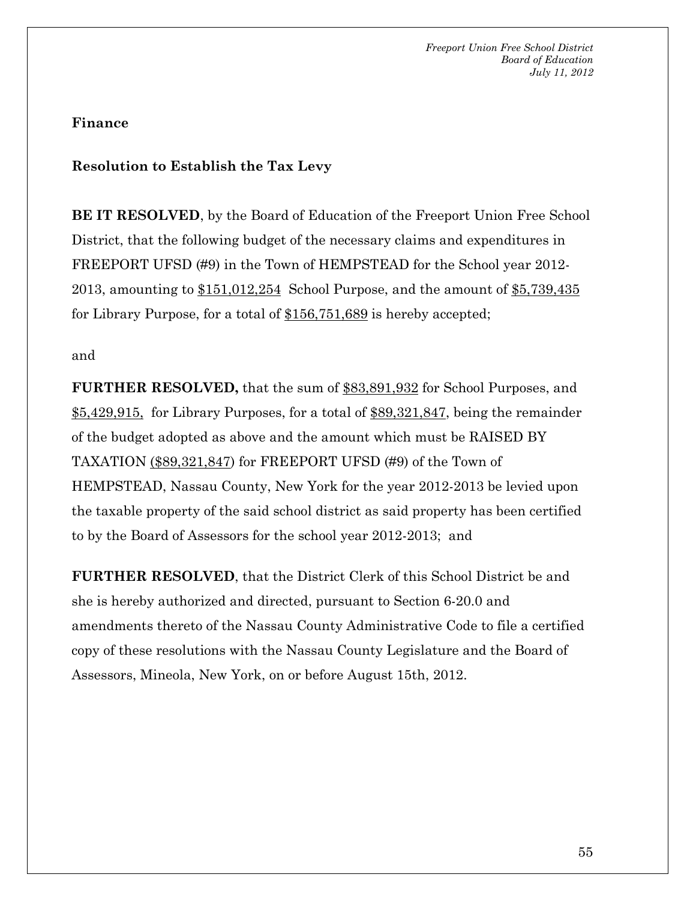**Finance**

**Resolution to Establish the Tax Levy**

**BE IT RESOLVED**, by the Board of Education of the Freeport Union Free School District, that the following budget of the necessary claims and expenditures in FREEPORT UFSD (#9) in the Town of HEMPSTEAD for the School year 2012-2013, amounting to $151,012,254 School Purpose, and the amount of $5,739,435 for Library Purpose, for a total of $156,751,689 is hereby accepted;

and

**FURTHER RESOLVED,** that the sum of $83,891,932 for School Purposes, and $5,429,915, for Library Purposes, for a total of $89,321,847, being the remainder of the budget adopted as above and the amount which must be RAISED BY TAXATION ($89,321,847) for FREEPORT UFSD (#9) of the Town of HEMPSTEAD, Nassau County, New York for the year 2012-2013 be levied upon the taxable property of the said school district as said property has been certified to by the Board of Assessors for the school year 2012-2013; and

**FURTHER RESOLVED**, that the District Clerk of this School District be and she is hereby authorized and directed, pursuant to Section 6-20.0 and amendments thereto of the Nassau County Administrative Code to file a certified copy of these resolutions with the Nassau County Legislature and the Board of Assessors, Mineola, New York, on or before August 15th, 2012.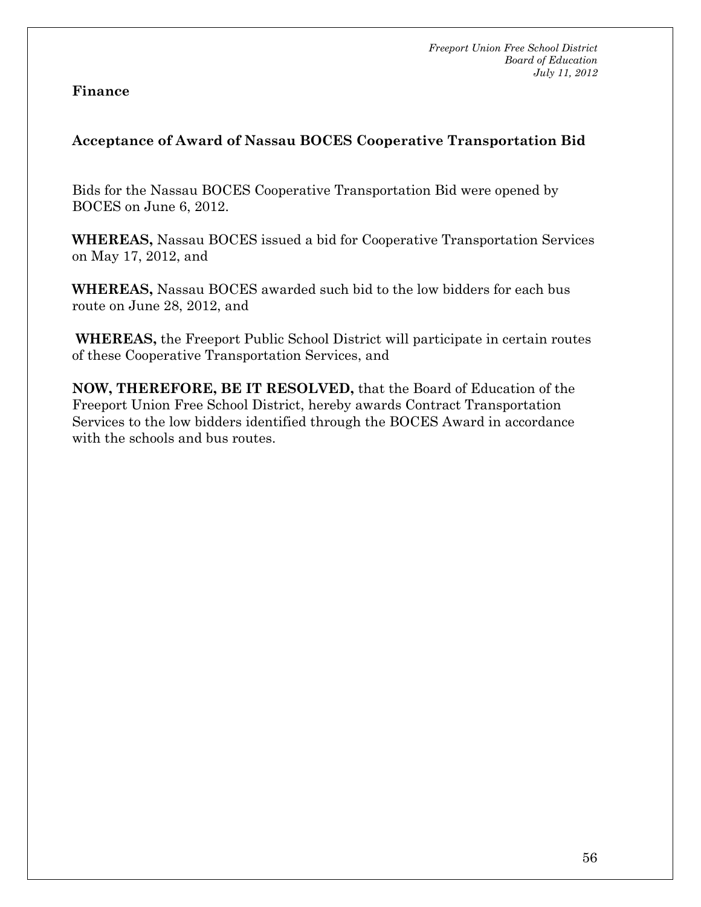**Finance**

## Acceptance of Award of Nassau BOCES Cooperative Transportation Bid

Bids for the Nassau BOCES Cooperative Transportation Bid were opened by BOCES on June 6, 2012.

**WHEREAS,** Nassau BOCES issued a bid for Cooperative Transportation Services on May 17, 2012, and

**WHEREAS,** Nassau BOCES awarded such bid to the low bidders for each bus route on June 28, 2012, and

**WHEREAS,** the Freeport Public School District will participate in certain routes of these Cooperative Transportation Services, and

**NOW, THEREFORE, BE IT RESOLVED,** that the Board of Education of the Freeport Union Free School District, hereby awards Contract Transportation Services to the low bidders identified through the BOCES Award in accordance with the schools and bus routes.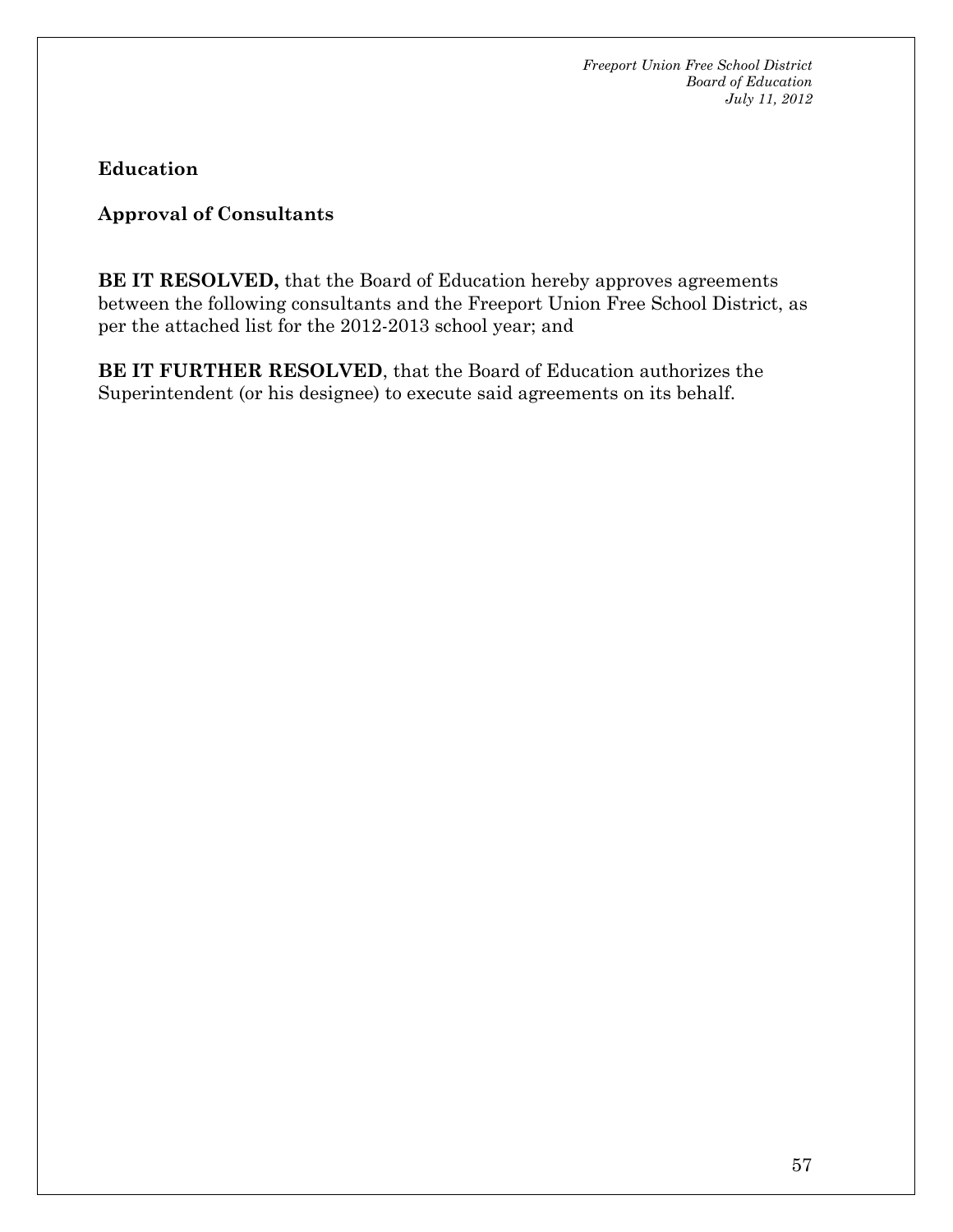## Education

### Approval of Consultants

**BE IT RESOLVED,** that the Board of Education hereby approves agreements between the following consultants and the Freeport Union Free School District, as per the attached list for the 2012-2013 school year; and

**BE IT FURTHER RESOLVED**, that the Board of Education authorizes the Superintendent (or his designee) to execute said agreements on its behalf.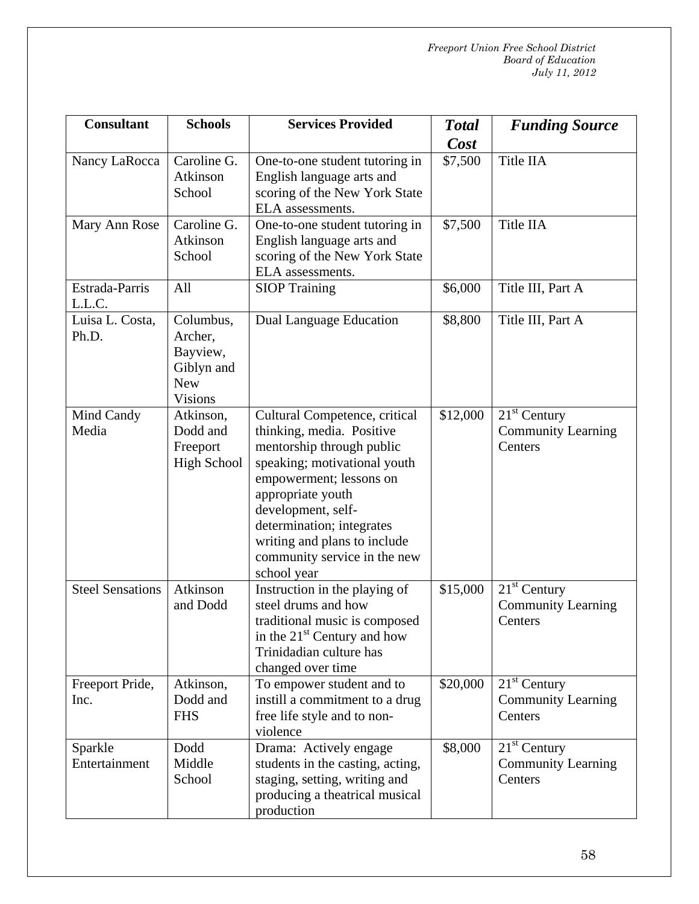| Consultant | Schools | Services Provided | ***Total Cost*** | ***Funding Source*** |
|---|---|---|---|---|
| Nancy LaRocca | Caroline G. Atkinson School | One-to-one student tutoring in English language arts and scoring of the New York State ELA assessments. | \$7,500 | Title IIA |
| Mary Ann Rose | Caroline G. Atkinson School | One-to-one student tutoring in English language arts and scoring of the New York State ELA assessments. | \$7,500 | Title IIA |
| Estrada-Parris L.L.C. | All | SIOP Training | \$6,000 | Title III, Part A |
| Luisa L. Costa, Ph.D. | Columbus, Archer, Bayview, Giblyn and New Visions | Dual Language Education | \$8,800 | Title III, Part A |
| Mind Candy Media | Atkinson, Dodd and Freeport High School | Cultural Competence, critical thinking, media. Positive mentorship through public speaking; motivational youth empowerment; lessons on appropriate youth development, self-determination; integrates writing and plans to include community service in the new school year | \$12,000 | 21st Century Community Learning Centers |
| Steel Sensations | Atkinson and Dodd | Instruction in the playing of steel drums and how traditional music is composed in the 21st Century and how Trinidadian culture has changed over time | \$15,000 | 21st Century Community Learning Centers |
| Freeport Pride, Inc. | Atkinson, Dodd and FHS | To empower student and to instill a commitment to a drug free life style and to non-violence | \$20,000 | 21st Century Community Learning Centers |
| Sparkle Entertainment | Dodd Middle School | Drama: Actively engage students in the casting, acting, staging, setting, writing and producing a theatrical musical production | \$8,000 | 21st Century Community Learning Centers |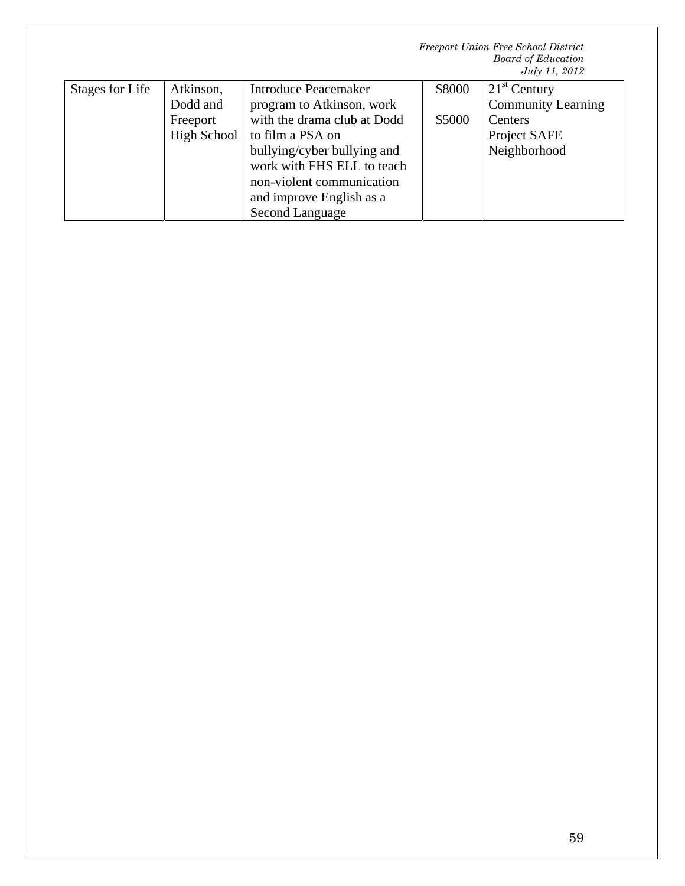| | | | | |
|---|---|---|---|---|
| Stages for Life | Atkinson, Dodd and Freeport High School | Introduce Peacemaker program to Atkinson, work with the drama club at Dodd to film a PSA on bullying/cyber bullying and work with FHS ELL to teach non-violent communication and improve English as a Second Language | \$8000<br><br>\$5000 | 21st Century Community Learning Centers<br>Project SAFE Neighborhood |